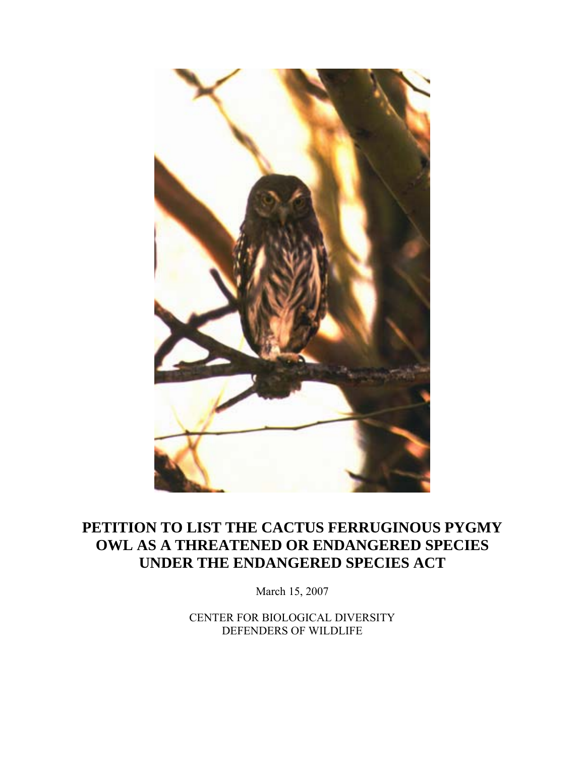# PETITION TO LIST THE CACTUS FERRUGINOUS PYGMY OWL AS A THREATENED OR ENDANGERED SPECIES UNDER THE ENDANGERED SPECIES ACT

March 15, 2007

CENTER FOR BIOLOGICAL DIVERSITY
DEFENDERS OF WILDLIFE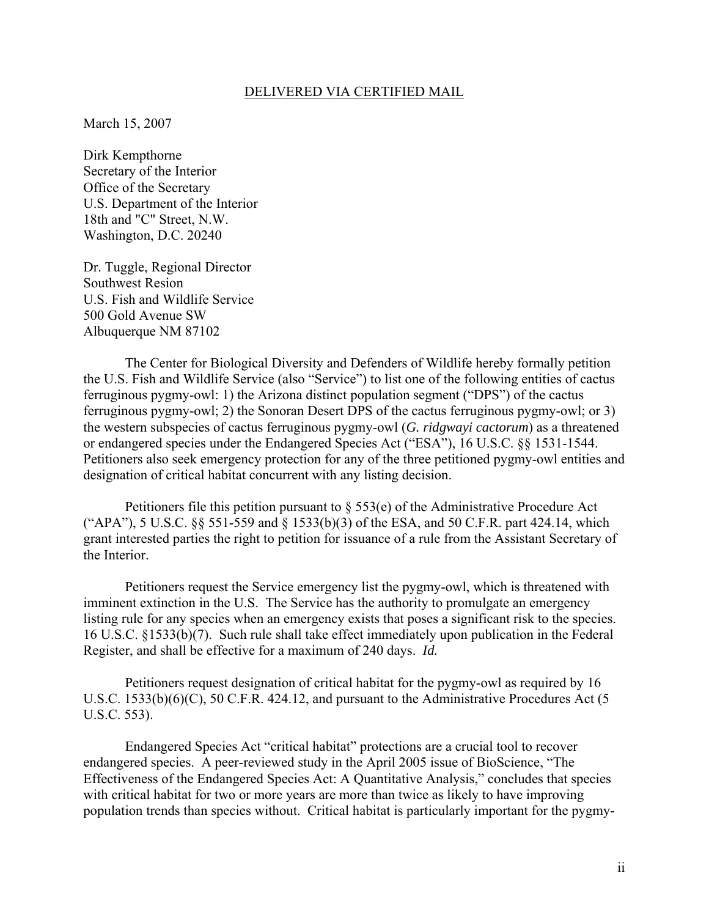DELIVERED VIA CERTIFIED MAIL

March 15, 2007

Dirk Kempthorne
Secretary of the Interior
Office of the Secretary
U.S. Department of the Interior
18th and "C" Street, N.W.
Washington, D.C. 20240

Dr. Tuggle, Regional Director
Southwest Resion
U.S. Fish and Wildlife Service
500 Gold Avenue SW
Albuquerque NM 87102

The Center for Biological Diversity and Defenders of Wildlife hereby formally petition the U.S. Fish and Wildlife Service (also "Service") to list one of the following entities of cactus ferruginous pygmy-owl: 1) the Arizona distinct population segment ("DPS") of the cactus ferruginous pygmy-owl; 2) the Sonoran Desert DPS of the cactus ferruginous pygmy-owl; or 3) the western subspecies of cactus ferruginous pygmy-owl (*G. ridgwayi cactorum*) as a threatened or endangered species under the Endangered Species Act ("ESA"), 16 U.S.C. §§ 1531-1544. Petitioners also seek emergency protection for any of the three petitioned pygmy-owl entities and designation of critical habitat concurrent with any listing decision.

Petitioners file this petition pursuant to § 553(e) of the Administrative Procedure Act ("APA"), 5 U.S.C. §§ 551-559 and § 1533(b)(3) of the ESA, and 50 C.F.R. part 424.14, which grant interested parties the right to petition for issuance of a rule from the Assistant Secretary of the Interior.

Petitioners request the Service emergency list the pygmy-owl, which is threatened with imminent extinction in the U.S. The Service has the authority to promulgate an emergency listing rule for any species when an emergency exists that poses a significant risk to the species. 16 U.S.C. §1533(b)(7). Such rule shall take effect immediately upon publication in the Federal Register, and shall be effective for a maximum of 240 days. *Id.*

Petitioners request designation of critical habitat for the pygmy-owl as required by 16 U.S.C. 1533(b)(6)(C), 50 C.F.R. 424.12, and pursuant to the Administrative Procedures Act (5 U.S.C. 553).

Endangered Species Act "critical habitat" protections are a crucial tool to recover endangered species. A peer-reviewed study in the April 2005 issue of BioScience, "The Effectiveness of the Endangered Species Act: A Quantitative Analysis," concludes that species with critical habitat for two or more years are more than twice as likely to have improving population trends than species without. Critical habitat is particularly important for the pygmy-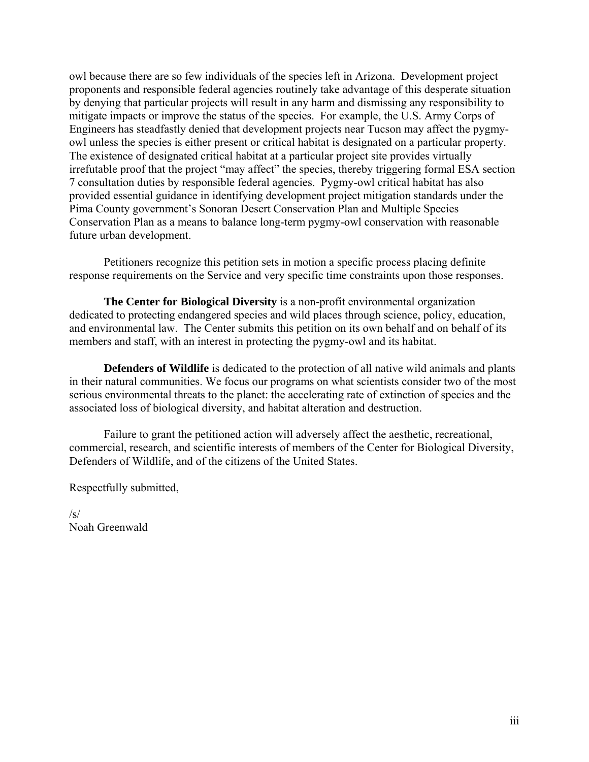owl because there are so few individuals of the species left in Arizona. Development project proponents and responsible federal agencies routinely take advantage of this desperate situation by denying that particular projects will result in any harm and dismissing any responsibility to mitigate impacts or improve the status of the species. For example, the U.S. Army Corps of Engineers has steadfastly denied that development projects near Tucson may affect the pygmy-owl unless the species is either present or critical habitat is designated on a particular property. The existence of designated critical habitat at a particular project site provides virtually irrefutable proof that the project "may affect" the species, thereby triggering formal ESA section 7 consultation duties by responsible federal agencies. Pygmy-owl critical habitat has also provided essential guidance in identifying development project mitigation standards under the Pima County government's Sonoran Desert Conservation Plan and Multiple Species Conservation Plan as a means to balance long-term pygmy-owl conservation with reasonable future urban development.

Petitioners recognize this petition sets in motion a specific process placing definite response requirements on the Service and very specific time constraints upon those responses.

**The Center for Biological Diversity** is a non-profit environmental organization dedicated to protecting endangered species and wild places through science, policy, education, and environmental law. The Center submits this petition on its own behalf and on behalf of its members and staff, with an interest in protecting the pygmy-owl and its habitat.

**Defenders of Wildlife** is dedicated to the protection of all native wild animals and plants in their natural communities. We focus our programs on what scientists consider two of the most serious environmental threats to the planet: the accelerating rate of extinction of species and the associated loss of biological diversity, and habitat alteration and destruction.

Failure to grant the petitioned action will adversely affect the aesthetic, recreational, commercial, research, and scientific interests of members of the Center for Biological Diversity, Defenders of Wildlife, and of the citizens of the United States.

Respectfully submitted,

/s/
Noah Greenwald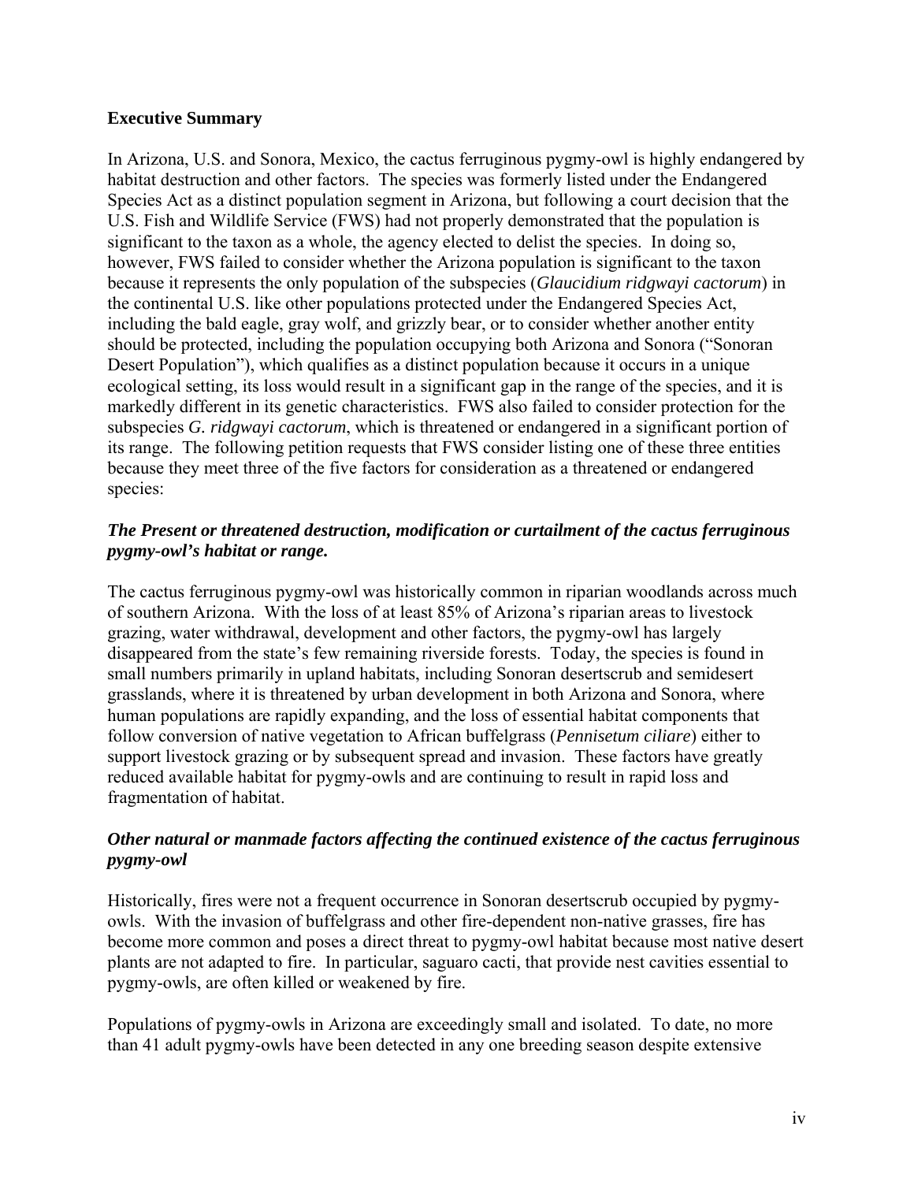**Executive Summary**

In Arizona, U.S. and Sonora, Mexico, the cactus ferruginous pygmy-owl is highly endangered by habitat destruction and other factors. The species was formerly listed under the Endangered Species Act as a distinct population segment in Arizona, but following a court decision that the U.S. Fish and Wildlife Service (FWS) had not properly demonstrated that the population is significant to the taxon as a whole, the agency elected to delist the species. In doing so, however, FWS failed to consider whether the Arizona population is significant to the taxon because it represents the only population of the subspecies (*Glaucidium ridgwayi cactorum*) in the continental U.S. like other populations protected under the Endangered Species Act, including the bald eagle, gray wolf, and grizzly bear, or to consider whether another entity should be protected, including the population occupying both Arizona and Sonora ("Sonoran Desert Population"), which qualifies as a distinct population because it occurs in a unique ecological setting, its loss would result in a significant gap in the range of the species, and it is markedly different in its genetic characteristics. FWS also failed to consider protection for the subspecies *G. ridgwayi cactorum*, which is threatened or endangered in a significant portion of its range. The following petition requests that FWS consider listing one of these three entities because they meet three of the five factors for consideration as a threatened or endangered species:

***The Present or threatened destruction, modification or curtailment of the cactus ferruginous pygmy-owl's habitat or range.***

The cactus ferruginous pygmy-owl was historically common in riparian woodlands across much of southern Arizona. With the loss of at least 85% of Arizona's riparian areas to livestock grazing, water withdrawal, development and other factors, the pygmy-owl has largely disappeared from the state's few remaining riverside forests. Today, the species is found in small numbers primarily in upland habitats, including Sonoran desertscrub and semidesert grasslands, where it is threatened by urban development in both Arizona and Sonora, where human populations are rapidly expanding, and the loss of essential habitat components that follow conversion of native vegetation to African buffelgrass (*Pennisetum ciliare*) either to support livestock grazing or by subsequent spread and invasion. These factors have greatly reduced available habitat for pygmy-owls and are continuing to result in rapid loss and fragmentation of habitat.

***Other natural or manmade factors affecting the continued existence of the cactus ferruginous pygmy-owl***

Historically, fires were not a frequent occurrence in Sonoran desertscrub occupied by pygmy-owls. With the invasion of buffelgrass and other fire-dependent non-native grasses, fire has become more common and poses a direct threat to pygmy-owl habitat because most native desert plants are not adapted to fire. In particular, saguaro cacti, that provide nest cavities essential to pygmy-owls, are often killed or weakened by fire.

Populations of pygmy-owls in Arizona are exceedingly small and isolated. To date, no more than 41 adult pygmy-owls have been detected in any one breeding season despite extensive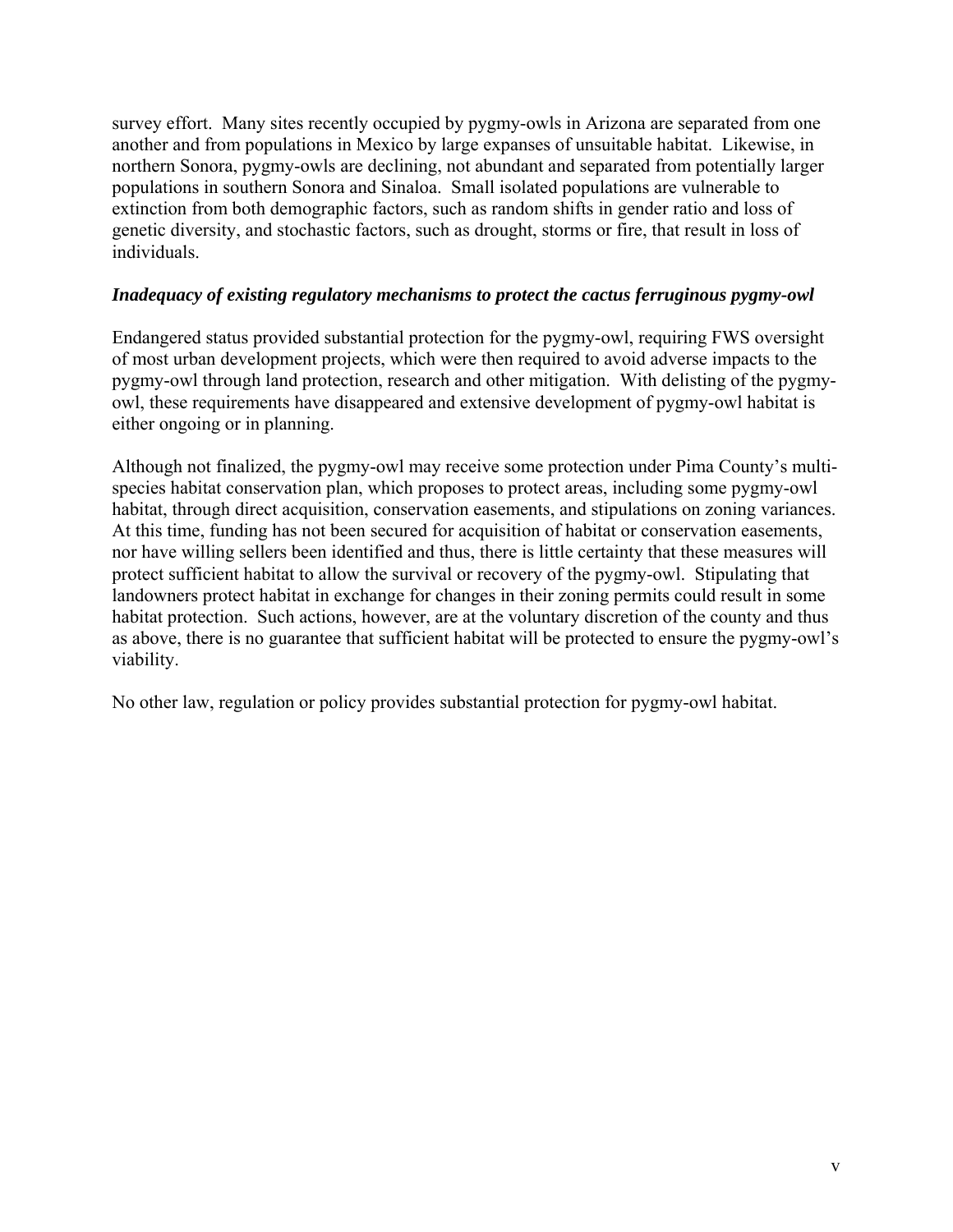survey effort. Many sites recently occupied by pygmy-owls in Arizona are separated from one another and from populations in Mexico by large expanses of unsuitable habitat. Likewise, in northern Sonora, pygmy-owls are declining, not abundant and separated from potentially larger populations in southern Sonora and Sinaloa. Small isolated populations are vulnerable to extinction from both demographic factors, such as random shifts in gender ratio and loss of genetic diversity, and stochastic factors, such as drought, storms or fire, that result in loss of individuals.

***Inadequacy of existing regulatory mechanisms to protect the cactus ferruginous pygmy-owl***

Endangered status provided substantial protection for the pygmy-owl, requiring FWS oversight of most urban development projects, which were then required to avoid adverse impacts to the pygmy-owl through land protection, research and other mitigation. With delisting of the pygmy-owl, these requirements have disappeared and extensive development of pygmy-owl habitat is either ongoing or in planning.

Although not finalized, the pygmy-owl may receive some protection under Pima County's multi-species habitat conservation plan, which proposes to protect areas, including some pygmy-owl habitat, through direct acquisition, conservation easements, and stipulations on zoning variances. At this time, funding has not been secured for acquisition of habitat or conservation easements, nor have willing sellers been identified and thus, there is little certainty that these measures will protect sufficient habitat to allow the survival or recovery of the pygmy-owl. Stipulating that landowners protect habitat in exchange for changes in their zoning permits could result in some habitat protection. Such actions, however, are at the voluntary discretion of the county and thus as above, there is no guarantee that sufficient habitat will be protected to ensure the pygmy-owl's viability.

No other law, regulation or policy provides substantial protection for pygmy-owl habitat.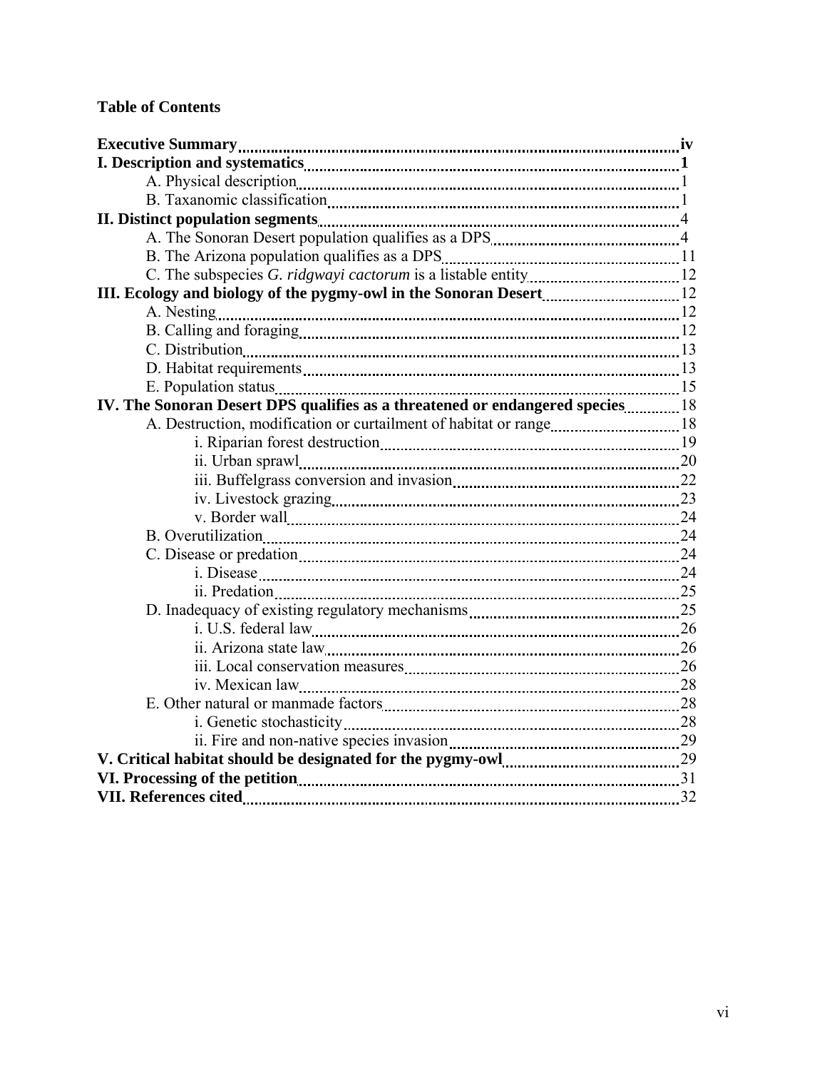**Table of Contents**

| | |
|---|---|
| **Executive Summary** | **iv** |
| **I. Description and systematics** | **1** |
| A. Physical description | 1 |
| B. Taxonomic classification | 1 |
| **II. Distinct population segments** | 4 |
| A. The Sonoran Desert population qualifies as a DPS | 4 |
| B. The Arizona population qualifies as a DPS | 11 |
| C. The subspecies *G. ridgwayi cactorum* is a listable entity | 12 |
| **III. Ecology and biology of the pygmy-owl in the Sonoran Desert** | 12 |
| A. Nesting | 12 |
| B. Calling and foraging | 12 |
| C. Distribution | 13 |
| D. Habitat requirements | 13 |
| E. Population status | 15 |
| **IV. The Sonoran Desert DPS qualifies as a threatened or endangered species** | 18 |
| A. Destruction, modification or curtailment of habitat or range | 18 |
| i. Riparian forest destruction | 19 |
| ii. Urban sprawl | 20 |
| iii. Buffelgrass conversion and invasion | 22 |
| iv. Livestock grazing | 23 |
| v. Border wall | 24 |
| B. Overutilization | 24 |
| C. Disease or predation | 24 |
| i. Disease | 24 |
| ii. Predation | 25 |
| D. Inadequacy of existing regulatory mechanisms | 25 |
| i. U.S. federal law | 26 |
| ii. Arizona state law | 26 |
| iii. Local conservation measures | 26 |
| iv. Mexican law | 28 |
| E. Other natural or manmade factors | 28 |
| i. Genetic stochasticity | 28 |
| ii. Fire and non-native species invasion | 29 |
| **V. Critical habitat should be designated for the pygmy-owl** | 29 |
| **VI. Processing of the petition** | 31 |
| **VII. References cited** | 32 |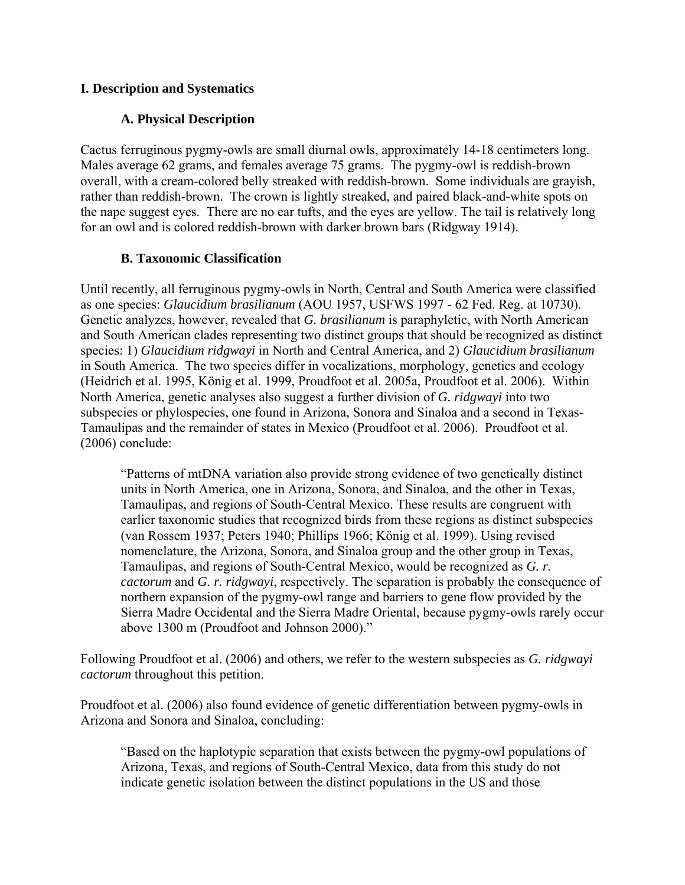## I. Description and Systematics

### A. Physical Description

Cactus ferruginous pygmy-owls are small diurnal owls, approximately 14-18 centimeters long. Males average 62 grams, and females average 75 grams. The pygmy-owl is reddish-brown overall, with a cream-colored belly streaked with reddish-brown. Some individuals are grayish, rather than reddish-brown. The crown is lightly streaked, and paired black-and-white spots on the nape suggest eyes. There are no ear tufts, and the eyes are yellow. The tail is relatively long for an owl and is colored reddish-brown with darker brown bars (Ridgway 1914).

### B. Taxonomic Classification

Until recently, all ferruginous pygmy-owls in North, Central and South America were classified as one species: *Glaucidium brasilianum* (AOU 1957, USFWS 1997 - 62 Fed. Reg. at 10730). Genetic analyzes, however, revealed that *G. brasilianum* is paraphyletic, with North American and South American clades representing two distinct groups that should be recognized as distinct species: 1) *Glaucidium ridgwayi* in North and Central America, and 2) *Glaucidium brasilianum* in South America. The two species differ in vocalizations, morphology, genetics and ecology (Heidrich et al. 1995, König et al. 1999, Proudfoot et al. 2005a, Proudfoot et al. 2006). Within North America, genetic analyses also suggest a further division of *G. ridgwayi* into two subspecies or phylospecies, one found in Arizona, Sonora and Sinaloa and a second in Texas-Tamaulipas and the remainder of states in Mexico (Proudfoot et al. 2006). Proudfoot et al. (2006) conclude:

> "Patterns of mtDNA variation also provide strong evidence of two genetically distinct units in North America, one in Arizona, Sonora, and Sinaloa, and the other in Texas, Tamaulipas, and regions of South-Central Mexico. These results are congruent with earlier taxonomic studies that recognized birds from these regions as distinct subspecies (van Rossem 1937; Peters 1940; Phillips 1966; König et al. 1999). Using revised nomenclature, the Arizona, Sonora, and Sinaloa group and the other group in Texas, Tamaulipas, and regions of South-Central Mexico, would be recognized as *G. r. cactorum* and *G. r. ridgwayi*, respectively. The separation is probably the consequence of northern expansion of the pygmy-owl range and barriers to gene flow provided by the Sierra Madre Occidental and the Sierra Madre Oriental, because pygmy-owls rarely occur above 1300 m (Proudfoot and Johnson 2000)."

Following Proudfoot et al. (2006) and others, we refer to the western subspecies as *G. ridgwayi cactorum* throughout this petition.

Proudfoot et al. (2006) also found evidence of genetic differentiation between pygmy-owls in Arizona and Sonora and Sinaloa, concluding:

> "Based on the haplotypic separation that exists between the pygmy-owl populations of Arizona, Texas, and regions of South-Central Mexico, data from this study do not indicate genetic isolation between the distinct populations in the US and those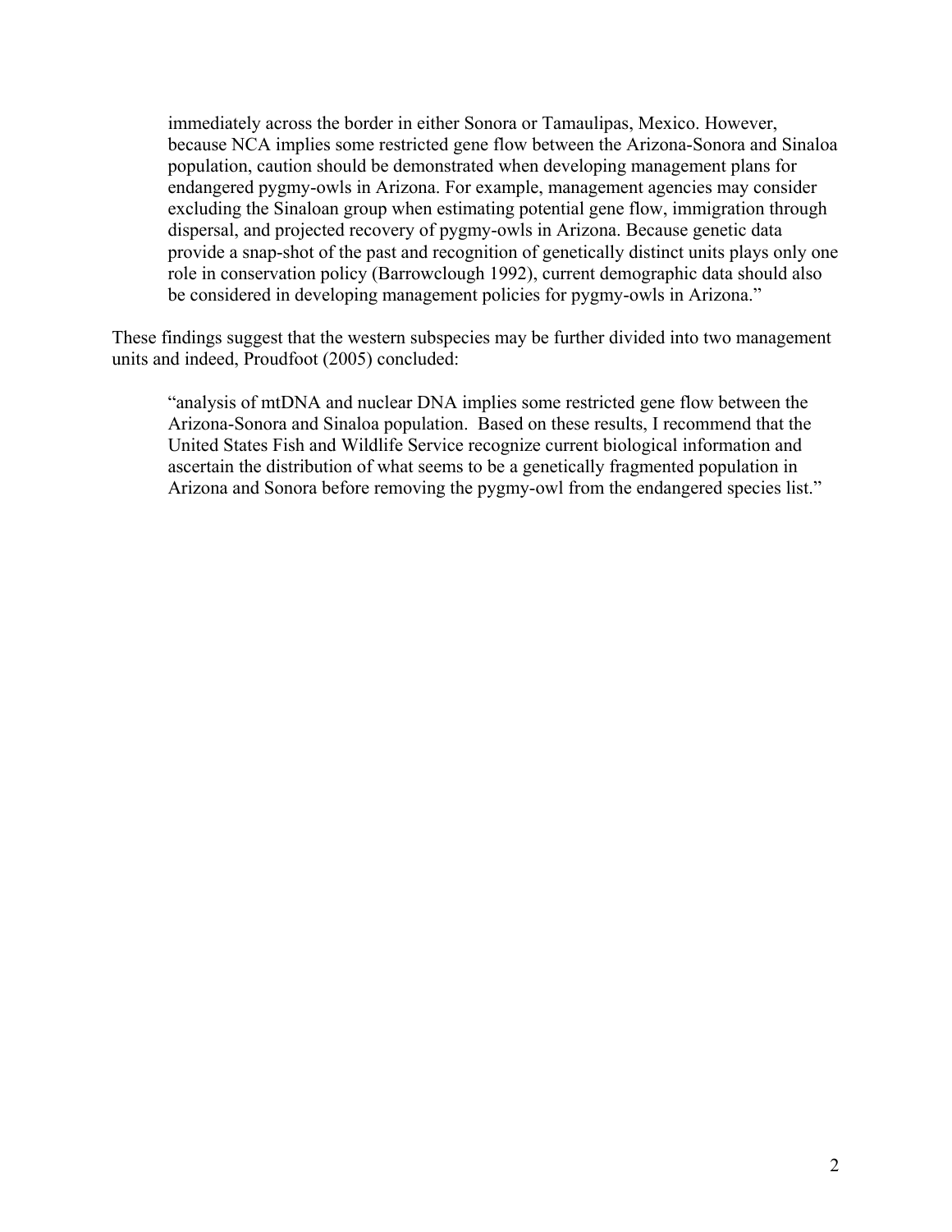> immediately across the border in either Sonora or Tamaulipas, Mexico. However, because NCA implies some restricted gene flow between the Arizona-Sonora and Sinaloa population, caution should be demonstrated when developing management plans for endangered pygmy-owls in Arizona. For example, management agencies may consider excluding the Sinaloan group when estimating potential gene flow, immigration through dispersal, and projected recovery of pygmy-owls in Arizona. Because genetic data provide a snap-shot of the past and recognition of genetically distinct units plays only one role in conservation policy (Barrowclough 1992), current demographic data should also be considered in developing management policies for pygmy-owls in Arizona."

These findings suggest that the western subspecies may be further divided into two management units and indeed, Proudfoot (2005) concluded:

> "analysis of mtDNA and nuclear DNA implies some restricted gene flow between the Arizona-Sonora and Sinaloa population. Based on these results, I recommend that the United States Fish and Wildlife Service recognize current biological information and ascertain the distribution of what seems to be a genetically fragmented population in Arizona and Sonora before removing the pygmy-owl from the endangered species list."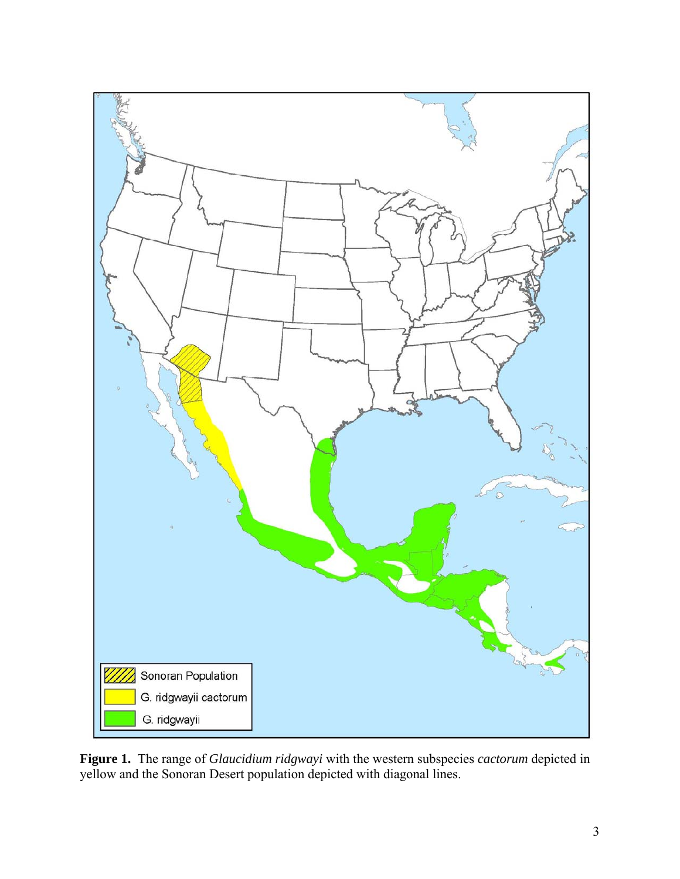**Figure 1.** The range of *Glaucidium ridgwayi* with the western subspecies *cactorum* depicted in yellow and the Sonoran Desert population depicted with diagonal lines.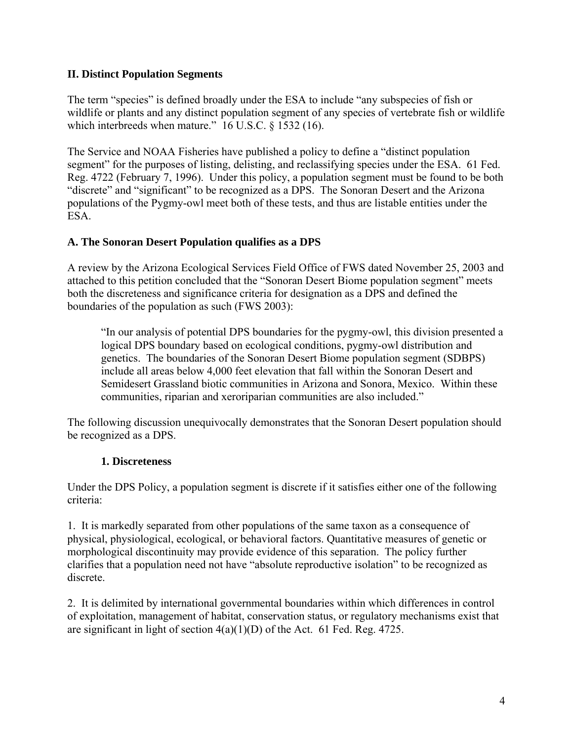## II. Distinct Population Segments

The term "species" is defined broadly under the ESA to include "any subspecies of fish or wildlife or plants and any distinct population segment of any species of vertebrate fish or wildlife which interbreeds when mature." 16 U.S.C. § 1532 (16).

The Service and NOAA Fisheries have published a policy to define a "distinct population segment" for the purposes of listing, delisting, and reclassifying species under the ESA. 61 Fed. Reg. 4722 (February 7, 1996). Under this policy, a population segment must be found to be both "discrete" and "significant" to be recognized as a DPS. The Sonoran Desert and the Arizona populations of the Pygmy-owl meet both of these tests, and thus are listable entities under the ESA.

### A. The Sonoran Desert Population qualifies as a DPS

A review by the Arizona Ecological Services Field Office of FWS dated November 25, 2003 and attached to this petition concluded that the "Sonoran Desert Biome population segment" meets both the discreteness and significance criteria for designation as a DPS and defined the boundaries of the population as such (FWS 2003):

> "In our analysis of potential DPS boundaries for the pygmy-owl, this division presented a logical DPS boundary based on ecological conditions, pygmy-owl distribution and genetics. The boundaries of the Sonoran Desert Biome population segment (SDBPS) include all areas below 4,000 feet elevation that fall within the Sonoran Desert and Semidesert Grassland biotic communities in Arizona and Sonora, Mexico. Within these communities, riparian and xeroriparian communities are also included."

The following discussion unequivocally demonstrates that the Sonoran Desert population should be recognized as a DPS.

#### 1. Discreteness

Under the DPS Policy, a population segment is discrete if it satisfies either one of the following criteria:

1. It is markedly separated from other populations of the same taxon as a consequence of physical, physiological, ecological, or behavioral factors. Quantitative measures of genetic or morphological discontinuity may provide evidence of this separation. The policy further clarifies that a population need not have "absolute reproductive isolation" to be recognized as discrete.

2. It is delimited by international governmental boundaries within which differences in control of exploitation, management of habitat, conservation status, or regulatory mechanisms exist that are significant in light of section 4(a)(1)(D) of the Act. 61 Fed. Reg. 4725.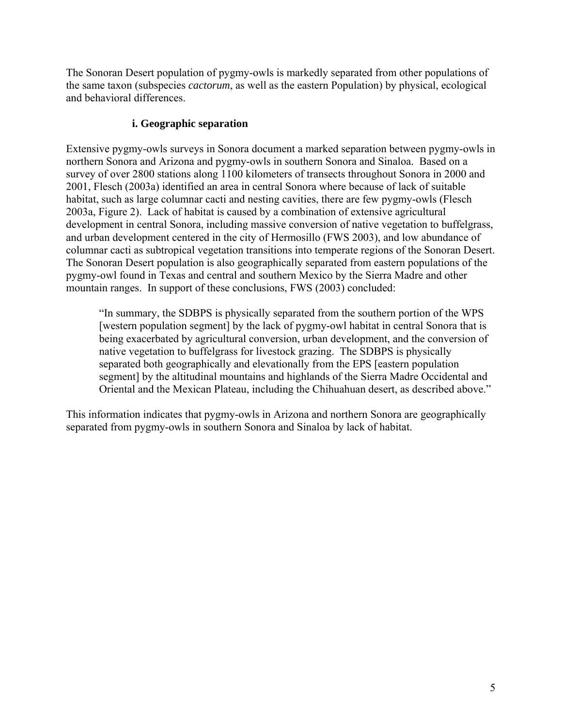The Sonoran Desert population of pygmy-owls is markedly separated from other populations of the same taxon (subspecies *cactorum*, as well as the eastern Population) by physical, ecological and behavioral differences.

### i. Geographic separation

Extensive pygmy-owls surveys in Sonora document a marked separation between pygmy-owls in northern Sonora and Arizona and pygmy-owls in southern Sonora and Sinaloa. Based on a survey of over 2800 stations along 1100 kilometers of transects throughout Sonora in 2000 and 2001, Flesch (2003a) identified an area in central Sonora where because of lack of suitable habitat, such as large columnar cacti and nesting cavities, there are few pygmy-owls (Flesch 2003a, Figure 2). Lack of habitat is caused by a combination of extensive agricultural development in central Sonora, including massive conversion of native vegetation to buffelgrass, and urban development centered in the city of Hermosillo (FWS 2003), and low abundance of columnar cacti as subtropical vegetation transitions into temperate regions of the Sonoran Desert. The Sonoran Desert population is also geographically separated from eastern populations of the pygmy-owl found in Texas and central and southern Mexico by the Sierra Madre and other mountain ranges. In support of these conclusions, FWS (2003) concluded:

> "In summary, the SDBPS is physically separated from the southern portion of the WPS [western population segment] by the lack of pygmy-owl habitat in central Sonora that is being exacerbated by agricultural conversion, urban development, and the conversion of native vegetation to buffelgrass for livestock grazing. The SDBPS is physically separated both geographically and elevationally from the EPS [eastern population segment] by the altitudinal mountains and highlands of the Sierra Madre Occidental and Oriental and the Mexican Plateau, including the Chihuahuan desert, as described above."

This information indicates that pygmy-owls in Arizona and northern Sonora are geographically separated from pygmy-owls in southern Sonora and Sinaloa by lack of habitat.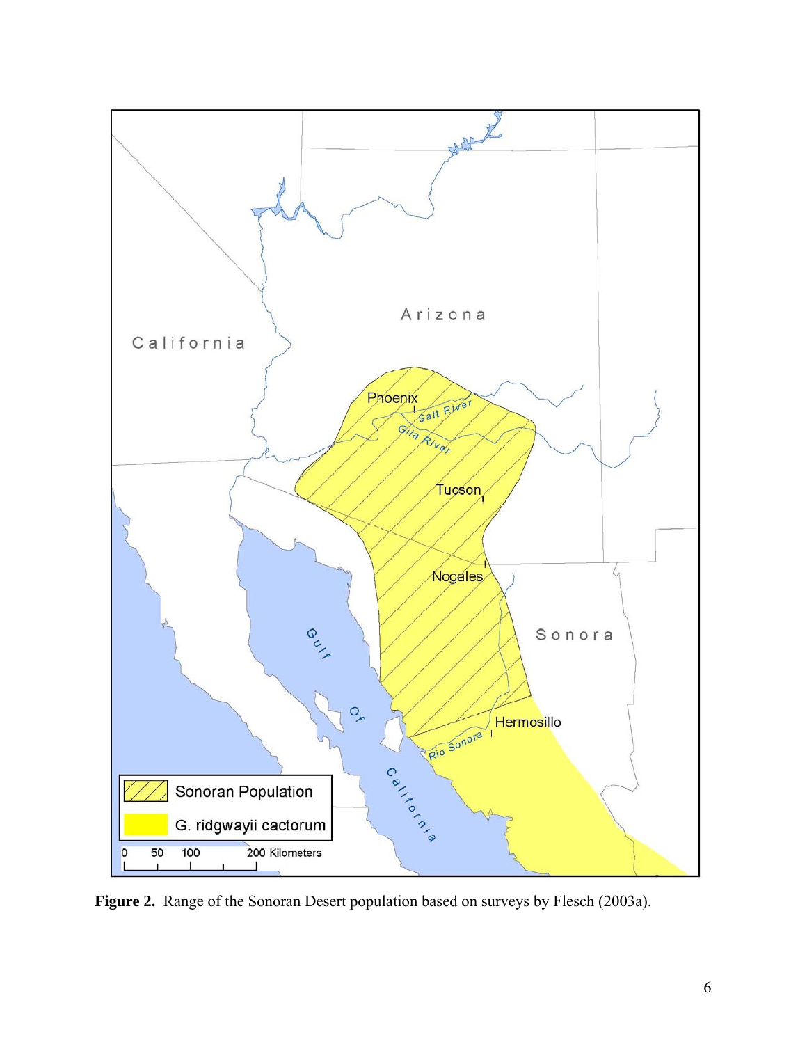**Figure 2.** Range of the Sonoran Desert population based on surveys by Flesch (2003a).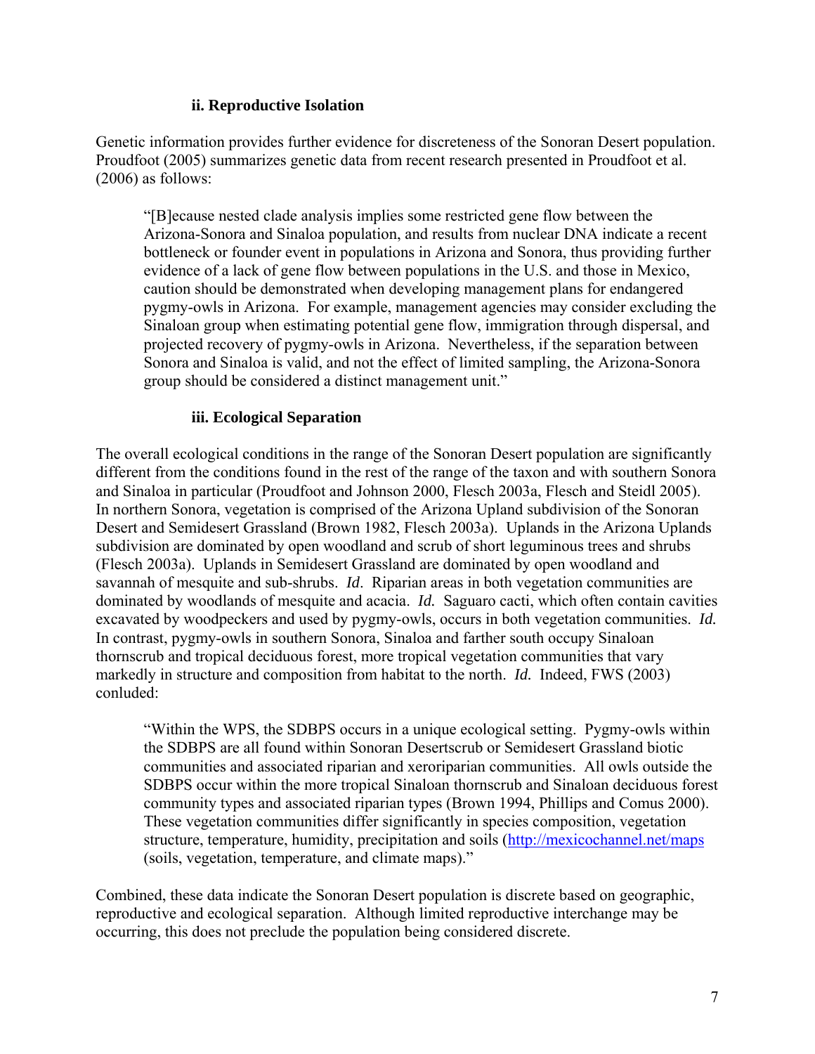#### ii. Reproductive Isolation

Genetic information provides further evidence for discreteness of the Sonoran Desert population. Proudfoot (2005) summarizes genetic data from recent research presented in Proudfoot et al. (2006) as follows:

> "[B]ecause nested clade analysis implies some restricted gene flow between the Arizona-Sonora and Sinaloa population, and results from nuclear DNA indicate a recent bottleneck or founder event in populations in Arizona and Sonora, thus providing further evidence of a lack of gene flow between populations in the U.S. and those in Mexico, caution should be demonstrated when developing management plans for endangered pygmy-owls in Arizona. For example, management agencies may consider excluding the Sinaloan group when estimating potential gene flow, immigration through dispersal, and projected recovery of pygmy-owls in Arizona. Nevertheless, if the separation between Sonora and Sinaloa is valid, and not the effect of limited sampling, the Arizona-Sonora group should be considered a distinct management unit."

#### iii. Ecological Separation

The overall ecological conditions in the range of the Sonoran Desert population are significantly different from the conditions found in the rest of the range of the taxon and with southern Sonora and Sinaloa in particular (Proudfoot and Johnson 2000, Flesch 2003a, Flesch and Steidl 2005). In northern Sonora, vegetation is comprised of the Arizona Upland subdivision of the Sonoran Desert and Semidesert Grassland (Brown 1982, Flesch 2003a). Uplands in the Arizona Uplands subdivision are dominated by open woodland and scrub of short leguminous trees and shrubs (Flesch 2003a). Uplands in Semidesert Grassland are dominated by open woodland and savannah of mesquite and sub-shrubs. *Id*. Riparian areas in both vegetation communities are dominated by woodlands of mesquite and acacia. *Id.* Saguaro cacti, which often contain cavities excavated by woodpeckers and used by pygmy-owls, occurs in both vegetation communities. *Id.* In contrast, pygmy-owls in southern Sonora, Sinaloa and farther south occupy Sinaloan thornscrub and tropical deciduous forest, more tropical vegetation communities that vary markedly in structure and composition from habitat to the north. *Id.* Indeed, FWS (2003) conluded:

> "Within the WPS, the SDBPS occurs in a unique ecological setting. Pygmy-owls within the SDBPS are all found within Sonoran Desertscrub or Semidesert Grassland biotic communities and associated riparian and xeroriparian communities. All owls outside the SDBPS occur within the more tropical Sinaloan thornscrub and Sinaloan deciduous forest community types and associated riparian types (Brown 1994, Phillips and Comus 2000). These vegetation communities differ significantly in species composition, vegetation structure, temperature, humidity, precipitation and soils (http://mexicochannel.net/maps (soils, vegetation, temperature, and climate maps)."

Combined, these data indicate the Sonoran Desert population is discrete based on geographic, reproductive and ecological separation. Although limited reproductive interchange may be occurring, this does not preclude the population being considered discrete.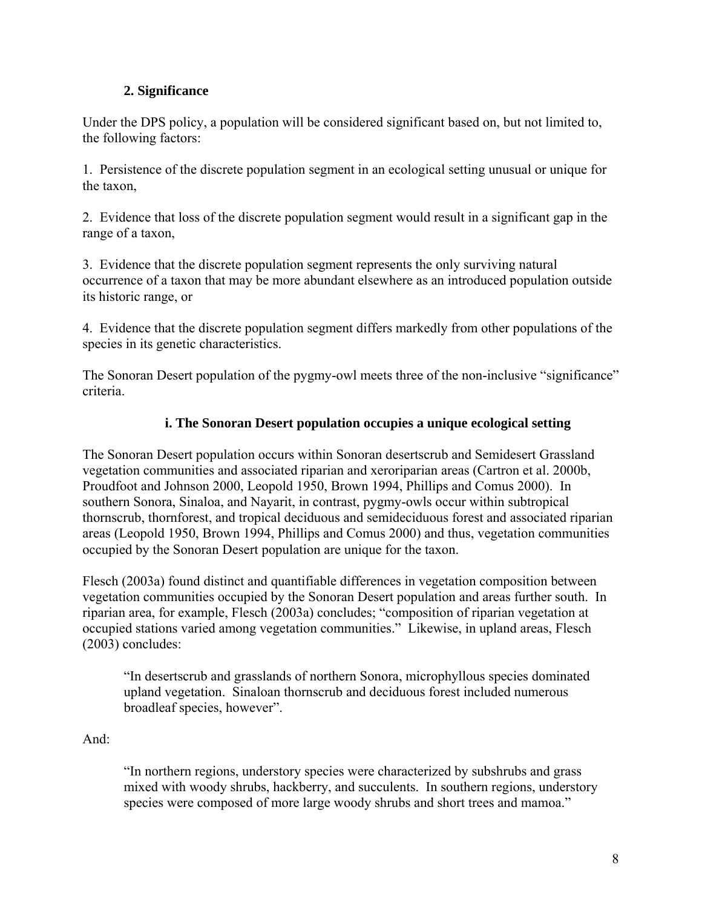## 2. Significance

Under the DPS policy, a population will be considered significant based on, but not limited to, the following factors:

1. Persistence of the discrete population segment in an ecological setting unusual or unique for the taxon,

2. Evidence that loss of the discrete population segment would result in a significant gap in the range of a taxon,

3. Evidence that the discrete population segment represents the only surviving natural occurrence of a taxon that may be more abundant elsewhere as an introduced population outside its historic range, or

4. Evidence that the discrete population segment differs markedly from other populations of the species in its genetic characteristics.

The Sonoran Desert population of the pygmy-owl meets three of the non-inclusive "significance" criteria.

### i. The Sonoran Desert population occupies a unique ecological setting

The Sonoran Desert population occurs within Sonoran desertscrub and Semidesert Grassland vegetation communities and associated riparian and xeroriparian areas (Cartron et al. 2000b, Proudfoot and Johnson 2000, Leopold 1950, Brown 1994, Phillips and Comus 2000). In southern Sonora, Sinaloa, and Nayarit, in contrast, pygmy-owls occur within subtropical thornscrub, thornforest, and tropical deciduous and semideciduous forest and associated riparian areas (Leopold 1950, Brown 1994, Phillips and Comus 2000) and thus, vegetation communities occupied by the Sonoran Desert population are unique for the taxon.

Flesch (2003a) found distinct and quantifiable differences in vegetation composition between vegetation communities occupied by the Sonoran Desert population and areas further south. In riparian area, for example, Flesch (2003a) concludes; "composition of riparian vegetation at occupied stations varied among vegetation communities." Likewise, in upland areas, Flesch (2003) concludes:

> "In desertscrub and grasslands of northern Sonora, microphyllous species dominated upland vegetation. Sinaloan thornscrub and deciduous forest included numerous broadleaf species, however".

And:

> "In northern regions, understory species were characterized by subshrubs and grass mixed with woody shrubs, hackberry, and succulents. In southern regions, understory species were composed of more large woody shrubs and short trees and mamoa."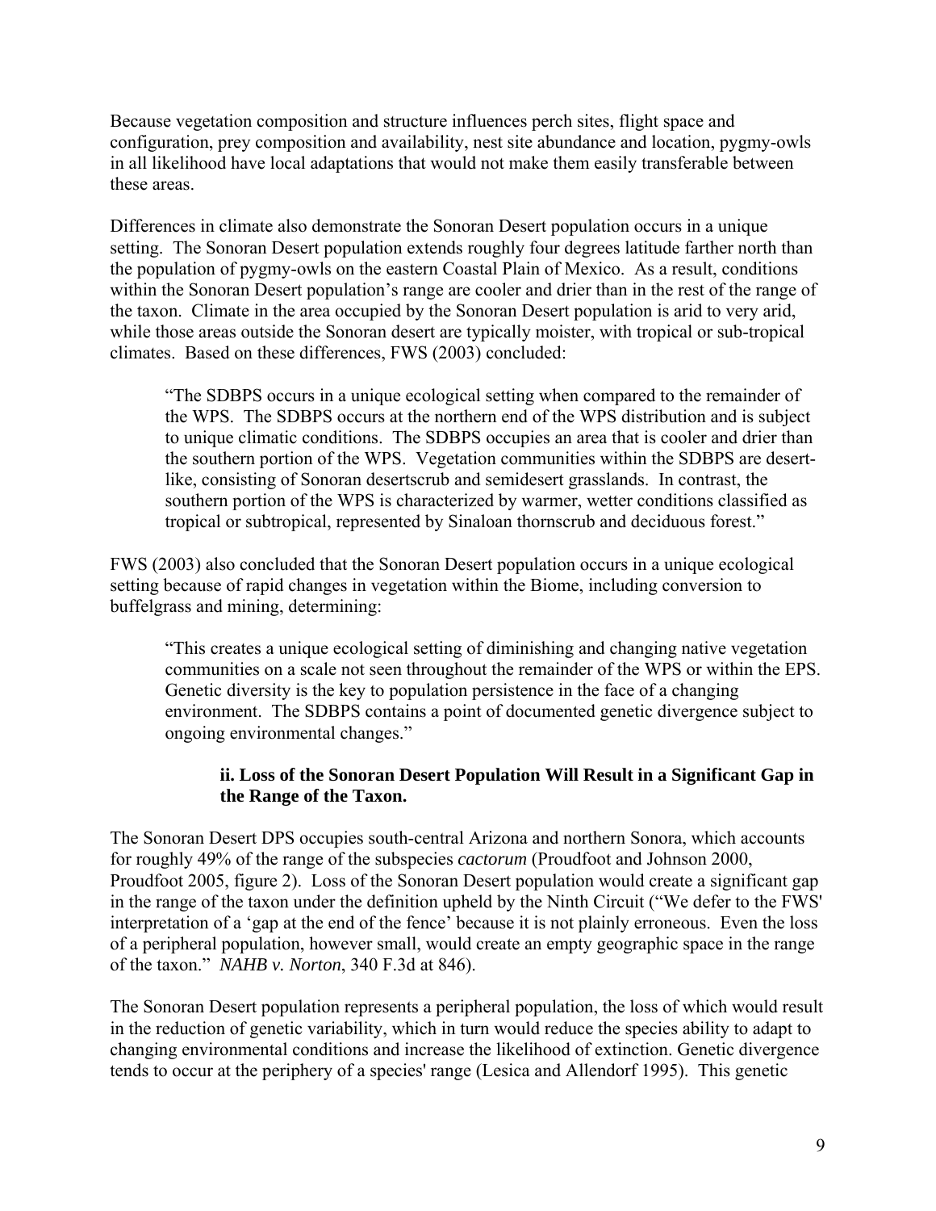Because vegetation composition and structure influences perch sites, flight space and configuration, prey composition and availability, nest site abundance and location, pygmy-owls in all likelihood have local adaptations that would not make them easily transferable between these areas.

Differences in climate also demonstrate the Sonoran Desert population occurs in a unique setting. The Sonoran Desert population extends roughly four degrees latitude farther north than the population of pygmy-owls on the eastern Coastal Plain of Mexico. As a result, conditions within the Sonoran Desert population's range are cooler and drier than in the rest of the range of the taxon. Climate in the area occupied by the Sonoran Desert population is arid to very arid, while those areas outside the Sonoran desert are typically moister, with tropical or sub-tropical climates. Based on these differences, FWS (2003) concluded:

> "The SDBPS occurs in a unique ecological setting when compared to the remainder of the WPS. The SDBPS occurs at the northern end of the WPS distribution and is subject to unique climatic conditions. The SDBPS occupies an area that is cooler and drier than the southern portion of the WPS. Vegetation communities within the SDBPS are desert-like, consisting of Sonoran desertscrub and semidesert grasslands. In contrast, the southern portion of the WPS is characterized by warmer, wetter conditions classified as tropical or subtropical, represented by Sinaloan thornscrub and deciduous forest."

FWS (2003) also concluded that the Sonoran Desert population occurs in a unique ecological setting because of rapid changes in vegetation within the Biome, including conversion to buffelgrass and mining, determining:

> "This creates a unique ecological setting of diminishing and changing native vegetation communities on a scale not seen throughout the remainder of the WPS or within the EPS. Genetic diversity is the key to population persistence in the face of a changing environment. The SDBPS contains a point of documented genetic divergence subject to ongoing environmental changes."

#### ii. Loss of the Sonoran Desert Population Will Result in a Significant Gap in the Range of the Taxon.

The Sonoran Desert DPS occupies south-central Arizona and northern Sonora, which accounts for roughly 49% of the range of the subspecies *cactorum* (Proudfoot and Johnson 2000, Proudfoot 2005, figure 2). Loss of the Sonoran Desert population would create a significant gap in the range of the taxon under the definition upheld by the Ninth Circuit ("We defer to the FWS' interpretation of a 'gap at the end of the fence' because it is not plainly erroneous. Even the loss of a peripheral population, however small, would create an empty geographic space in the range of the taxon." *NAHB v. Norton*, 340 F.3d at 846).

The Sonoran Desert population represents a peripheral population, the loss of which would result in the reduction of genetic variability, which in turn would reduce the species ability to adapt to changing environmental conditions and increase the likelihood of extinction. Genetic divergence tends to occur at the periphery of a species' range (Lesica and Allendorf 1995). This genetic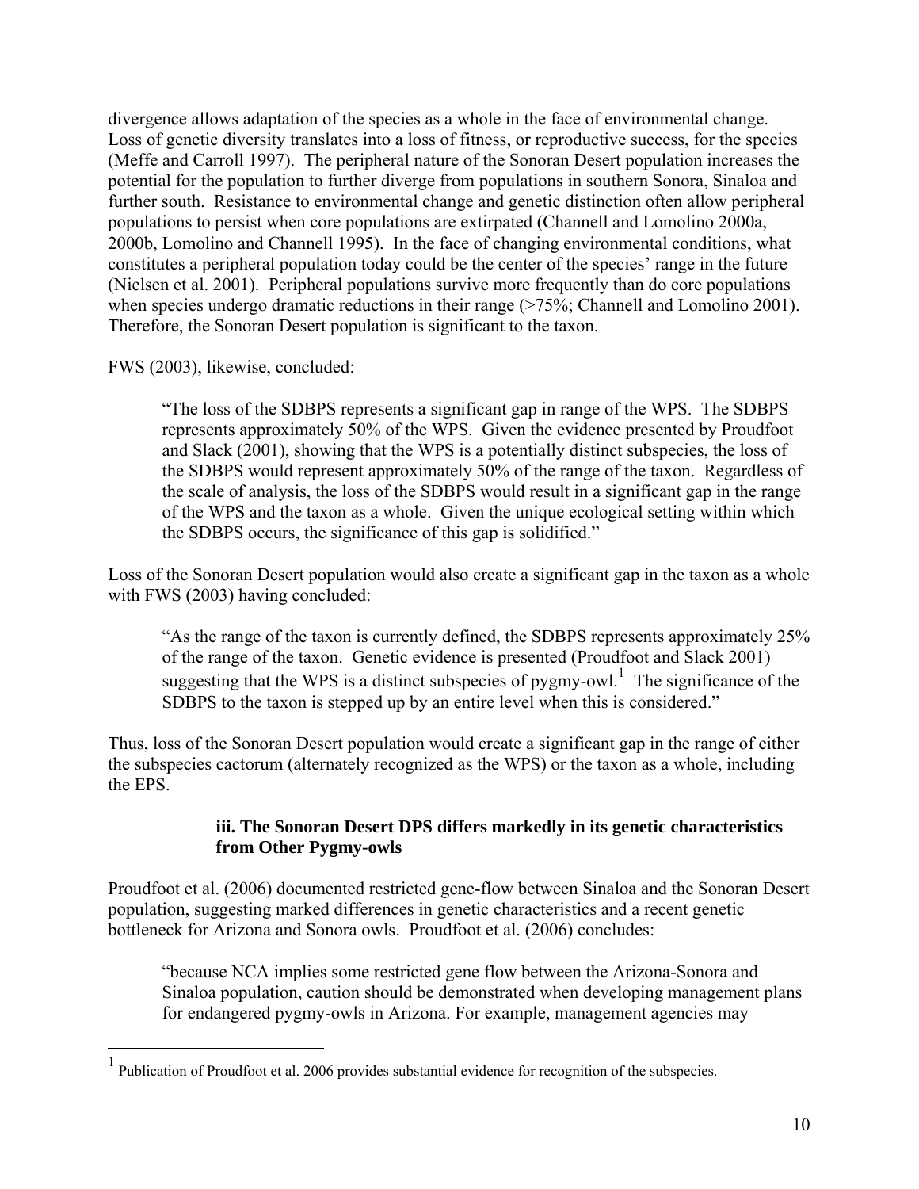divergence allows adaptation of the species as a whole in the face of environmental change. Loss of genetic diversity translates into a loss of fitness, or reproductive success, for the species (Meffe and Carroll 1997). The peripheral nature of the Sonoran Desert population increases the potential for the population to further diverge from populations in southern Sonora, Sinaloa and further south. Resistance to environmental change and genetic distinction often allow peripheral populations to persist when core populations are extirpated (Channell and Lomolino 2000a, 2000b, Lomolino and Channell 1995). In the face of changing environmental conditions, what constitutes a peripheral population today could be the center of the species' range in the future (Nielsen et al. 2001). Peripheral populations survive more frequently than do core populations when species undergo dramatic reductions in their range (>75%; Channell and Lomolino 2001). Therefore, the Sonoran Desert population is significant to the taxon.

FWS (2003), likewise, concluded:

> "The loss of the SDBPS represents a significant gap in range of the WPS. The SDBPS represents approximately 50% of the WPS. Given the evidence presented by Proudfoot and Slack (2001), showing that the WPS is a potentially distinct subspecies, the loss of the SDBPS would represent approximately 50% of the range of the taxon. Regardless of the scale of analysis, the loss of the SDBPS would result in a significant gap in the range of the WPS and the taxon as a whole. Given the unique ecological setting within which the SDBPS occurs, the significance of this gap is solidified."

Loss of the Sonoran Desert population would also create a significant gap in the taxon as a whole with FWS (2003) having concluded:

> "As the range of the taxon is currently defined, the SDBPS represents approximately 25% of the range of the taxon. Genetic evidence is presented (Proudfoot and Slack 2001) suggesting that the WPS is a distinct subspecies of pygmy-owl.[1] The significance of the SDBPS to the taxon is stepped up by an entire level when this is considered."

Thus, loss of the Sonoran Desert population would create a significant gap in the range of either the subspecies cactorum (alternately recognized as the WPS) or the taxon as a whole, including the EPS.

#### iii. The Sonoran Desert DPS differs markedly in its genetic characteristics from Other Pygmy-owls

Proudfoot et al. (2006) documented restricted gene-flow between Sinaloa and the Sonoran Desert population, suggesting marked differences in genetic characteristics and a recent genetic bottleneck for Arizona and Sonora owls. Proudfoot et al. (2006) concludes:

> "because NCA implies some restricted gene flow between the Arizona-Sonora and Sinaloa population, caution should be demonstrated when developing management plans for endangered pygmy-owls in Arizona. For example, management agencies may

---

[1] Publication of Proudfoot et al. 2006 provides substantial evidence for recognition of the subspecies.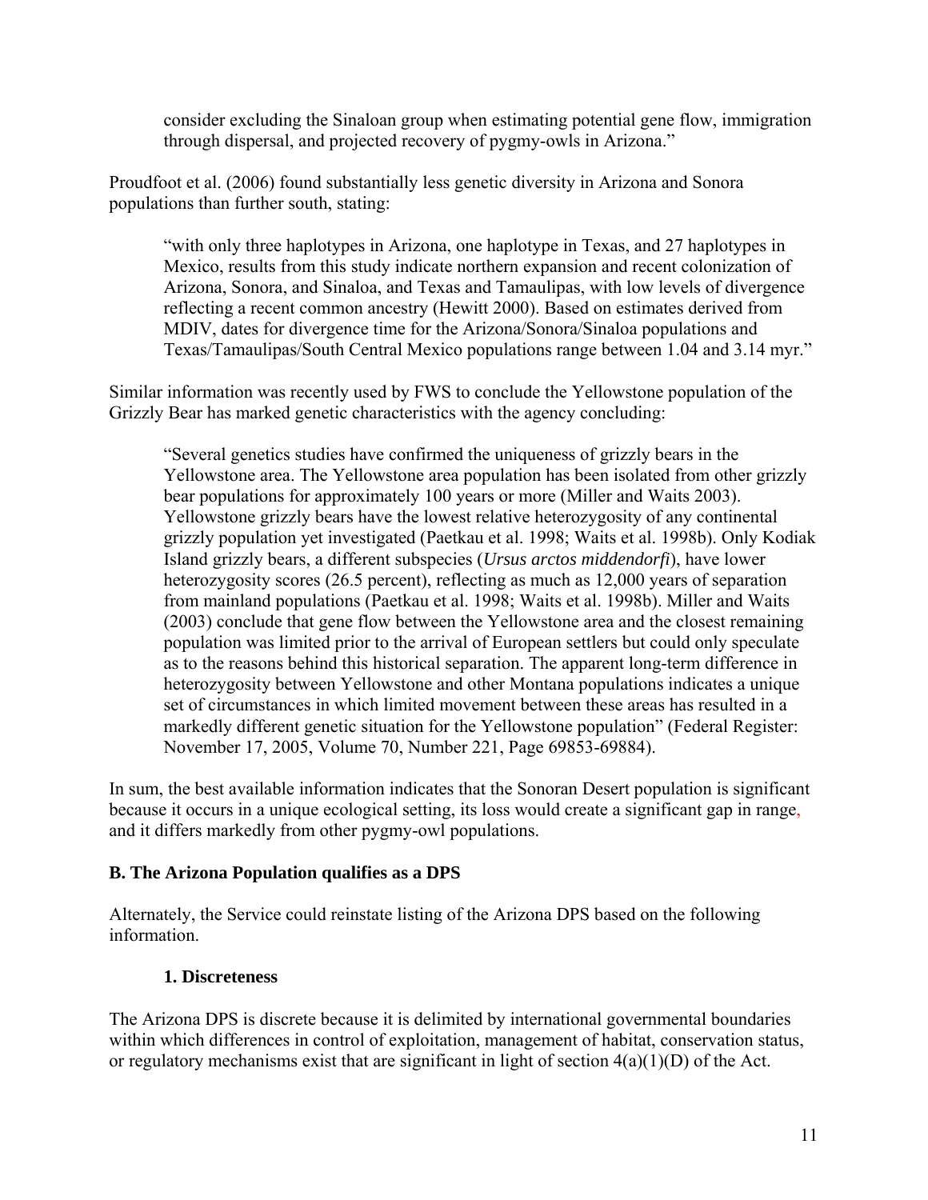consider excluding the Sinaloan group when estimating potential gene flow, immigration through dispersal, and projected recovery of pygmy-owls in Arizona."

Proudfoot et al. (2006) found substantially less genetic diversity in Arizona and Sonora populations than further south, stating:

> "with only three haplotypes in Arizona, one haplotype in Texas, and 27 haplotypes in Mexico, results from this study indicate northern expansion and recent colonization of Arizona, Sonora, and Sinaloa, and Texas and Tamaulipas, with low levels of divergence reflecting a recent common ancestry (Hewitt 2000). Based on estimates derived from MDIV, dates for divergence time for the Arizona/Sonora/Sinaloa populations and Texas/Tamaulipas/South Central Mexico populations range between 1.04 and 3.14 myr."

Similar information was recently used by FWS to conclude the Yellowstone population of the Grizzly Bear has marked genetic characteristics with the agency concluding:

> "Several genetics studies have confirmed the uniqueness of grizzly bears in the Yellowstone area. The Yellowstone area population has been isolated from other grizzly bear populations for approximately 100 years or more (Miller and Waits 2003). Yellowstone grizzly bears have the lowest relative heterozygosity of any continental grizzly population yet investigated (Paetkau et al. 1998; Waits et al. 1998b). Only Kodiak Island grizzly bears, a different subspecies (*Ursus arctos middendorfi*), have lower heterozygosity scores (26.5 percent), reflecting as much as 12,000 years of separation from mainland populations (Paetkau et al. 1998; Waits et al. 1998b). Miller and Waits (2003) conclude that gene flow between the Yellowstone area and the closest remaining population was limited prior to the arrival of European settlers but could only speculate as to the reasons behind this historical separation. The apparent long-term difference in heterozygosity between Yellowstone and other Montana populations indicates a unique set of circumstances in which limited movement between these areas has resulted in a markedly different genetic situation for the Yellowstone population" (Federal Register: November 17, 2005, Volume 70, Number 221, Page 69853-69884).

In sum, the best available information indicates that the Sonoran Desert population is significant because it occurs in a unique ecological setting, its loss would create a significant gap in range, and it differs markedly from other pygmy-owl populations.

### B. The Arizona Population qualifies as a DPS

Alternately, the Service could reinstate listing of the Arizona DPS based on the following information.

#### 1. Discreteness

The Arizona DPS is discrete because it is delimited by international governmental boundaries within which differences in control of exploitation, management of habitat, conservation status, or regulatory mechanisms exist that are significant in light of section 4(a)(1)(D) of the Act.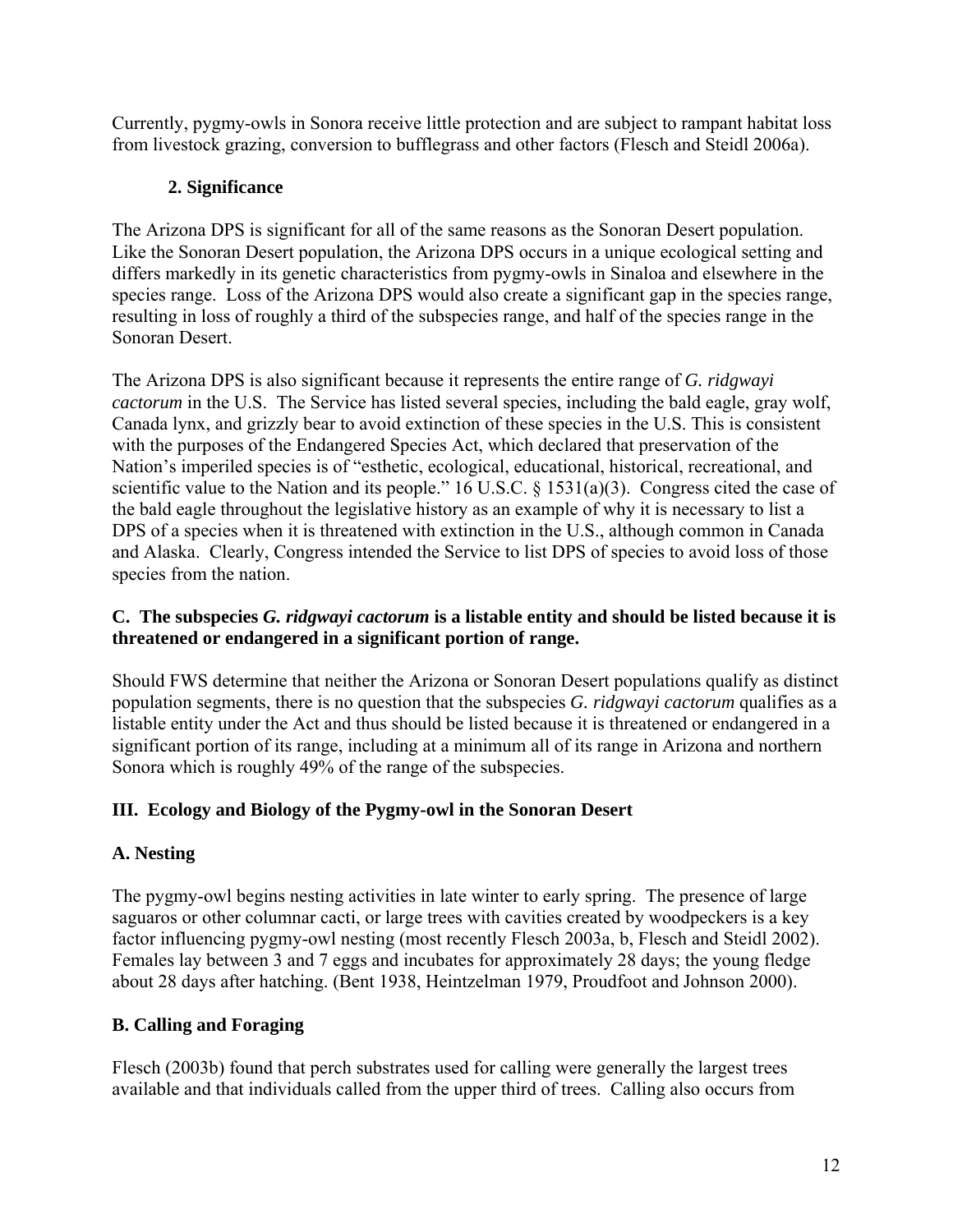Currently, pygmy-owls in Sonora receive little protection and are subject to rampant habitat loss from livestock grazing, conversion to bufflegrass and other factors (Flesch and Steidl 2006a).

### 2. Significance

The Arizona DPS is significant for all of the same reasons as the Sonoran Desert population. Like the Sonoran Desert population, the Arizona DPS occurs in a unique ecological setting and differs markedly in its genetic characteristics from pygmy-owls in Sinaloa and elsewhere in the species range. Loss of the Arizona DPS would also create a significant gap in the species range, resulting in loss of roughly a third of the subspecies range, and half of the species range in the Sonoran Desert.

The Arizona DPS is also significant because it represents the entire range of *G. ridgwayi cactorum* in the U.S. The Service has listed several species, including the bald eagle, gray wolf, Canada lynx, and grizzly bear to avoid extinction of these species in the U.S. This is consistent with the purposes of the Endangered Species Act, which declared that preservation of the Nation's imperiled species is of "esthetic, ecological, educational, historical, recreational, and scientific value to the Nation and its people." 16 U.S.C. § 1531(a)(3). Congress cited the case of the bald eagle throughout the legislative history as an example of why it is necessary to list a DPS of a species when it is threatened with extinction in the U.S., although common in Canada and Alaska. Clearly, Congress intended the Service to list DPS of species to avoid loss of those species from the nation.

### C. The subspecies *G. ridgwayi cactorum* is a listable entity and should be listed because it is threatened or endangered in a significant portion of range.

Should FWS determine that neither the Arizona or Sonoran Desert populations qualify as distinct population segments, there is no question that the subspecies *G. ridgwayi cactorum* qualifies as a listable entity under the Act and thus should be listed because it is threatened or endangered in a significant portion of its range, including at a minimum all of its range in Arizona and northern Sonora which is roughly 49% of the range of the subspecies.

## III. Ecology and Biology of the Pygmy-owl in the Sonoran Desert

### A. Nesting

The pygmy-owl begins nesting activities in late winter to early spring. The presence of large saguaros or other columnar cacti, or large trees with cavities created by woodpeckers is a key factor influencing pygmy-owl nesting (most recently Flesch 2003a, b, Flesch and Steidl 2002). Females lay between 3 and 7 eggs and incubates for approximately 28 days; the young fledge about 28 days after hatching. (Bent 1938, Heintzelman 1979, Proudfoot and Johnson 2000).

### B. Calling and Foraging

Flesch (2003b) found that perch substrates used for calling were generally the largest trees available and that individuals called from the upper third of trees. Calling also occurs from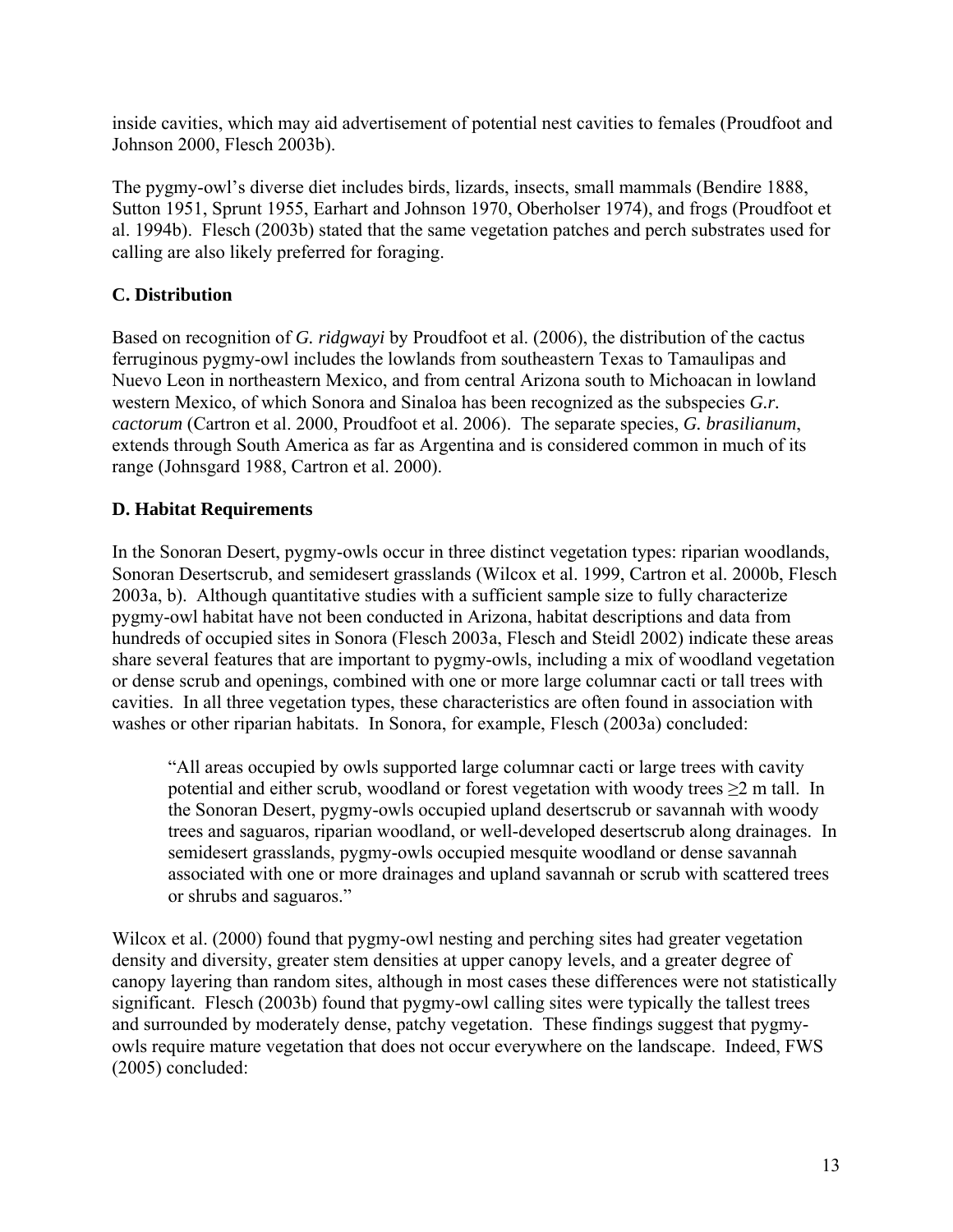inside cavities, which may aid advertisement of potential nest cavities to females (Proudfoot and Johnson 2000, Flesch 2003b).

The pygmy-owl's diverse diet includes birds, lizards, insects, small mammals (Bendire 1888, Sutton 1951, Sprunt 1955, Earhart and Johnson 1970, Oberholser 1974), and frogs (Proudfoot et al. 1994b). Flesch (2003b) stated that the same vegetation patches and perch substrates used for calling are also likely preferred for foraging.

## C. Distribution

Based on recognition of *G. ridgwayi* by Proudfoot et al. (2006), the distribution of the cactus ferruginous pygmy-owl includes the lowlands from southeastern Texas to Tamaulipas and Nuevo Leon in northeastern Mexico, and from central Arizona south to Michoacan in lowland western Mexico, of which Sonora and Sinaloa has been recognized as the subspecies *G.r. cactorum* (Cartron et al. 2000, Proudfoot et al. 2006). The separate species, *G. brasilianum*, extends through South America as far as Argentina and is considered common in much of its range (Johnsgard 1988, Cartron et al. 2000).

## D. Habitat Requirements

In the Sonoran Desert, pygmy-owls occur in three distinct vegetation types: riparian woodlands, Sonoran Desertscrub, and semidesert grasslands (Wilcox et al. 1999, Cartron et al. 2000b, Flesch 2003a, b). Although quantitative studies with a sufficient sample size to fully characterize pygmy-owl habitat have not been conducted in Arizona, habitat descriptions and data from hundreds of occupied sites in Sonora (Flesch 2003a, Flesch and Steidl 2002) indicate these areas share several features that are important to pygmy-owls, including a mix of woodland vegetation or dense scrub and openings, combined with one or more large columnar cacti or tall trees with cavities. In all three vegetation types, these characteristics are often found in association with washes or other riparian habitats. In Sonora, for example, Flesch (2003a) concluded:

> "All areas occupied by owls supported large columnar cacti or large trees with cavity potential and either scrub, woodland or forest vegetation with woody trees ≥2 m tall. In the Sonoran Desert, pygmy-owls occupied upland desertscrub or savannah with woody trees and saguaros, riparian woodland, or well-developed desertscrub along drainages. In semidesert grasslands, pygmy-owls occupied mesquite woodland or dense savannah associated with one or more drainages and upland savannah or scrub with scattered trees or shrubs and saguaros."

Wilcox et al. (2000) found that pygmy-owl nesting and perching sites had greater vegetation density and diversity, greater stem densities at upper canopy levels, and a greater degree of canopy layering than random sites, although in most cases these differences were not statistically significant. Flesch (2003b) found that pygmy-owl calling sites were typically the tallest trees and surrounded by moderately dense, patchy vegetation. These findings suggest that pygmy-owls require mature vegetation that does not occur everywhere on the landscape. Indeed, FWS (2005) concluded: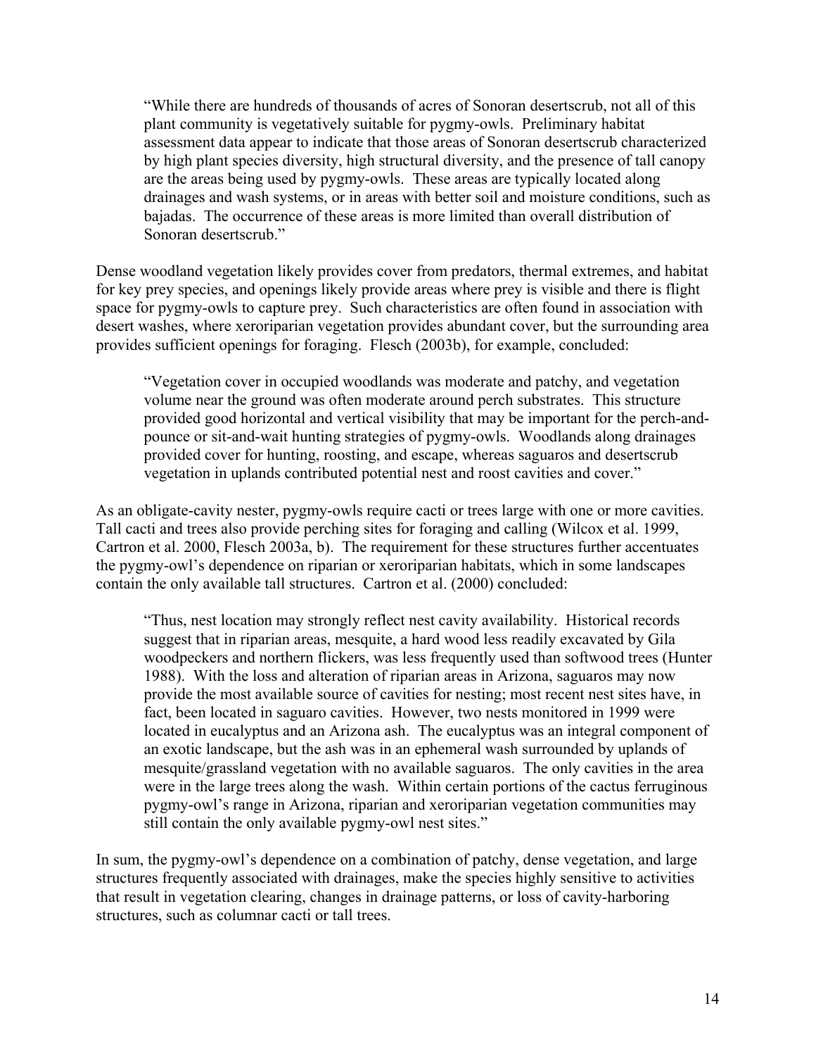> "While there are hundreds of thousands of acres of Sonoran desertscrub, not all of this plant community is vegetatively suitable for pygmy-owls. Preliminary habitat assessment data appear to indicate that those areas of Sonoran desertscrub characterized by high plant species diversity, high structural diversity, and the presence of tall canopy are the areas being used by pygmy-owls. These areas are typically located along drainages and wash systems, or in areas with better soil and moisture conditions, such as bajadas. The occurrence of these areas is more limited than overall distribution of Sonoran desertscrub."

Dense woodland vegetation likely provides cover from predators, thermal extremes, and habitat for key prey species, and openings likely provide areas where prey is visible and there is flight space for pygmy-owls to capture prey. Such characteristics are often found in association with desert washes, where xeroriparian vegetation provides abundant cover, but the surrounding area provides sufficient openings for foraging. Flesch (2003b), for example, concluded:

> "Vegetation cover in occupied woodlands was moderate and patchy, and vegetation volume near the ground was often moderate around perch substrates. This structure provided good horizontal and vertical visibility that may be important for the perch-and-pounce or sit-and-wait hunting strategies of pygmy-owls. Woodlands along drainages provided cover for hunting, roosting, and escape, whereas saguaros and desertscrub vegetation in uplands contributed potential nest and roost cavities and cover."

As an obligate-cavity nester, pygmy-owls require cacti or trees large with one or more cavities. Tall cacti and trees also provide perching sites for foraging and calling (Wilcox et al. 1999, Cartron et al. 2000, Flesch 2003a, b). The requirement for these structures further accentuates the pygmy-owl's dependence on riparian or xeroriparian habitats, which in some landscapes contain the only available tall structures. Cartron et al. (2000) concluded:

> "Thus, nest location may strongly reflect nest cavity availability. Historical records suggest that in riparian areas, mesquite, a hard wood less readily excavated by Gila woodpeckers and northern flickers, was less frequently used than softwood trees (Hunter 1988). With the loss and alteration of riparian areas in Arizona, saguaros may now provide the most available source of cavities for nesting; most recent nest sites have, in fact, been located in saguaro cavities. However, two nests monitored in 1999 were located in eucalyptus and an Arizona ash. The eucalyptus was an integral component of an exotic landscape, but the ash was in an ephemeral wash surrounded by uplands of mesquite/grassland vegetation with no available saguaros. The only cavities in the area were in the large trees along the wash. Within certain portions of the cactus ferruginous pygmy-owl's range in Arizona, riparian and xeroriparian vegetation communities may still contain the only available pygmy-owl nest sites."

In sum, the pygmy-owl's dependence on a combination of patchy, dense vegetation, and large structures frequently associated with drainages, make the species highly sensitive to activities that result in vegetation clearing, changes in drainage patterns, or loss of cavity-harboring structures, such as columnar cacti or tall trees.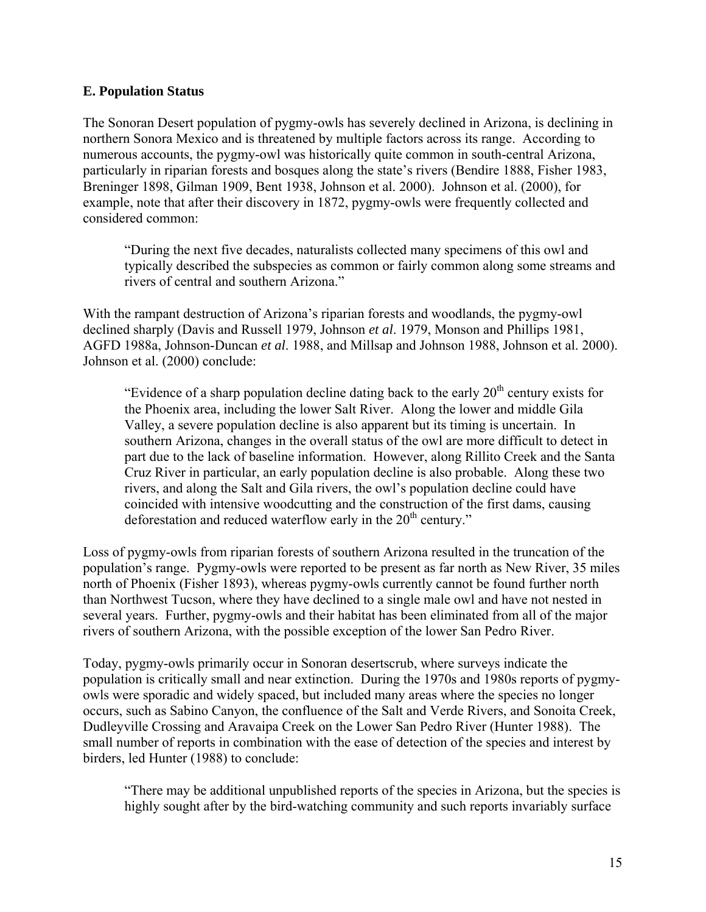### E. Population Status

The Sonoran Desert population of pygmy-owls has severely declined in Arizona, is declining in northern Sonora Mexico and is threatened by multiple factors across its range. According to numerous accounts, the pygmy-owl was historically quite common in south-central Arizona, particularly in riparian forests and bosques along the state's rivers (Bendire 1888, Fisher 1983, Breninger 1898, Gilman 1909, Bent 1938, Johnson et al. 2000). Johnson et al. (2000), for example, note that after their discovery in 1872, pygmy-owls were frequently collected and considered common:

> "During the next five decades, naturalists collected many specimens of this owl and typically described the subspecies as common or fairly common along some streams and rivers of central and southern Arizona."

With the rampant destruction of Arizona's riparian forests and woodlands, the pygmy-owl declined sharply (Davis and Russell 1979, Johnson *et al*. 1979, Monson and Phillips 1981, AGFD 1988a, Johnson-Duncan *et al*. 1988, and Millsap and Johnson 1988, Johnson et al. 2000). Johnson et al. (2000) conclude:

> "Evidence of a sharp population decline dating back to the early 20th century exists for the Phoenix area, including the lower Salt River. Along the lower and middle Gila Valley, a severe population decline is also apparent but its timing is uncertain. In southern Arizona, changes in the overall status of the owl are more difficult to detect in part due to the lack of baseline information. However, along Rillito Creek and the Santa Cruz River in particular, an early population decline is also probable. Along these two rivers, and along the Salt and Gila rivers, the owl's population decline could have coincided with intensive woodcutting and the construction of the first dams, causing deforestation and reduced waterflow early in the 20th century."

Loss of pygmy-owls from riparian forests of southern Arizona resulted in the truncation of the population's range. Pygmy-owls were reported to be present as far north as New River, 35 miles north of Phoenix (Fisher 1893), whereas pygmy-owls currently cannot be found further north than Northwest Tucson, where they have declined to a single male owl and have not nested in several years. Further, pygmy-owls and their habitat has been eliminated from all of the major rivers of southern Arizona, with the possible exception of the lower San Pedro River.

Today, pygmy-owls primarily occur in Sonoran desertscrub, where surveys indicate the population is critically small and near extinction. During the 1970s and 1980s reports of pygmy-owls were sporadic and widely spaced, but included many areas where the species no longer occurs, such as Sabino Canyon, the confluence of the Salt and Verde Rivers, and Sonoita Creek, Dudleyville Crossing and Aravaipa Creek on the Lower San Pedro River (Hunter 1988). The small number of reports in combination with the ease of detection of the species and interest by birders, led Hunter (1988) to conclude:

> "There may be additional unpublished reports of the species in Arizona, but the species is highly sought after by the bird-watching community and such reports invariably surface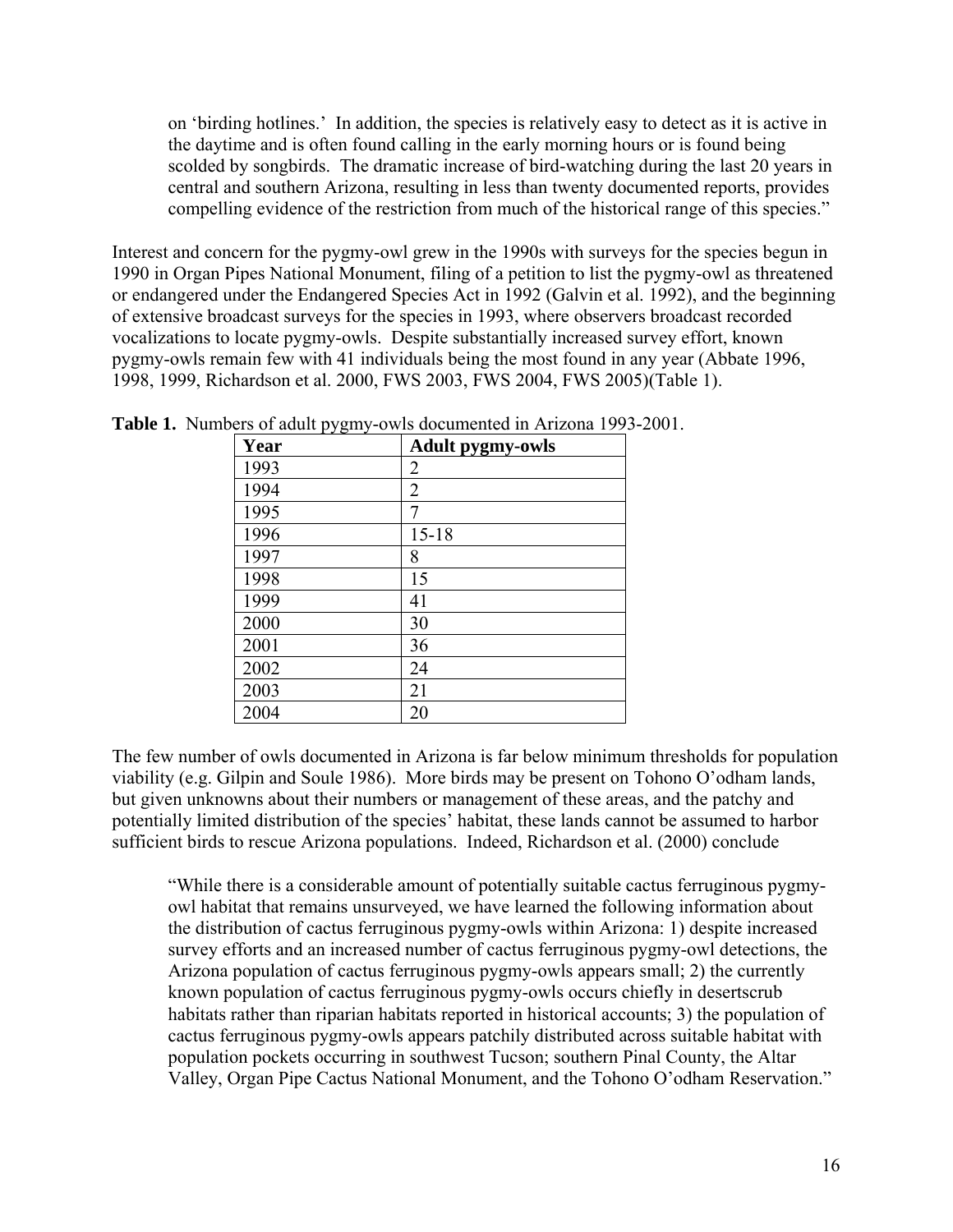> on 'birding hotlines.' In addition, the species is relatively easy to detect as it is active in the daytime and is often found calling in the early morning hours or is found being scolded by songbirds. The dramatic increase of bird-watching during the last 20 years in central and southern Arizona, resulting in less than twenty documented reports, provides compelling evidence of the restriction from much of the historical range of this species."

Interest and concern for the pygmy-owl grew in the 1990s with surveys for the species begun in 1990 in Organ Pipes National Monument, filing of a petition to list the pygmy-owl as threatened or endangered under the Endangered Species Act in 1992 (Galvin et al. 1992), and the beginning of extensive broadcast surveys for the species in 1993, where observers broadcast recorded vocalizations to locate pygmy-owls. Despite substantially increased survey effort, known pygmy-owls remain few with 41 individuals being the most found in any year (Abbate 1996, 1998, 1999, Richardson et al. 2000, FWS 2003, FWS 2004, FWS 2005)(Table 1).

**Table 1.** Numbers of adult pygmy-owls documented in Arizona 1993-2001.

| Year | Adult pygmy-owls |
|---|---|
| 1993 | 2 |
| 1994 | 2 |
| 1995 | 7 |
| 1996 | 15-18 |
| 1997 | 8 |
| 1998 | 15 |
| 1999 | 41 |
| 2000 | 30 |
| 2001 | 36 |
| 2002 | 24 |
| 2003 | 21 |
| 2004 | 20 |

The few number of owls documented in Arizona is far below minimum thresholds for population viability (e.g. Gilpin and Soule 1986). More birds may be present on Tohono O'odham lands, but given unknowns about their numbers or management of these areas, and the patchy and potentially limited distribution of the species' habitat, these lands cannot be assumed to harbor sufficient birds to rescue Arizona populations. Indeed, Richardson et al. (2000) conclude

> "While there is a considerable amount of potentially suitable cactus ferruginous pygmy-owl habitat that remains unsurveyed, we have learned the following information about the distribution of cactus ferruginous pygmy-owls within Arizona: 1) despite increased survey efforts and an increased number of cactus ferruginous pygmy-owl detections, the Arizona population of cactus ferruginous pygmy-owls appears small; 2) the currently known population of cactus ferruginous pygmy-owls occurs chiefly in desertscrub habitats rather than riparian habitats reported in historical accounts; 3) the population of cactus ferruginous pygmy-owls appears patchily distributed across suitable habitat with population pockets occurring in southwest Tucson; southern Pinal County, the Altar Valley, Organ Pipe Cactus National Monument, and the Tohono O'odham Reservation."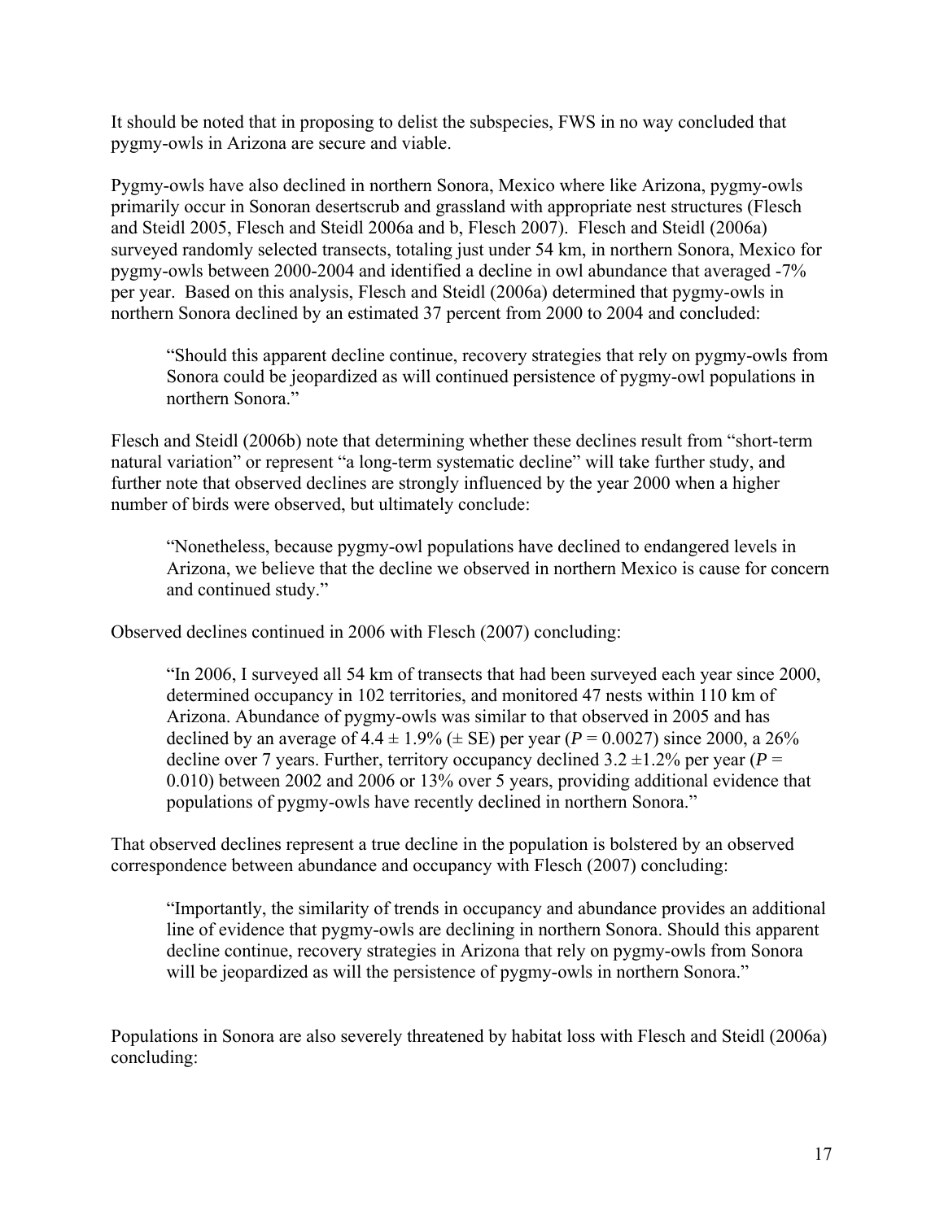It should be noted that in proposing to delist the subspecies, FWS in no way concluded that pygmy-owls in Arizona are secure and viable.

Pygmy-owls have also declined in northern Sonora, Mexico where like Arizona, pygmy-owls primarily occur in Sonoran desertscrub and grassland with appropriate nest structures (Flesch and Steidl 2005, Flesch and Steidl 2006a and b, Flesch 2007). Flesch and Steidl (2006a) surveyed randomly selected transects, totaling just under 54 km, in northern Sonora, Mexico for pygmy-owls between 2000-2004 and identified a decline in owl abundance that averaged -7% per year. Based on this analysis, Flesch and Steidl (2006a) determined that pygmy-owls in northern Sonora declined by an estimated 37 percent from 2000 to 2004 and concluded:

> "Should this apparent decline continue, recovery strategies that rely on pygmy-owls from Sonora could be jeopardized as will continued persistence of pygmy-owl populations in northern Sonora."

Flesch and Steidl (2006b) note that determining whether these declines result from "short-term natural variation" or represent "a long-term systematic decline" will take further study, and further note that observed declines are strongly influenced by the year 2000 when a higher number of birds were observed, but ultimately conclude:

> "Nonetheless, because pygmy-owl populations have declined to endangered levels in Arizona, we believe that the decline we observed in northern Mexico is cause for concern and continued study."

Observed declines continued in 2006 with Flesch (2007) concluding:

> "In 2006, I surveyed all 54 km of transects that had been surveyed each year since 2000, determined occupancy in 102 territories, and monitored 47 nests within 110 km of Arizona. Abundance of pygmy-owls was similar to that observed in 2005 and has declined by an average of $4.4 \pm 1.9\%$ ($\pm$ SE) per year ($P = 0.0027$) since 2000, a 26% decline over 7 years. Further, territory occupancy declined $3.2 \pm 1.2\%$ per year ($P = 0.010$) between 2002 and 2006 or 13% over 5 years, providing additional evidence that populations of pygmy-owls have recently declined in northern Sonora."

That observed declines represent a true decline in the population is bolstered by an observed correspondence between abundance and occupancy with Flesch (2007) concluding:

> "Importantly, the similarity of trends in occupancy and abundance provides an additional line of evidence that pygmy-owls are declining in northern Sonora. Should this apparent decline continue, recovery strategies in Arizona that rely on pygmy-owls from Sonora will be jeopardized as will the persistence of pygmy-owls in northern Sonora."

Populations in Sonora are also severely threatened by habitat loss with Flesch and Steidl (2006a) concluding: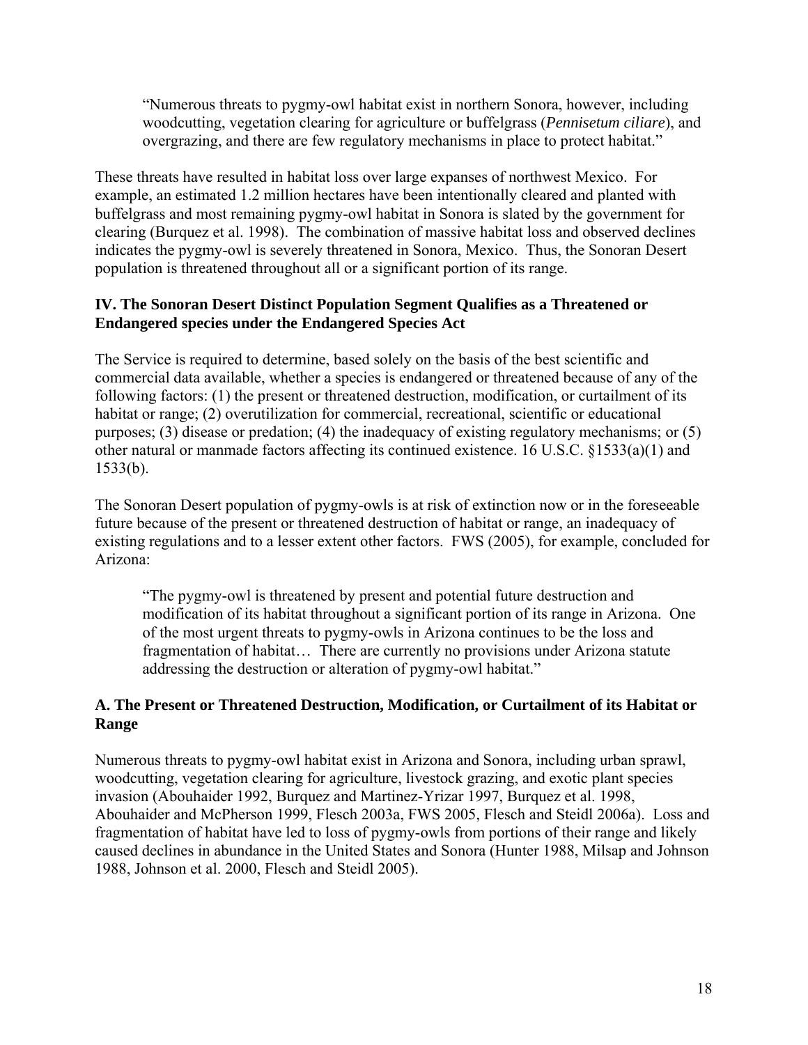> "Numerous threats to pygmy-owl habitat exist in northern Sonora, however, including woodcutting, vegetation clearing for agriculture or buffelgrass (*Pennisetum ciliare*), and overgrazing, and there are few regulatory mechanisms in place to protect habitat."

These threats have resulted in habitat loss over large expanses of northwest Mexico. For example, an estimated 1.2 million hectares have been intentionally cleared and planted with buffelgrass and most remaining pygmy-owl habitat in Sonora is slated by the government for clearing (Burquez et al. 1998). The combination of massive habitat loss and observed declines indicates the pygmy-owl is severely threatened in Sonora, Mexico. Thus, the Sonoran Desert population is threatened throughout all or a significant portion of its range.

## IV. The Sonoran Desert Distinct Population Segment Qualifies as a Threatened or Endangered species under the Endangered Species Act

The Service is required to determine, based solely on the basis of the best scientific and commercial data available, whether a species is endangered or threatened because of any of the following factors: (1) the present or threatened destruction, modification, or curtailment of its habitat or range; (2) overutilization for commercial, recreational, scientific or educational purposes; (3) disease or predation; (4) the inadequacy of existing regulatory mechanisms; or (5) other natural or manmade factors affecting its continued existence. 16 U.S.C. §1533(a)(1) and 1533(b).

The Sonoran Desert population of pygmy-owls is at risk of extinction now or in the foreseeable future because of the present or threatened destruction of habitat or range, an inadequacy of existing regulations and to a lesser extent other factors. FWS (2005), for example, concluded for Arizona:

> "The pygmy-owl is threatened by present and potential future destruction and modification of its habitat throughout a significant portion of its range in Arizona. One of the most urgent threats to pygmy-owls in Arizona continues to be the loss and fragmentation of habitat… There are currently no provisions under Arizona statute addressing the destruction or alteration of pygmy-owl habitat."

### A. The Present or Threatened Destruction, Modification, or Curtailment of its Habitat or Range

Numerous threats to pygmy-owl habitat exist in Arizona and Sonora, including urban sprawl, woodcutting, vegetation clearing for agriculture, livestock grazing, and exotic plant species invasion (Abouhaider 1992, Burquez and Martinez-Yrizar 1997, Burquez et al. 1998, Abouhaider and McPherson 1999, Flesch 2003a, FWS 2005, Flesch and Steidl 2006a). Loss and fragmentation of habitat have led to loss of pygmy-owls from portions of their range and likely caused declines in abundance in the United States and Sonora (Hunter 1988, Milsap and Johnson 1988, Johnson et al. 2000, Flesch and Steidl 2005).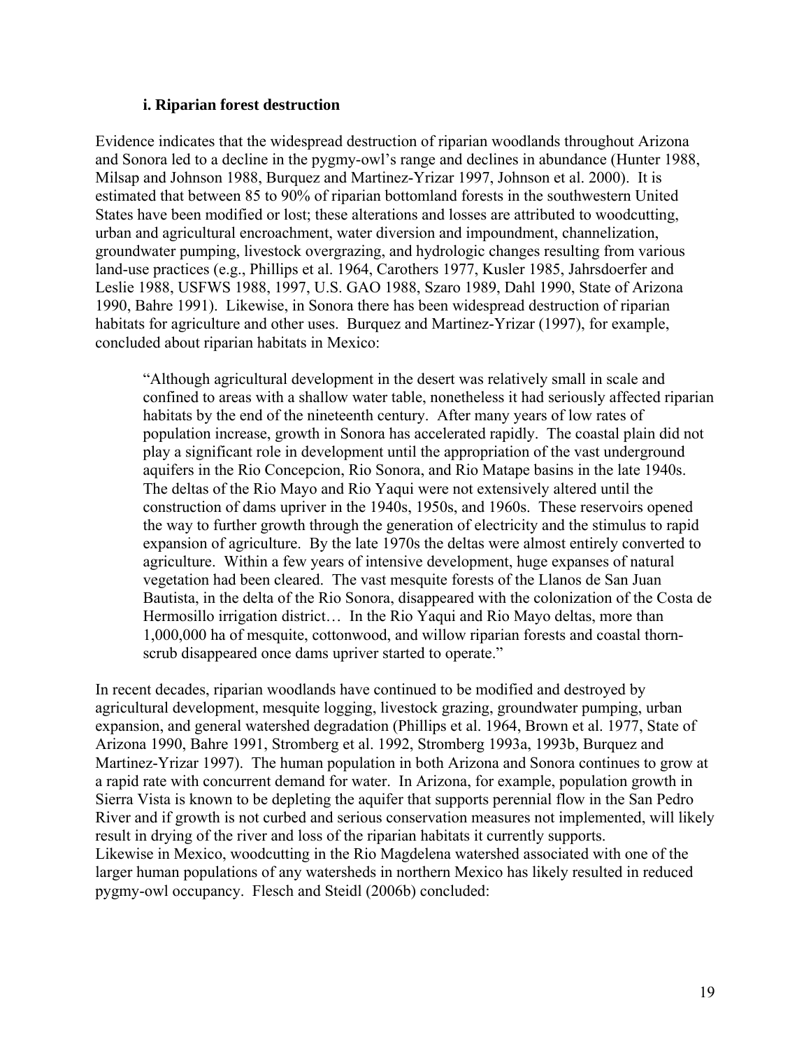### i. Riparian forest destruction

Evidence indicates that the widespread destruction of riparian woodlands throughout Arizona and Sonora led to a decline in the pygmy-owl's range and declines in abundance (Hunter 1988, Milsap and Johnson 1988, Burquez and Martinez-Yrizar 1997, Johnson et al. 2000). It is estimated that between 85 to 90% of riparian bottomland forests in the southwestern United States have been modified or lost; these alterations and losses are attributed to woodcutting, urban and agricultural encroachment, water diversion and impoundment, channelization, groundwater pumping, livestock overgrazing, and hydrologic changes resulting from various land-use practices (e.g., Phillips et al. 1964, Carothers 1977, Kusler 1985, Jahrsdoerfer and Leslie 1988, USFWS 1988, 1997, U.S. GAO 1988, Szaro 1989, Dahl 1990, State of Arizona 1990, Bahre 1991). Likewise, in Sonora there has been widespread destruction of riparian habitats for agriculture and other uses. Burquez and Martinez-Yrizar (1997), for example, concluded about riparian habitats in Mexico:

> "Although agricultural development in the desert was relatively small in scale and confined to areas with a shallow water table, nonetheless it had seriously affected riparian habitats by the end of the nineteenth century. After many years of low rates of population increase, growth in Sonora has accelerated rapidly. The coastal plain did not play a significant role in development until the appropriation of the vast underground aquifers in the Rio Concepcion, Rio Sonora, and Rio Matape basins in the late 1940s. The deltas of the Rio Mayo and Rio Yaqui were not extensively altered until the construction of dams upriver in the 1940s, 1950s, and 1960s. These reservoirs opened the way to further growth through the generation of electricity and the stimulus to rapid expansion of agriculture. By the late 1970s the deltas were almost entirely converted to agriculture. Within a few years of intensive development, huge expanses of natural vegetation had been cleared. The vast mesquite forests of the Llanos de San Juan Bautista, in the delta of the Rio Sonora, disappeared with the colonization of the Costa de Hermosillo irrigation district… In the Rio Yaqui and Rio Mayo deltas, more than 1,000,000 ha of mesquite, cottonwood, and willow riparian forests and coastal thorn-scrub disappeared once dams upriver started to operate."

In recent decades, riparian woodlands have continued to be modified and destroyed by agricultural development, mesquite logging, livestock grazing, groundwater pumping, urban expansion, and general watershed degradation (Phillips et al. 1964, Brown et al. 1977, State of Arizona 1990, Bahre 1991, Stromberg et al. 1992, Stromberg 1993a, 1993b, Burquez and Martinez-Yrizar 1997). The human population in both Arizona and Sonora continues to grow at a rapid rate with concurrent demand for water. In Arizona, for example, population growth in Sierra Vista is known to be depleting the aquifer that supports perennial flow in the San Pedro River and if growth is not curbed and serious conservation measures not implemented, will likely result in drying of the river and loss of the riparian habitats it currently supports. Likewise in Mexico, woodcutting in the Rio Magdelena watershed associated with one of the larger human populations of any watersheds in northern Mexico has likely resulted in reduced pygmy-owl occupancy. Flesch and Steidl (2006b) concluded: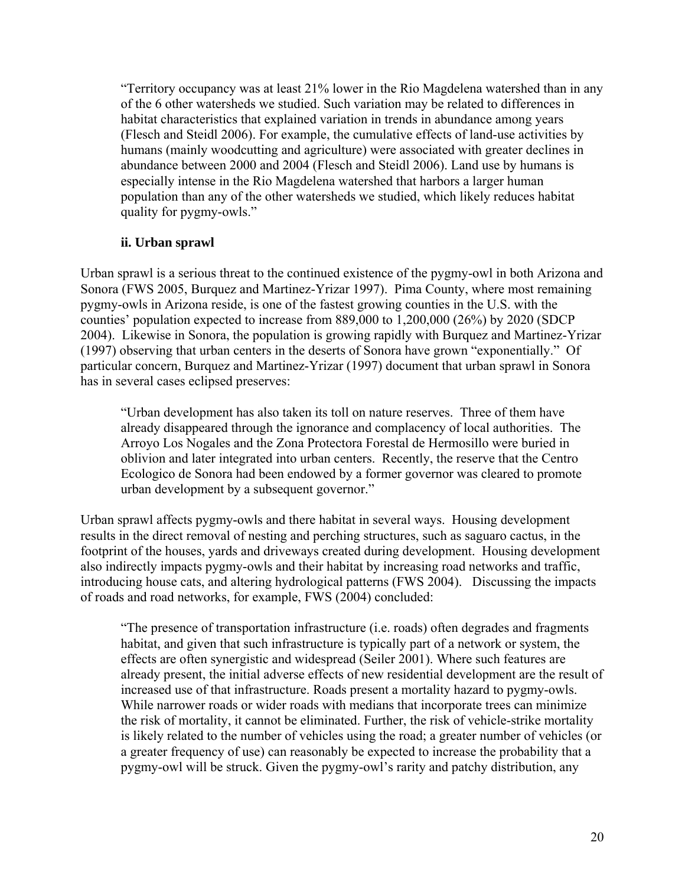> "Territory occupancy was at least 21% lower in the Rio Magdelena watershed than in any of the 6 other watersheds we studied. Such variation may be related to differences in habitat characteristics that explained variation in trends in abundance among years (Flesch and Steidl 2006). For example, the cumulative effects of land-use activities by humans (mainly woodcutting and agriculture) were associated with greater declines in abundance between 2000 and 2004 (Flesch and Steidl 2006). Land use by humans is especially intense in the Rio Magdelena watershed that harbors a larger human population than any of the other watersheds we studied, which likely reduces habitat quality for pygmy-owls."

**ii. Urban sprawl**

Urban sprawl is a serious threat to the continued existence of the pygmy-owl in both Arizona and Sonora (FWS 2005, Burquez and Martinez-Yrizar 1997). Pima County, where most remaining pygmy-owls in Arizona reside, is one of the fastest growing counties in the U.S. with the counties' population expected to increase from 889,000 to 1,200,000 (26%) by 2020 (SDCP 2004). Likewise in Sonora, the population is growing rapidly with Burquez and Martinez-Yrizar (1997) observing that urban centers in the deserts of Sonora have grown "exponentially." Of particular concern, Burquez and Martinez-Yrizar (1997) document that urban sprawl in Sonora has in several cases eclipsed preserves:

> "Urban development has also taken its toll on nature reserves. Three of them have already disappeared through the ignorance and complacency of local authorities. The Arroyo Los Nogales and the Zona Protectora Forestal de Hermosillo were buried in oblivion and later integrated into urban centers. Recently, the reserve that the Centro Ecologico de Sonora had been endowed by a former governor was cleared to promote urban development by a subsequent governor."

Urban sprawl affects pygmy-owls and there habitat in several ways. Housing development results in the direct removal of nesting and perching structures, such as saguaro cactus, in the footprint of the houses, yards and driveways created during development. Housing development also indirectly impacts pygmy-owls and their habitat by increasing road networks and traffic, introducing house cats, and altering hydrological patterns (FWS 2004). Discussing the impacts of roads and road networks, for example, FWS (2004) concluded:

> "The presence of transportation infrastructure (i.e. roads) often degrades and fragments habitat, and given that such infrastructure is typically part of a network or system, the effects are often synergistic and widespread (Seiler 2001). Where such features are already present, the initial adverse effects of new residential development are the result of increased use of that infrastructure. Roads present a mortality hazard to pygmy-owls. While narrower roads or wider roads with medians that incorporate trees can minimize the risk of mortality, it cannot be eliminated. Further, the risk of vehicle-strike mortality is likely related to the number of vehicles using the road; a greater number of vehicles (or a greater frequency of use) can reasonably be expected to increase the probability that a pygmy-owl will be struck. Given the pygmy-owl's rarity and patchy distribution, any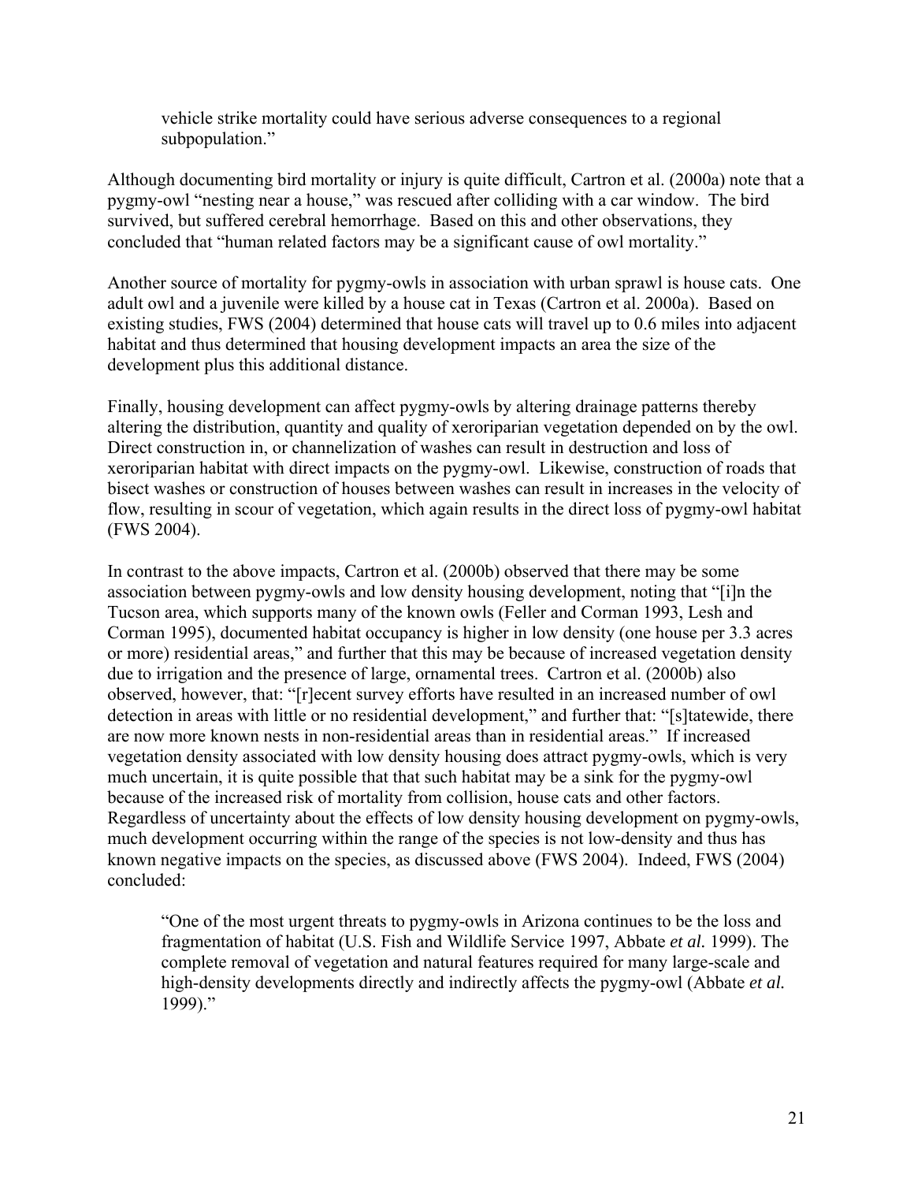> vehicle strike mortality could have serious adverse consequences to a regional subpopulation."

Although documenting bird mortality or injury is quite difficult, Cartron et al. (2000a) note that a pygmy-owl "nesting near a house," was rescued after colliding with a car window. The bird survived, but suffered cerebral hemorrhage. Based on this and other observations, they concluded that "human related factors may be a significant cause of owl mortality."

Another source of mortality for pygmy-owls in association with urban sprawl is house cats. One adult owl and a juvenile were killed by a house cat in Texas (Cartron et al. 2000a). Based on existing studies, FWS (2004) determined that house cats will travel up to 0.6 miles into adjacent habitat and thus determined that housing development impacts an area the size of the development plus this additional distance.

Finally, housing development can affect pygmy-owls by altering drainage patterns thereby altering the distribution, quantity and quality of xeroriparian vegetation depended on by the owl. Direct construction in, or channelization of washes can result in destruction and loss of xeroriparian habitat with direct impacts on the pygmy-owl. Likewise, construction of roads that bisect washes or construction of houses between washes can result in increases in the velocity of flow, resulting in scour of vegetation, which again results in the direct loss of pygmy-owl habitat (FWS 2004).

In contrast to the above impacts, Cartron et al. (2000b) observed that there may be some association between pygmy-owls and low density housing development, noting that "[i]n the Tucson area, which supports many of the known owls (Feller and Corman 1993, Lesh and Corman 1995), documented habitat occupancy is higher in low density (one house per 3.3 acres or more) residential areas," and further that this may be because of increased vegetation density due to irrigation and the presence of large, ornamental trees. Cartron et al. (2000b) also observed, however, that: "[r]ecent survey efforts have resulted in an increased number of owl detection in areas with little or no residential development," and further that: "[s]tatewide, there are now more known nests in non-residential areas than in residential areas." If increased vegetation density associated with low density housing does attract pygmy-owls, which is very much uncertain, it is quite possible that that such habitat may be a sink for the pygmy-owl because of the increased risk of mortality from collision, house cats and other factors. Regardless of uncertainty about the effects of low density housing development on pygmy-owls, much development occurring within the range of the species is not low-density and thus has known negative impacts on the species, as discussed above (FWS 2004). Indeed, FWS (2004) concluded:

> "One of the most urgent threats to pygmy-owls in Arizona continues to be the loss and fragmentation of habitat (U.S. Fish and Wildlife Service 1997, Abbate *et al.* 1999). The complete removal of vegetation and natural features required for many large-scale and high-density developments directly and indirectly affects the pygmy-owl (Abbate *et al.* 1999)."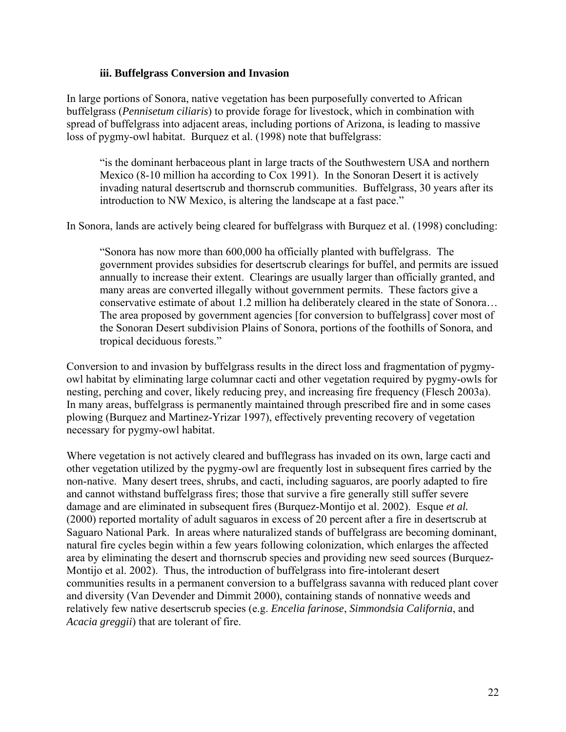### iii. Buffelgrass Conversion and Invasion

In large portions of Sonora, native vegetation has been purposefully converted to African buffelgrass (*Pennisetum ciliaris*) to provide forage for livestock, which in combination with spread of buffelgrass into adjacent areas, including portions of Arizona, is leading to massive loss of pygmy-owl habitat. Burquez et al. (1998) note that buffelgrass:

> "is the dominant herbaceous plant in large tracts of the Southwestern USA and northern Mexico (8-10 million ha according to Cox 1991). In the Sonoran Desert it is actively invading natural desertscrub and thornscrub communities. Buffelgrass, 30 years after its introduction to NW Mexico, is altering the landscape at a fast pace."

In Sonora, lands are actively being cleared for buffelgrass with Burquez et al. (1998) concluding:

> "Sonora has now more than 600,000 ha officially planted with buffelgrass. The government provides subsidies for desertscrub clearings for buffel, and permits are issued annually to increase their extent. Clearings are usually larger than officially granted, and many areas are converted illegally without government permits. These factors give a conservative estimate of about 1.2 million ha deliberately cleared in the state of Sonora… The area proposed by government agencies [for conversion to buffelgrass] cover most of the Sonoran Desert subdivision Plains of Sonora, portions of the foothills of Sonora, and tropical deciduous forests."

Conversion to and invasion by buffelgrass results in the direct loss and fragmentation of pygmy-owl habitat by eliminating large columnar cacti and other vegetation required by pygmy-owls for nesting, perching and cover, likely reducing prey, and increasing fire frequency (Flesch 2003a). In many areas, buffelgrass is permanently maintained through prescribed fire and in some cases plowing (Burquez and Martinez-Yrizar 1997), effectively preventing recovery of vegetation necessary for pygmy-owl habitat.

Where vegetation is not actively cleared and bufflegrass has invaded on its own, large cacti and other vegetation utilized by the pygmy-owl are frequently lost in subsequent fires carried by the non-native. Many desert trees, shrubs, and cacti, including saguaros, are poorly adapted to fire and cannot withstand buffelgrass fires; those that survive a fire generally still suffer severe damage and are eliminated in subsequent fires (Burquez-Montijo et al. 2002). Esque *et al.* (2000) reported mortality of adult saguaros in excess of 20 percent after a fire in desertscrub at Saguaro National Park. In areas where naturalized stands of buffelgrass are becoming dominant, natural fire cycles begin within a few years following colonization, which enlarges the affected area by eliminating the desert and thornscrub species and providing new seed sources (Burquez-Montijo et al. 2002). Thus, the introduction of buffelgrass into fire-intolerant desert communities results in a permanent conversion to a buffelgrass savanna with reduced plant cover and diversity (Van Devender and Dimmit 2000), containing stands of nonnative weeds and relatively few native desertscrub species (e.g. *Encelia farinose*, *Simmondsia California*, and *Acacia greggii*) that are tolerant of fire.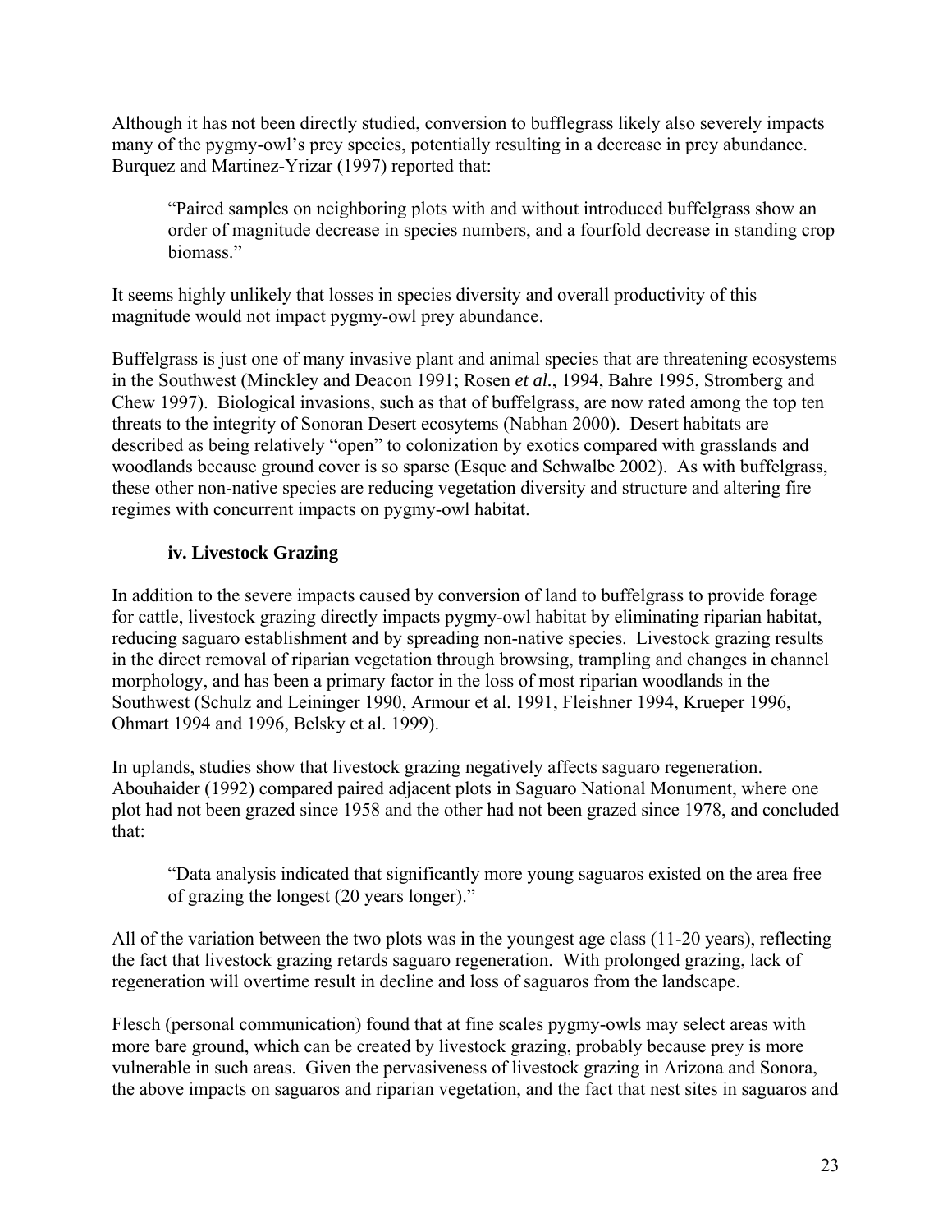Although it has not been directly studied, conversion to bufflegrass likely also severely impacts many of the pygmy-owl's prey species, potentially resulting in a decrease in prey abundance. Burquez and Martinez-Yrizar (1997) reported that:

> "Paired samples on neighboring plots with and without introduced buffelgrass show an order of magnitude decrease in species numbers, and a fourfold decrease in standing crop biomass."

It seems highly unlikely that losses in species diversity and overall productivity of this magnitude would not impact pygmy-owl prey abundance.

Buffelgrass is just one of many invasive plant and animal species that are threatening ecosystems in the Southwest (Minckley and Deacon 1991; Rosen *et al.*, 1994, Bahre 1995, Stromberg and Chew 1997). Biological invasions, such as that of buffelgrass, are now rated among the top ten threats to the integrity of Sonoran Desert ecosytems (Nabhan 2000). Desert habitats are described as being relatively "open" to colonization by exotics compared with grasslands and woodlands because ground cover is so sparse (Esque and Schwalbe 2002). As with buffelgrass, these other non-native species are reducing vegetation diversity and structure and altering fire regimes with concurrent impacts on pygmy-owl habitat.

### iv. Livestock Grazing

In addition to the severe impacts caused by conversion of land to buffelgrass to provide forage for cattle, livestock grazing directly impacts pygmy-owl habitat by eliminating riparian habitat, reducing saguaro establishment and by spreading non-native species. Livestock grazing results in the direct removal of riparian vegetation through browsing, trampling and changes in channel morphology, and has been a primary factor in the loss of most riparian woodlands in the Southwest (Schulz and Leininger 1990, Armour et al. 1991, Fleishner 1994, Krueper 1996, Ohmart 1994 and 1996, Belsky et al. 1999).

In uplands, studies show that livestock grazing negatively affects saguaro regeneration. Abouhaider (1992) compared paired adjacent plots in Saguaro National Monument, where one plot had not been grazed since 1958 and the other had not been grazed since 1978, and concluded that:

> "Data analysis indicated that significantly more young saguaros existed on the area free of grazing the longest (20 years longer)."

All of the variation between the two plots was in the youngest age class (11-20 years), reflecting the fact that livestock grazing retards saguaro regeneration. With prolonged grazing, lack of regeneration will overtime result in decline and loss of saguaros from the landscape.

Flesch (personal communication) found that at fine scales pygmy-owls may select areas with more bare ground, which can be created by livestock grazing, probably because prey is more vulnerable in such areas. Given the pervasiveness of livestock grazing in Arizona and Sonora, the above impacts on saguaros and riparian vegetation, and the fact that nest sites in saguaros and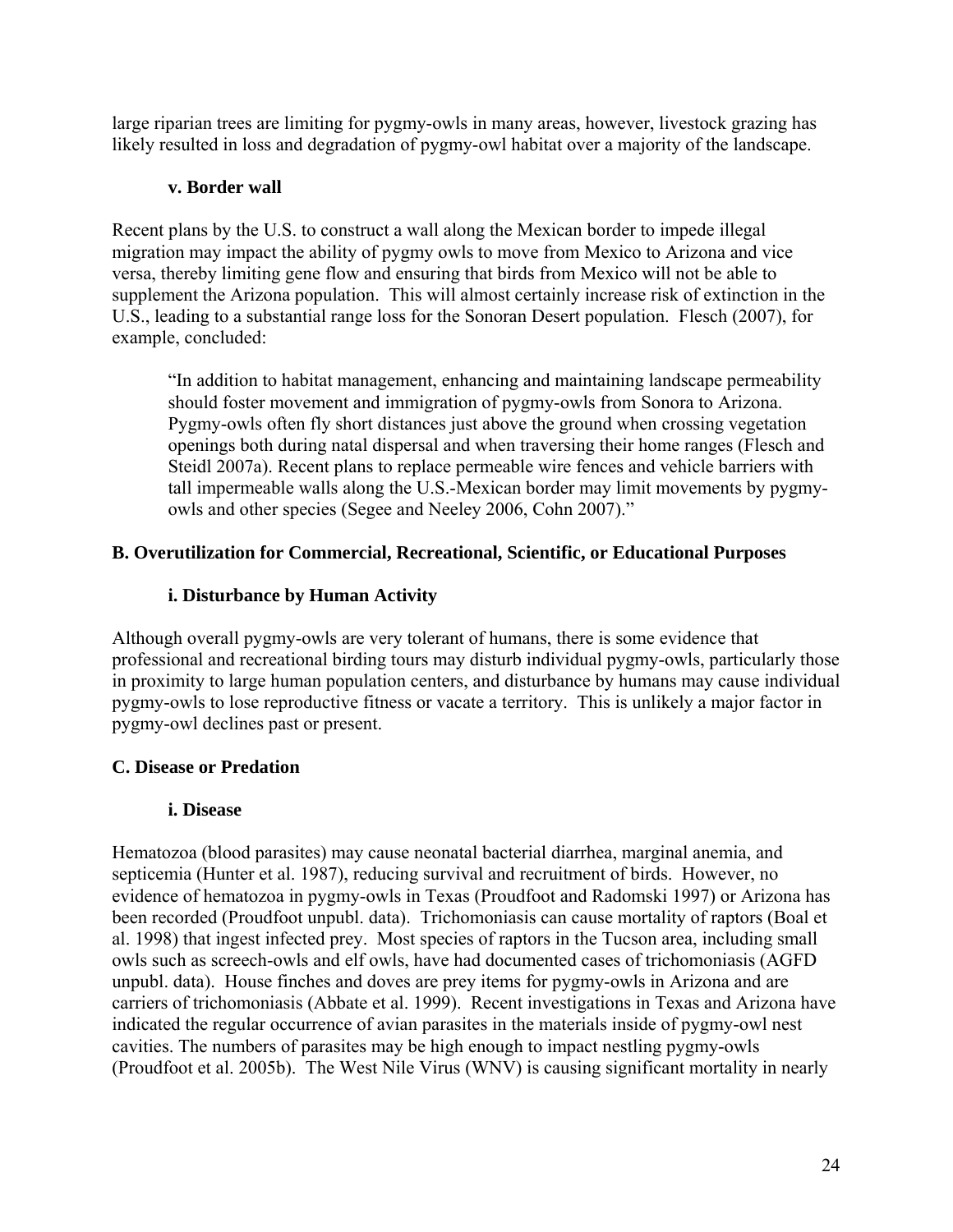large riparian trees are limiting for pygmy-owls in many areas, however, livestock grazing has likely resulted in loss and degradation of pygmy-owl habitat over a majority of the landscape.

#### v. Border wall

Recent plans by the U.S. to construct a wall along the Mexican border to impede illegal migration may impact the ability of pygmy owls to move from Mexico to Arizona and vice versa, thereby limiting gene flow and ensuring that birds from Mexico will not be able to supplement the Arizona population. This will almost certainly increase risk of extinction in the U.S., leading to a substantial range loss for the Sonoran Desert population. Flesch (2007), for example, concluded:

> "In addition to habitat management, enhancing and maintaining landscape permeability should foster movement and immigration of pygmy-owls from Sonora to Arizona. Pygmy-owls often fly short distances just above the ground when crossing vegetation openings both during natal dispersal and when traversing their home ranges (Flesch and Steidl 2007a). Recent plans to replace permeable wire fences and vehicle barriers with tall impermeable walls along the U.S.-Mexican border may limit movements by pygmy-owls and other species (Segee and Neeley 2006, Cohn 2007)."

### B. Overutilization for Commercial, Recreational, Scientific, or Educational Purposes

#### i. Disturbance by Human Activity

Although overall pygmy-owls are very tolerant of humans, there is some evidence that professional and recreational birding tours may disturb individual pygmy-owls, particularly those in proximity to large human population centers, and disturbance by humans may cause individual pygmy-owls to lose reproductive fitness or vacate a territory. This is unlikely a major factor in pygmy-owl declines past or present.

### C. Disease or Predation

#### i. Disease

Hematozoa (blood parasites) may cause neonatal bacterial diarrhea, marginal anemia, and septicemia (Hunter et al. 1987), reducing survival and recruitment of birds. However, no evidence of hematozoa in pygmy-owls in Texas (Proudfoot and Radomski 1997) or Arizona has been recorded (Proudfoot unpubl. data). Trichomoniasis can cause mortality of raptors (Boal et al. 1998) that ingest infected prey. Most species of raptors in the Tucson area, including small owls such as screech-owls and elf owls, have had documented cases of trichomoniasis (AGFD unpubl. data). House finches and doves are prey items for pygmy-owls in Arizona and are carriers of trichomoniasis (Abbate et al. 1999). Recent investigations in Texas and Arizona have indicated the regular occurrence of avian parasites in the materials inside of pygmy-owl nest cavities. The numbers of parasites may be high enough to impact nestling pygmy-owls (Proudfoot et al. 2005b). The West Nile Virus (WNV) is causing significant mortality in nearly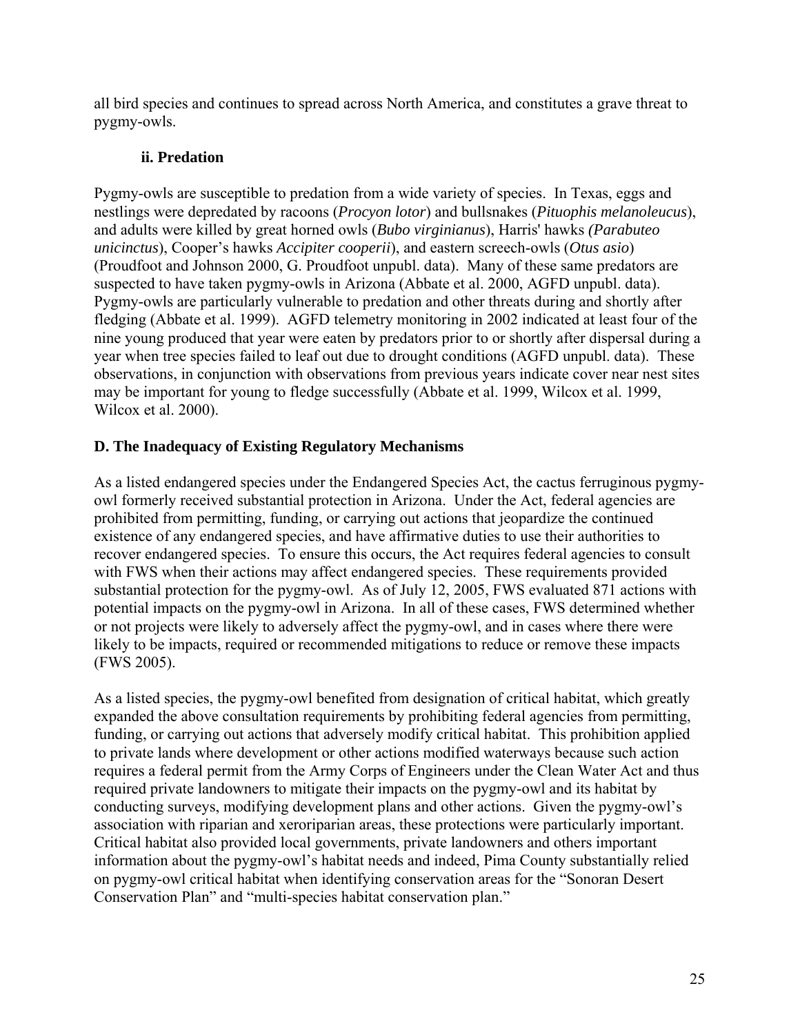all bird species and continues to spread across North America, and constitutes a grave threat to pygmy-owls.

### ii. Predation

Pygmy-owls are susceptible to predation from a wide variety of species. In Texas, eggs and nestlings were depredated by racoons (*Procyon lotor*) and bullsnakes (*Pituophis melanoleucus*), and adults were killed by great horned owls (*Bubo virginianus*), Harris' hawks *(Parabuteo unicinctus*), Cooper's hawks *Accipiter cooperii*), and eastern screech-owls (*Otus asio*) (Proudfoot and Johnson 2000, G. Proudfoot unpubl. data). Many of these same predators are suspected to have taken pygmy-owls in Arizona (Abbate et al. 2000, AGFD unpubl. data). Pygmy-owls are particularly vulnerable to predation and other threats during and shortly after fledging (Abbate et al. 1999). AGFD telemetry monitoring in 2002 indicated at least four of the nine young produced that year were eaten by predators prior to or shortly after dispersal during a year when tree species failed to leaf out due to drought conditions (AGFD unpubl. data). These observations, in conjunction with observations from previous years indicate cover near nest sites may be important for young to fledge successfully (Abbate et al. 1999, Wilcox et al. 1999, Wilcox et al. 2000).

## D. The Inadequacy of Existing Regulatory Mechanisms

As a listed endangered species under the Endangered Species Act, the cactus ferruginous pygmy-owl formerly received substantial protection in Arizona. Under the Act, federal agencies are prohibited from permitting, funding, or carrying out actions that jeopardize the continued existence of any endangered species, and have affirmative duties to use their authorities to recover endangered species. To ensure this occurs, the Act requires federal agencies to consult with FWS when their actions may affect endangered species. These requirements provided substantial protection for the pygmy-owl. As of July 12, 2005, FWS evaluated 871 actions with potential impacts on the pygmy-owl in Arizona. In all of these cases, FWS determined whether or not projects were likely to adversely affect the pygmy-owl, and in cases where there were likely to be impacts, required or recommended mitigations to reduce or remove these impacts (FWS 2005).

As a listed species, the pygmy-owl benefited from designation of critical habitat, which greatly expanded the above consultation requirements by prohibiting federal agencies from permitting, funding, or carrying out actions that adversely modify critical habitat. This prohibition applied to private lands where development or other actions modified waterways because such action requires a federal permit from the Army Corps of Engineers under the Clean Water Act and thus required private landowners to mitigate their impacts on the pygmy-owl and its habitat by conducting surveys, modifying development plans and other actions. Given the pygmy-owl's association with riparian and xeroriparian areas, these protections were particularly important. Critical habitat also provided local governments, private landowners and others important information about the pygmy-owl's habitat needs and indeed, Pima County substantially relied on pygmy-owl critical habitat when identifying conservation areas for the "Sonoran Desert Conservation Plan" and "multi-species habitat conservation plan."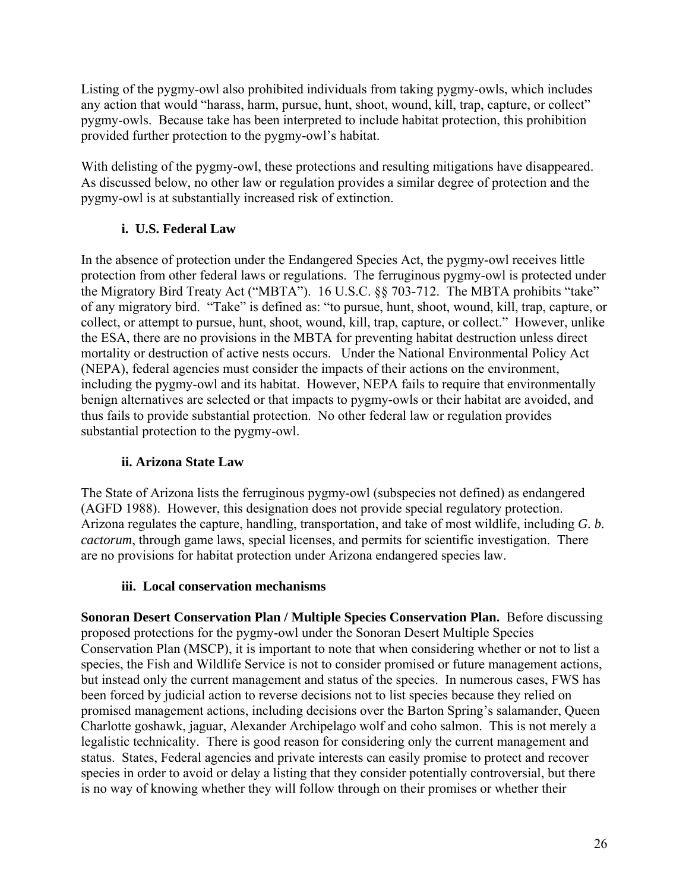Listing of the pygmy-owl also prohibited individuals from taking pygmy-owls, which includes any action that would "harass, harm, pursue, hunt, shoot, wound, kill, trap, capture, or collect" pygmy-owls. Because take has been interpreted to include habitat protection, this prohibition provided further protection to the pygmy-owl's habitat.

With delisting of the pygmy-owl, these protections and resulting mitigations have disappeared. As discussed below, no other law or regulation provides a similar degree of protection and the pygmy-owl is at substantially increased risk of extinction.

### i. U.S. Federal Law

In the absence of protection under the Endangered Species Act, the pygmy-owl receives little protection from other federal laws or regulations. The ferruginous pygmy-owl is protected under the Migratory Bird Treaty Act ("MBTA"). 16 U.S.C. §§ 703-712. The MBTA prohibits "take" of any migratory bird. "Take" is defined as: "to pursue, hunt, shoot, wound, kill, trap, capture, or collect, or attempt to pursue, hunt, shoot, wound, kill, trap, capture, or collect." However, unlike the ESA, there are no provisions in the MBTA for preventing habitat destruction unless direct mortality or destruction of active nests occurs. Under the National Environmental Policy Act (NEPA), federal agencies must consider the impacts of their actions on the environment, including the pygmy-owl and its habitat. However, NEPA fails to require that environmentally benign alternatives are selected or that impacts to pygmy-owls or their habitat are avoided, and thus fails to provide substantial protection. No other federal law or regulation provides substantial protection to the pygmy-owl.

### ii. Arizona State Law

The State of Arizona lists the ferruginous pygmy-owl (subspecies not defined) as endangered (AGFD 1988). However, this designation does not provide special regulatory protection. Arizona regulates the capture, handling, transportation, and take of most wildlife, including *G. b. cactorum*, through game laws, special licenses, and permits for scientific investigation. There are no provisions for habitat protection under Arizona endangered species law.

### iii. Local conservation mechanisms

**Sonoran Desert Conservation Plan / Multiple Species Conservation Plan.** Before discussing proposed protections for the pygmy-owl under the Sonoran Desert Multiple Species Conservation Plan (MSCP), it is important to note that when considering whether or not to list a species, the Fish and Wildlife Service is not to consider promised or future management actions, but instead only the current management and status of the species. In numerous cases, FWS has been forced by judicial action to reverse decisions not to list species because they relied on promised management actions, including decisions over the Barton Spring's salamander, Queen Charlotte goshawk, jaguar, Alexander Archipelago wolf and coho salmon. This is not merely a legalistic technicality. There is good reason for considering only the current management and status. States, Federal agencies and private interests can easily promise to protect and recover species in order to avoid or delay a listing that they consider potentially controversial, but there is no way of knowing whether they will follow through on their promises or whether their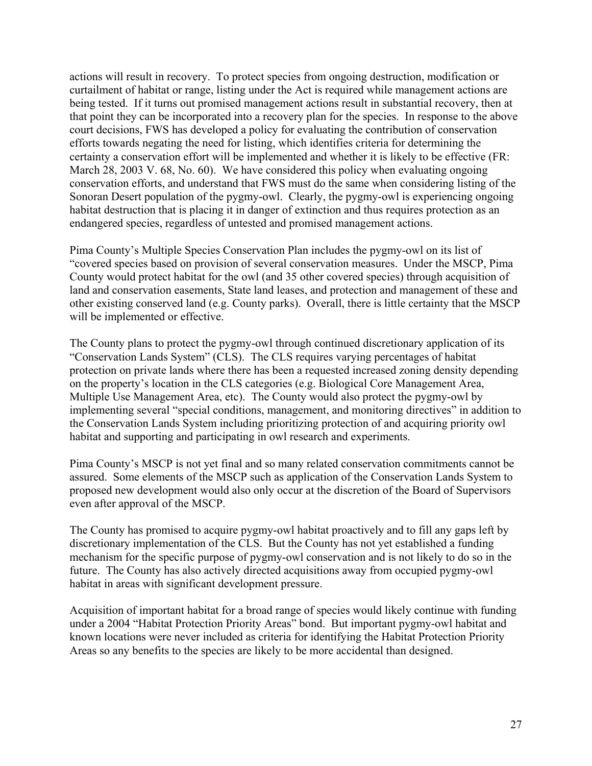actions will result in recovery. To protect species from ongoing destruction, modification or curtailment of habitat or range, listing under the Act is required while management actions are being tested. If it turns out promised management actions result in substantial recovery, then at that point they can be incorporated into a recovery plan for the species. In response to the above court decisions, FWS has developed a policy for evaluating the contribution of conservation efforts towards negating the need for listing, which identifies criteria for determining the certainty a conservation effort will be implemented and whether it is likely to be effective (FR: March 28, 2003 V. 68, No. 60). We have considered this policy when evaluating ongoing conservation efforts, and understand that FWS must do the same when considering listing of the Sonoran Desert population of the pygmy-owl. Clearly, the pygmy-owl is experiencing ongoing habitat destruction that is placing it in danger of extinction and thus requires protection as an endangered species, regardless of untested and promised management actions.

Pima County's Multiple Species Conservation Plan includes the pygmy-owl on its list of "covered species based on provision of several conservation measures. Under the MSCP, Pima County would protect habitat for the owl (and 35 other covered species) through acquisition of land and conservation easements, State land leases, and protection and management of these and other existing conserved land (e.g. County parks). Overall, there is little certainty that the MSCP will be implemented or effective.

The County plans to protect the pygmy-owl through continued discretionary application of its "Conservation Lands System" (CLS). The CLS requires varying percentages of habitat protection on private lands where there has been a requested increased zoning density depending on the property's location in the CLS categories (e.g. Biological Core Management Area, Multiple Use Management Area, etc). The County would also protect the pygmy-owl by implementing several "special conditions, management, and monitoring directives" in addition to the Conservation Lands System including prioritizing protection of and acquiring priority owl habitat and supporting and participating in owl research and experiments.

Pima County's MSCP is not yet final and so many related conservation commitments cannot be assured. Some elements of the MSCP such as application of the Conservation Lands System to proposed new development would also only occur at the discretion of the Board of Supervisors even after approval of the MSCP.

The County has promised to acquire pygmy-owl habitat proactively and to fill any gaps left by discretionary implementation of the CLS. But the County has not yet established a funding mechanism for the specific purpose of pygmy-owl conservation and is not likely to do so in the future. The County has also actively directed acquisitions away from occupied pygmy-owl habitat in areas with significant development pressure.

Acquisition of important habitat for a broad range of species would likely continue with funding under a 2004 "Habitat Protection Priority Areas" bond. But important pygmy-owl habitat and known locations were never included as criteria for identifying the Habitat Protection Priority Areas so any benefits to the species are likely to be more accidental than designed.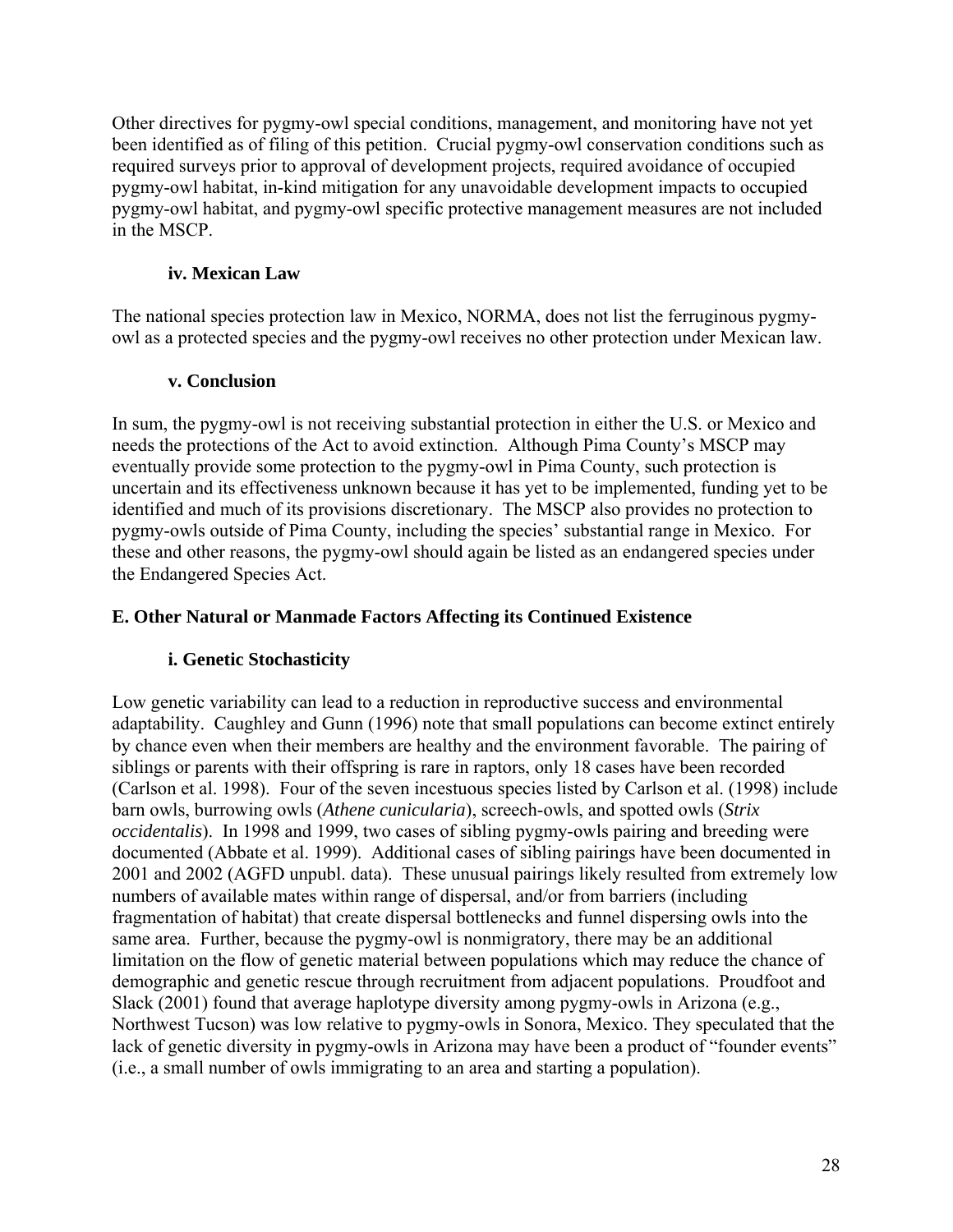Other directives for pygmy-owl special conditions, management, and monitoring have not yet been identified as of filing of this petition. Crucial pygmy-owl conservation conditions such as required surveys prior to approval of development projects, required avoidance of occupied pygmy-owl habitat, in-kind mitigation for any unavoidable development impacts to occupied pygmy-owl habitat, and pygmy-owl specific protective management measures are not included in the MSCP.

### iv. Mexican Law

The national species protection law in Mexico, NORMA, does not list the ferruginous pygmy-owl as a protected species and the pygmy-owl receives no other protection under Mexican law.

### v. Conclusion

In sum, the pygmy-owl is not receiving substantial protection in either the U.S. or Mexico and needs the protections of the Act to avoid extinction. Although Pima County's MSCP may eventually provide some protection to the pygmy-owl in Pima County, such protection is uncertain and its effectiveness unknown because it has yet to be implemented, funding yet to be identified and much of its provisions discretionary. The MSCP also provides no protection to pygmy-owls outside of Pima County, including the species' substantial range in Mexico. For these and other reasons, the pygmy-owl should again be listed as an endangered species under the Endangered Species Act.

## E. Other Natural or Manmade Factors Affecting its Continued Existence

### i. Genetic Stochasticity

Low genetic variability can lead to a reduction in reproductive success and environmental adaptability. Caughley and Gunn (1996) note that small populations can become extinct entirely by chance even when their members are healthy and the environment favorable. The pairing of siblings or parents with their offspring is rare in raptors, only 18 cases have been recorded (Carlson et al. 1998). Four of the seven incestuous species listed by Carlson et al. (1998) include barn owls, burrowing owls (*Athene cunicularia*), screech-owls, and spotted owls (*Strix occidentalis*). In 1998 and 1999, two cases of sibling pygmy-owls pairing and breeding were documented (Abbate et al. 1999). Additional cases of sibling pairings have been documented in 2001 and 2002 (AGFD unpubl. data). These unusual pairings likely resulted from extremely low numbers of available mates within range of dispersal, and/or from barriers (including fragmentation of habitat) that create dispersal bottlenecks and funnel dispersing owls into the same area. Further, because the pygmy-owl is nonmigratory, there may be an additional limitation on the flow of genetic material between populations which may reduce the chance of demographic and genetic rescue through recruitment from adjacent populations. Proudfoot and Slack (2001) found that average haplotype diversity among pygmy-owls in Arizona (e.g., Northwest Tucson) was low relative to pygmy-owls in Sonora, Mexico. They speculated that the lack of genetic diversity in pygmy-owls in Arizona may have been a product of "founder events" (i.e., a small number of owls immigrating to an area and starting a population).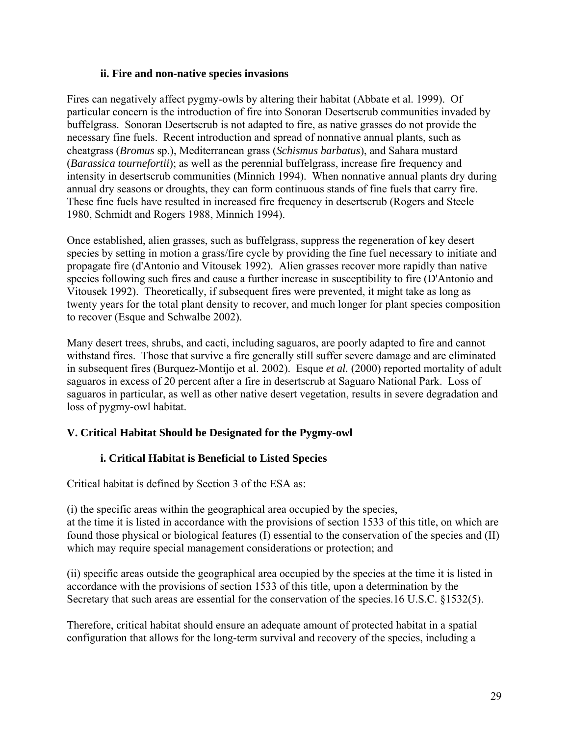### ii. Fire and non-native species invasions

Fires can negatively affect pygmy-owls by altering their habitat (Abbate et al. 1999). Of particular concern is the introduction of fire into Sonoran Desertscrub communities invaded by buffelgrass. Sonoran Desertscrub is not adapted to fire, as native grasses do not provide the necessary fine fuels. Recent introduction and spread of nonnative annual plants, such as cheatgrass (*Bromus* sp.), Mediterranean grass (*Schismus barbatus*), and Sahara mustard (*Barassica tournefortii*); as well as the perennial buffelgrass, increase fire frequency and intensity in desertscrub communities (Minnich 1994). When nonnative annual plants dry during annual dry seasons or droughts, they can form continuous stands of fine fuels that carry fire. These fine fuels have resulted in increased fire frequency in desertscrub (Rogers and Steele 1980, Schmidt and Rogers 1988, Minnich 1994).

Once established, alien grasses, such as buffelgrass, suppress the regeneration of key desert species by setting in motion a grass/fire cycle by providing the fine fuel necessary to initiate and propagate fire (d'Antonio and Vitousek 1992). Alien grasses recover more rapidly than native species following such fires and cause a further increase in susceptibility to fire (D'Antonio and Vitousek 1992). Theoretically, if subsequent fires were prevented, it might take as long as twenty years for the total plant density to recover, and much longer for plant species composition to recover (Esque and Schwalbe 2002).

Many desert trees, shrubs, and cacti, including saguaros, are poorly adapted to fire and cannot withstand fires. Those that survive a fire generally still suffer severe damage and are eliminated in subsequent fires (Burquez-Montijo et al. 2002). Esque *et al.* (2000) reported mortality of adult saguaros in excess of 20 percent after a fire in desertscrub at Saguaro National Park. Loss of saguaros in particular, as well as other native desert vegetation, results in severe degradation and loss of pygmy-owl habitat.

## V. Critical Habitat Should be Designated for the Pygmy-owl

### i. Critical Habitat is Beneficial to Listed Species

Critical habitat is defined by Section 3 of the ESA as:

(i) the specific areas within the geographical area occupied by the species, at the time it is listed in accordance with the provisions of section 1533 of this title, on which are found those physical or biological features (I) essential to the conservation of the species and (II) which may require special management considerations or protection; and

(ii) specific areas outside the geographical area occupied by the species at the time it is listed in accordance with the provisions of section 1533 of this title, upon a determination by the Secretary that such areas are essential for the conservation of the species.16 U.S.C. §1532(5).

Therefore, critical habitat should ensure an adequate amount of protected habitat in a spatial configuration that allows for the long-term survival and recovery of the species, including a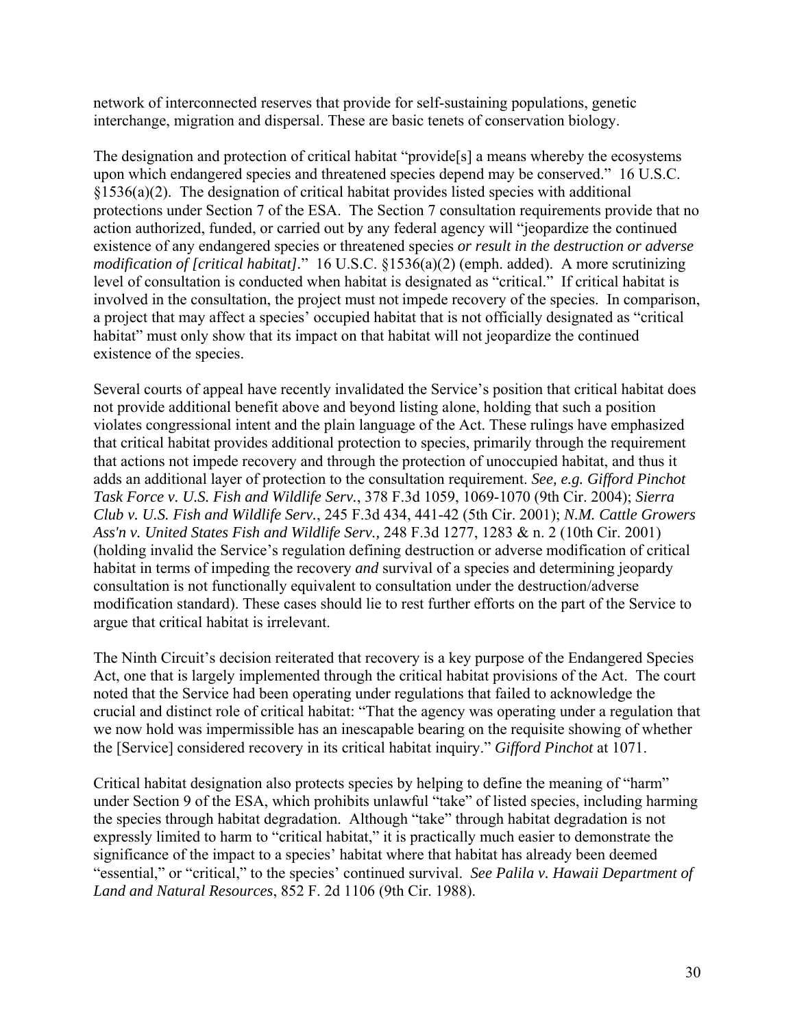network of interconnected reserves that provide for self-sustaining populations, genetic interchange, migration and dispersal. These are basic tenets of conservation biology.

The designation and protection of critical habitat "provide[s] a means whereby the ecosystems upon which endangered species and threatened species depend may be conserved." 16 U.S.C. §1536(a)(2). The designation of critical habitat provides listed species with additional protections under Section 7 of the ESA. The Section 7 consultation requirements provide that no action authorized, funded, or carried out by any federal agency will "jeopardize the continued existence of any endangered species or threatened species *or result in the destruction or adverse modification of [critical habitat]*." 16 U.S.C. §1536(a)(2) (emph. added). A more scrutinizing level of consultation is conducted when habitat is designated as "critical." If critical habitat is involved in the consultation, the project must not impede recovery of the species. In comparison, a project that may affect a species' occupied habitat that is not officially designated as "critical habitat" must only show that its impact on that habitat will not jeopardize the continued existence of the species.

Several courts of appeal have recently invalidated the Service's position that critical habitat does not provide additional benefit above and beyond listing alone, holding that such a position violates congressional intent and the plain language of the Act. These rulings have emphasized that critical habitat provides additional protection to species, primarily through the requirement that actions not impede recovery and through the protection of unoccupied habitat, and thus it adds an additional layer of protection to the consultation requirement. *See, e.g. Gifford Pinchot Task Force v. U.S. Fish and Wildlife Serv.*, 378 F.3d 1059, 1069-1070 (9th Cir. 2004); *Sierra Club v. U.S. Fish and Wildlife Serv.*, 245 F.3d 434, 441-42 (5th Cir. 2001); *N.M. Cattle Growers Ass'n v. United States Fish and Wildlife Serv.,* 248 F.3d 1277, 1283 & n. 2 (10th Cir. 2001) (holding invalid the Service's regulation defining destruction or adverse modification of critical habitat in terms of impeding the recovery *and* survival of a species and determining jeopardy consultation is not functionally equivalent to consultation under the destruction/adverse modification standard). These cases should lie to rest further efforts on the part of the Service to argue that critical habitat is irrelevant.

The Ninth Circuit's decision reiterated that recovery is a key purpose of the Endangered Species Act, one that is largely implemented through the critical habitat provisions of the Act. The court noted that the Service had been operating under regulations that failed to acknowledge the crucial and distinct role of critical habitat: "That the agency was operating under a regulation that we now hold was impermissible has an inescapable bearing on the requisite showing of whether the [Service] considered recovery in its critical habitat inquiry." *Gifford Pinchot* at 1071.

Critical habitat designation also protects species by helping to define the meaning of "harm" under Section 9 of the ESA, which prohibits unlawful "take" of listed species, including harming the species through habitat degradation. Although "take" through habitat degradation is not expressly limited to harm to "critical habitat," it is practically much easier to demonstrate the significance of the impact to a species' habitat where that habitat has already been deemed "essential," or "critical," to the species' continued survival. *See Palila v. Hawaii Department of Land and Natural Resources*, 852 F. 2d 1106 (9th Cir. 1988).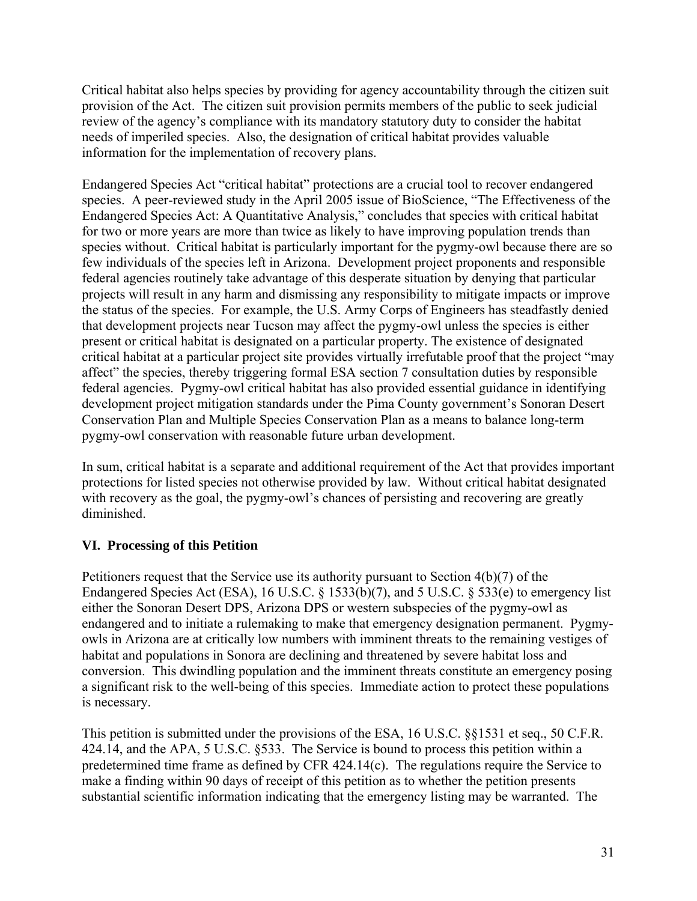Critical habitat also helps species by providing for agency accountability through the citizen suit provision of the Act. The citizen suit provision permits members of the public to seek judicial review of the agency's compliance with its mandatory statutory duty to consider the habitat needs of imperiled species. Also, the designation of critical habitat provides valuable information for the implementation of recovery plans.

Endangered Species Act "critical habitat" protections are a crucial tool to recover endangered species. A peer-reviewed study in the April 2005 issue of BioScience, "The Effectiveness of the Endangered Species Act: A Quantitative Analysis," concludes that species with critical habitat for two or more years are more than twice as likely to have improving population trends than species without. Critical habitat is particularly important for the pygmy-owl because there are so few individuals of the species left in Arizona. Development project proponents and responsible federal agencies routinely take advantage of this desperate situation by denying that particular projects will result in any harm and dismissing any responsibility to mitigate impacts or improve the status of the species. For example, the U.S. Army Corps of Engineers has steadfastly denied that development projects near Tucson may affect the pygmy-owl unless the species is either present or critical habitat is designated on a particular property. The existence of designated critical habitat at a particular project site provides virtually irrefutable proof that the project "may affect" the species, thereby triggering formal ESA section 7 consultation duties by responsible federal agencies. Pygmy-owl critical habitat has also provided essential guidance in identifying development project mitigation standards under the Pima County government's Sonoran Desert Conservation Plan and Multiple Species Conservation Plan as a means to balance long-term pygmy-owl conservation with reasonable future urban development.

In sum, critical habitat is a separate and additional requirement of the Act that provides important protections for listed species not otherwise provided by law. Without critical habitat designated with recovery as the goal, the pygmy-owl's chances of persisting and recovering are greatly diminished.

## VI. Processing of this Petition

Petitioners request that the Service use its authority pursuant to Section 4(b)(7) of the Endangered Species Act (ESA), 16 U.S.C. § 1533(b)(7), and 5 U.S.C. § 533(e) to emergency list either the Sonoran Desert DPS, Arizona DPS or western subspecies of the pygmy-owl as endangered and to initiate a rulemaking to make that emergency designation permanent. Pygmy-owls in Arizona are at critically low numbers with imminent threats to the remaining vestiges of habitat and populations in Sonora are declining and threatened by severe habitat loss and conversion. This dwindling population and the imminent threats constitute an emergency posing a significant risk to the well-being of this species. Immediate action to protect these populations is necessary.

This petition is submitted under the provisions of the ESA, 16 U.S.C. §§1531 et seq., 50 C.F.R. 424.14, and the APA, 5 U.S.C. §533. The Service is bound to process this petition within a predetermined time frame as defined by CFR 424.14(c). The regulations require the Service to make a finding within 90 days of receipt of this petition as to whether the petition presents substantial scientific information indicating that the emergency listing may be warranted. The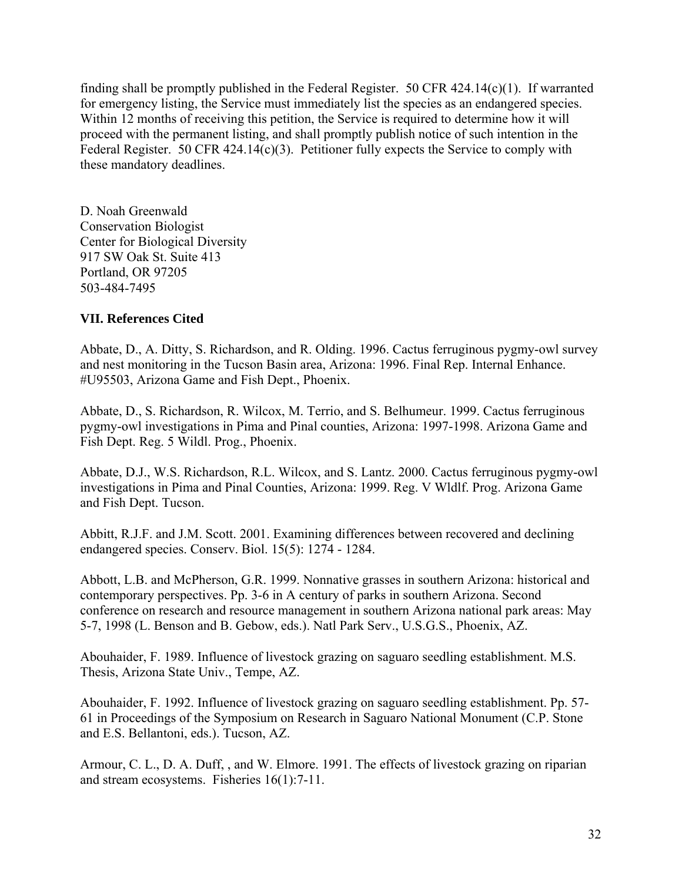finding shall be promptly published in the Federal Register. 50 CFR 424.14(c)(1). If warranted for emergency listing, the Service must immediately list the species as an endangered species. Within 12 months of receiving this petition, the Service is required to determine how it will proceed with the permanent listing, and shall promptly publish notice of such intention in the Federal Register. 50 CFR 424.14(c)(3). Petitioner fully expects the Service to comply with these mandatory deadlines.

D. Noah Greenwald  
Conservation Biologist  
Center for Biological Diversity  
917 SW Oak St. Suite 413  
Portland, OR 97205  
503-484-7495

## VII. References Cited

Abbate, D., A. Ditty, S. Richardson, and R. Olding. 1996. Cactus ferruginous pygmy-owl survey and nest monitoring in the Tucson Basin area, Arizona: 1996. Final Rep. Internal Enhance. #U95503, Arizona Game and Fish Dept., Phoenix.

Abbate, D., S. Richardson, R. Wilcox, M. Terrio, and S. Belhumeur. 1999. Cactus ferruginous pygmy-owl investigations in Pima and Pinal counties, Arizona: 1997-1998. Arizona Game and Fish Dept. Reg. 5 Wildl. Prog., Phoenix.

Abbate, D.J., W.S. Richardson, R.L. Wilcox, and S. Lantz. 2000. Cactus ferruginous pygmy-owl investigations in Pima and Pinal Counties, Arizona: 1999. Reg. V Wldlf. Prog. Arizona Game and Fish Dept. Tucson.

Abbitt, R.J.F. and J.M. Scott. 2001. Examining differences between recovered and declining endangered species. Conserv. Biol. 15(5): 1274 - 1284.

Abbott, L.B. and McPherson, G.R. 1999. Nonnative grasses in southern Arizona: historical and contemporary perspectives. Pp. 3-6 in A century of parks in southern Arizona. Second conference on research and resource management in southern Arizona national park areas: May 5-7, 1998 (L. Benson and B. Gebow, eds.). Natl Park Serv., U.S.G.S., Phoenix, AZ.

Abouhaider, F. 1989. Influence of livestock grazing on saguaro seedling establishment. M.S. Thesis, Arizona State Univ., Tempe, AZ.

Abouhaider, F. 1992. Influence of livestock grazing on saguaro seedling establishment. Pp. 57-61 in Proceedings of the Symposium on Research in Saguaro National Monument (C.P. Stone and E.S. Bellantoni, eds.). Tucson, AZ.

Armour, C. L., D. A. Duff, , and W. Elmore. 1991. The effects of livestock grazing on riparian and stream ecosystems. Fisheries 16(1):7-11.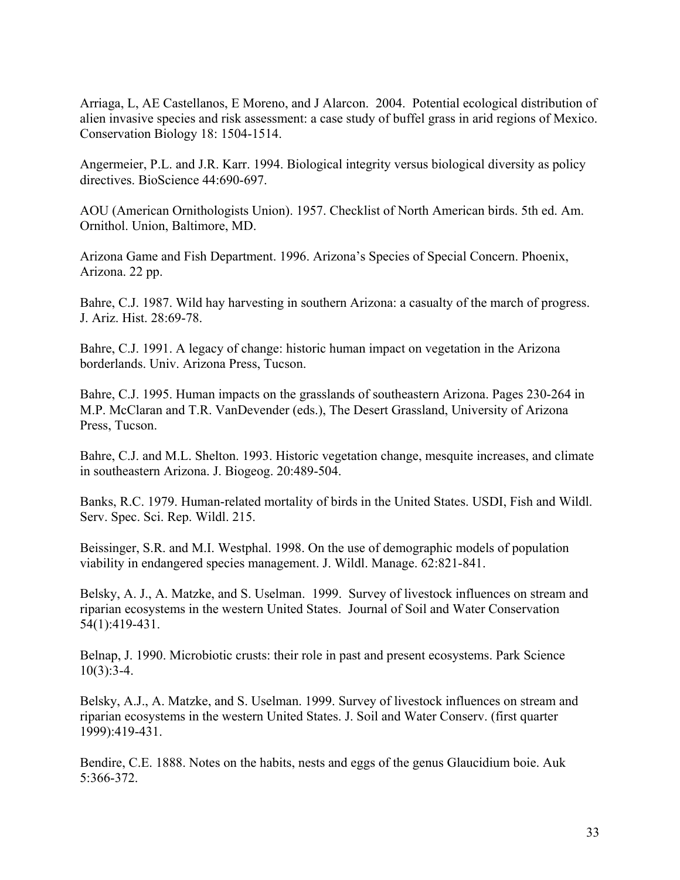Arriaga, L, AE Castellanos, E Moreno, and J Alarcon. 2004. Potential ecological distribution of alien invasive species and risk assessment: a case study of buffel grass in arid regions of Mexico. Conservation Biology 18: 1504-1514.

Angermeier, P.L. and J.R. Karr. 1994. Biological integrity versus biological diversity as policy directives. BioScience 44:690-697.

AOU (American Ornithologists Union). 1957. Checklist of North American birds. 5th ed. Am. Ornithol. Union, Baltimore, MD.

Arizona Game and Fish Department. 1996. Arizona's Species of Special Concern. Phoenix, Arizona. 22 pp.

Bahre, C.J. 1987. Wild hay harvesting in southern Arizona: a casualty of the march of progress. J. Ariz. Hist. 28:69-78.

Bahre, C.J. 1991. A legacy of change: historic human impact on vegetation in the Arizona borderlands. Univ. Arizona Press, Tucson.

Bahre, C.J. 1995. Human impacts on the grasslands of southeastern Arizona. Pages 230-264 in M.P. McClaran and T.R. VanDevender (eds.), The Desert Grassland, University of Arizona Press, Tucson.

Bahre, C.J. and M.L. Shelton. 1993. Historic vegetation change, mesquite increases, and climate in southeastern Arizona. J. Biogeog. 20:489-504.

Banks, R.C. 1979. Human-related mortality of birds in the United States. USDI, Fish and Wildl. Serv. Spec. Sci. Rep. Wildl. 215.

Beissinger, S.R. and M.I. Westphal. 1998. On the use of demographic models of population viability in endangered species management. J. Wildl. Manage. 62:821-841.

Belsky, A. J., A. Matzke, and S. Uselman. 1999. Survey of livestock influences on stream and riparian ecosystems in the western United States. Journal of Soil and Water Conservation 54(1):419-431.

Belnap, J. 1990. Microbiotic crusts: their role in past and present ecosystems. Park Science 10(3):3-4.

Belsky, A.J., A. Matzke, and S. Uselman. 1999. Survey of livestock influences on stream and riparian ecosystems in the western United States. J. Soil and Water Conserv. (first quarter 1999):419-431.

Bendire, C.E. 1888. Notes on the habits, nests and eggs of the genus Glaucidium boie. Auk 5:366-372.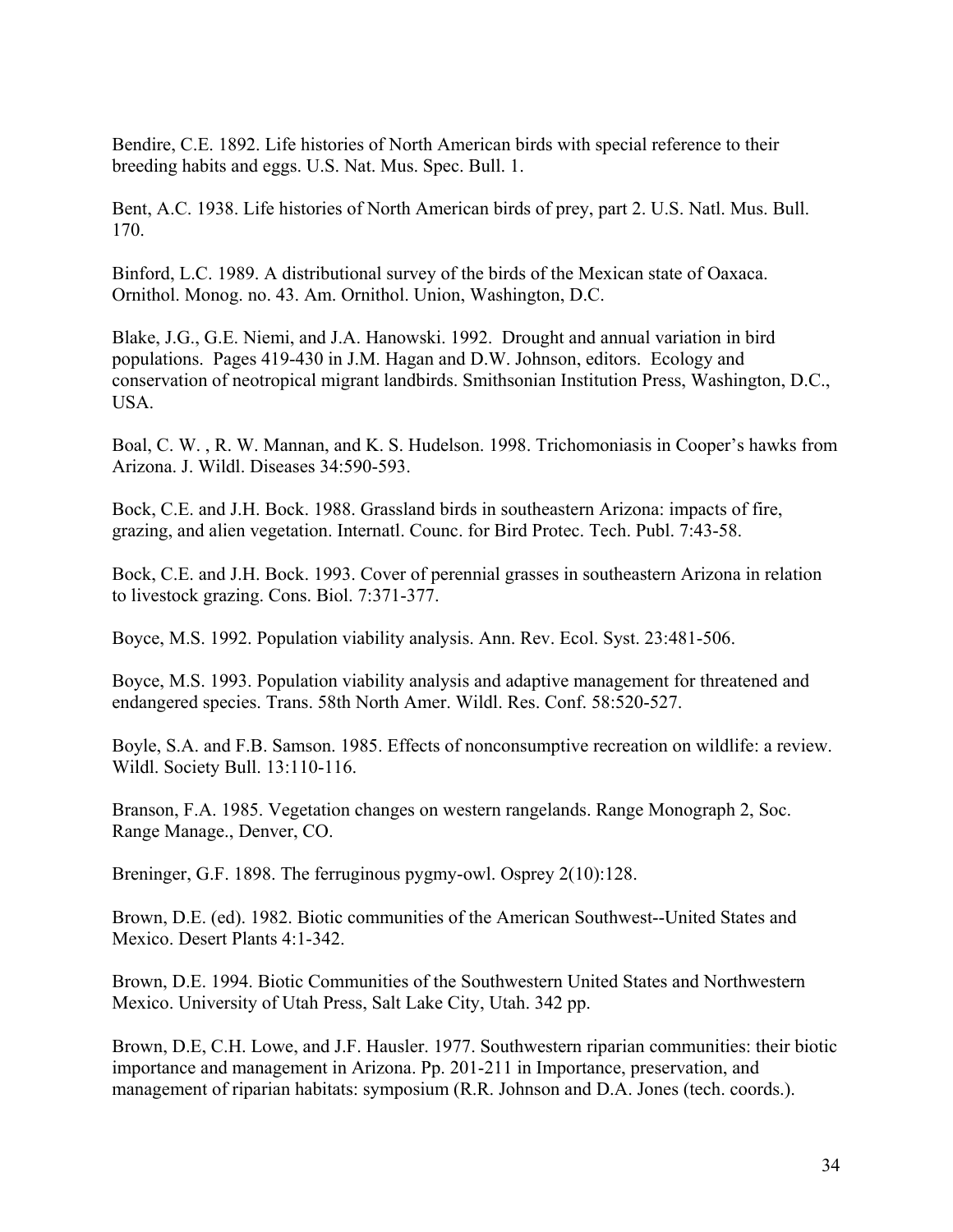Bendire, C.E. 1892. Life histories of North American birds with special reference to their breeding habits and eggs. U.S. Nat. Mus. Spec. Bull. 1.

Bent, A.C. 1938. Life histories of North American birds of prey, part 2. U.S. Natl. Mus. Bull. 170.

Binford, L.C. 1989. A distributional survey of the birds of the Mexican state of Oaxaca. Ornithol. Monog. no. 43. Am. Ornithol. Union, Washington, D.C.

Blake, J.G., G.E. Niemi, and J.A. Hanowski. 1992. Drought and annual variation in bird populations. Pages 419-430 in J.M. Hagan and D.W. Johnson, editors. Ecology and conservation of neotropical migrant landbirds. Smithsonian Institution Press, Washington, D.C., USA.

Boal, C. W. , R. W. Mannan, and K. S. Hudelson. 1998. Trichomoniasis in Cooper's hawks from Arizona. J. Wildl. Diseases 34:590-593.

Bock, C.E. and J.H. Bock. 1988. Grassland birds in southeastern Arizona: impacts of fire, grazing, and alien vegetation. Internatl. Counc. for Bird Protec. Tech. Publ. 7:43-58.

Bock, C.E. and J.H. Bock. 1993. Cover of perennial grasses in southeastern Arizona in relation to livestock grazing. Cons. Biol. 7:371-377.

Boyce, M.S. 1992. Population viability analysis. Ann. Rev. Ecol. Syst. 23:481-506.

Boyce, M.S. 1993. Population viability analysis and adaptive management for threatened and endangered species. Trans. 58th North Amer. Wildl. Res. Conf. 58:520-527.

Boyle, S.A. and F.B. Samson. 1985. Effects of nonconsumptive recreation on wildlife: a review. Wildl. Society Bull. 13:110-116.

Branson, F.A. 1985. Vegetation changes on western rangelands. Range Monograph 2, Soc. Range Manage., Denver, CO.

Breninger, G.F. 1898. The ferruginous pygmy-owl. Osprey 2(10):128.

Brown, D.E. (ed). 1982. Biotic communities of the American Southwest--United States and Mexico. Desert Plants 4:1-342.

Brown, D.E. 1994. Biotic Communities of the Southwestern United States and Northwestern Mexico. University of Utah Press, Salt Lake City, Utah. 342 pp.

Brown, D.E, C.H. Lowe, and J.F. Hausler. 1977. Southwestern riparian communities: their biotic importance and management in Arizona. Pp. 201-211 in Importance, preservation, and management of riparian habitats: symposium (R.R. Johnson and D.A. Jones (tech. coords.).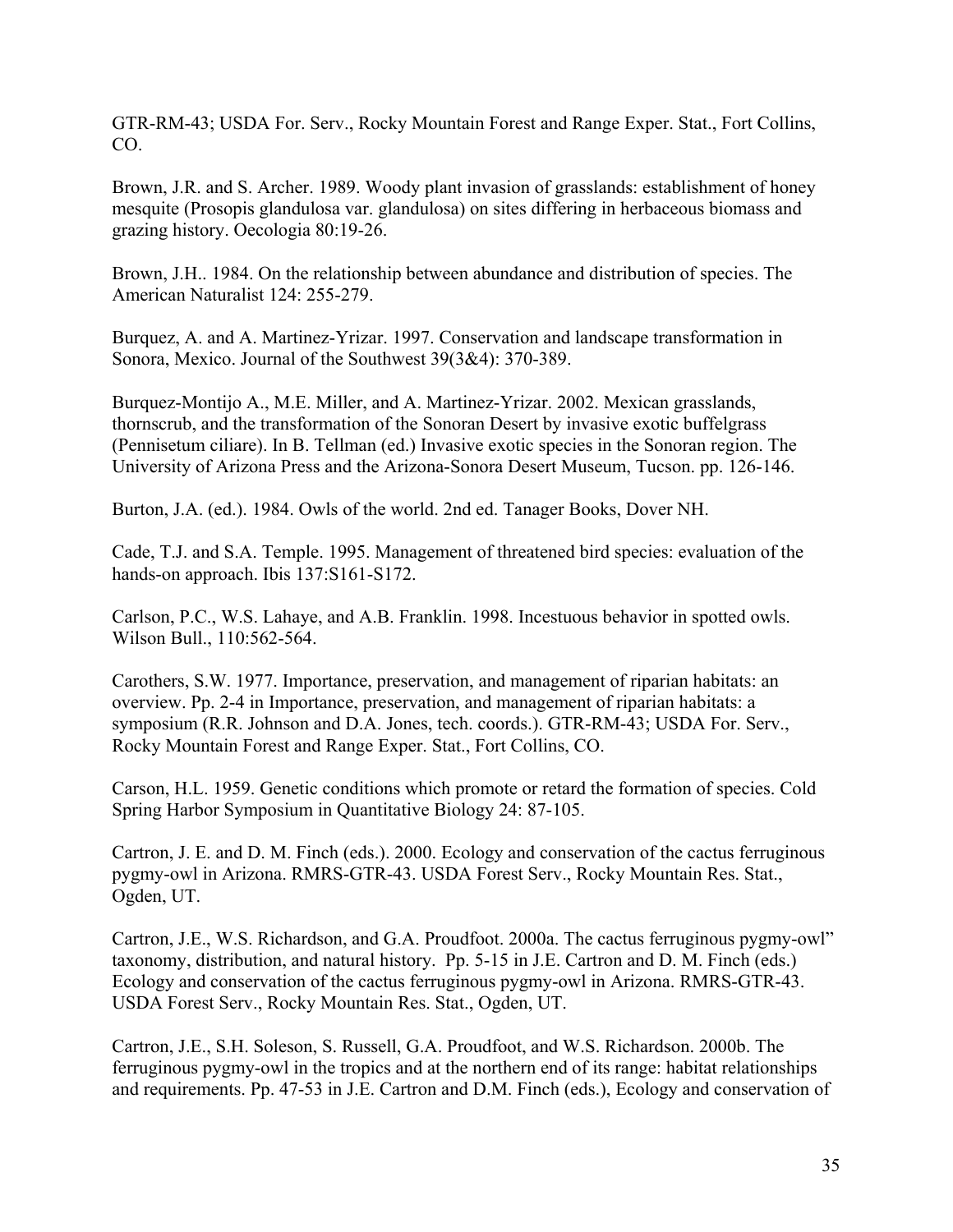GTR-RM-43; USDA For. Serv., Rocky Mountain Forest and Range Exper. Stat., Fort Collins, CO.

Brown, J.R. and S. Archer. 1989. Woody plant invasion of grasslands: establishment of honey mesquite (Prosopis glandulosa var. glandulosa) on sites differing in herbaceous biomass and grazing history. Oecologia 80:19-26.

Brown, J.H.. 1984. On the relationship between abundance and distribution of species. The American Naturalist 124: 255-279.

Burquez, A. and A. Martinez-Yrizar. 1997. Conservation and landscape transformation in Sonora, Mexico. Journal of the Southwest 39(3&4): 370-389.

Burquez-Montijo A., M.E. Miller, and A. Martinez-Yrizar. 2002. Mexican grasslands, thornscrub, and the transformation of the Sonoran Desert by invasive exotic buffelgrass (Pennisetum ciliare). In B. Tellman (ed.) Invasive exotic species in the Sonoran region. The University of Arizona Press and the Arizona-Sonora Desert Museum, Tucson. pp. 126-146.

Burton, J.A. (ed.). 1984. Owls of the world. 2nd ed. Tanager Books, Dover NH.

Cade, T.J. and S.A. Temple. 1995. Management of threatened bird species: evaluation of the hands-on approach. Ibis 137:S161-S172.

Carlson, P.C., W.S. Lahaye, and A.B. Franklin. 1998. Incestuous behavior in spotted owls. Wilson Bull., 110:562-564.

Carothers, S.W. 1977. Importance, preservation, and management of riparian habitats: an overview. Pp. 2-4 in Importance, preservation, and management of riparian habitats: a symposium (R.R. Johnson and D.A. Jones, tech. coords.). GTR-RM-43; USDA For. Serv., Rocky Mountain Forest and Range Exper. Stat., Fort Collins, CO.

Carson, H.L. 1959. Genetic conditions which promote or retard the formation of species. Cold Spring Harbor Symposium in Quantitative Biology 24: 87-105.

Cartron, J. E. and D. M. Finch (eds.). 2000. Ecology and conservation of the cactus ferruginous pygmy-owl in Arizona. RMRS-GTR-43. USDA Forest Serv., Rocky Mountain Res. Stat., Ogden, UT.

Cartron, J.E., W.S. Richardson, and G.A. Proudfoot. 2000a. The cactus ferruginous pygmy-owl" taxonomy, distribution, and natural history. Pp. 5-15 in J.E. Cartron and D. M. Finch (eds.) Ecology and conservation of the cactus ferruginous pygmy-owl in Arizona. RMRS-GTR-43. USDA Forest Serv., Rocky Mountain Res. Stat., Ogden, UT.

Cartron, J.E., S.H. Soleson, S. Russell, G.A. Proudfoot, and W.S. Richardson. 2000b. The ferruginous pygmy-owl in the tropics and at the northern end of its range: habitat relationships and requirements. Pp. 47-53 in J.E. Cartron and D.M. Finch (eds.), Ecology and conservation of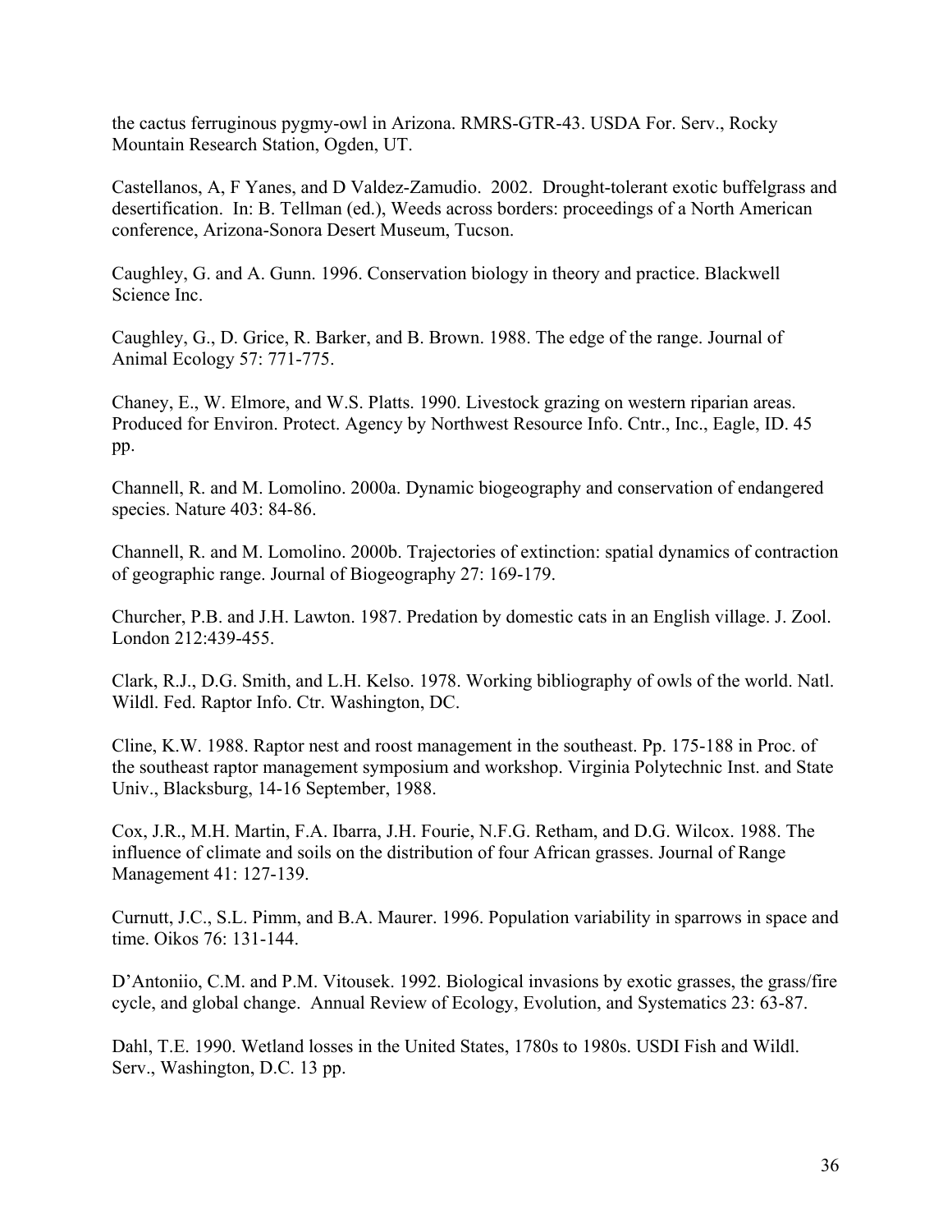the cactus ferruginous pygmy-owl in Arizona. RMRS-GTR-43. USDA For. Serv., Rocky Mountain Research Station, Ogden, UT.

Castellanos, A, F Yanes, and D Valdez-Zamudio. 2002. Drought-tolerant exotic buffelgrass and desertification. In: B. Tellman (ed.), Weeds across borders: proceedings of a North American conference, Arizona-Sonora Desert Museum, Tucson.

Caughley, G. and A. Gunn. 1996. Conservation biology in theory and practice. Blackwell Science Inc.

Caughley, G., D. Grice, R. Barker, and B. Brown. 1988. The edge of the range. Journal of Animal Ecology 57: 771-775.

Chaney, E., W. Elmore, and W.S. Platts. 1990. Livestock grazing on western riparian areas. Produced for Environ. Protect. Agency by Northwest Resource Info. Cntr., Inc., Eagle, ID. 45 pp.

Channell, R. and M. Lomolino. 2000a. Dynamic biogeography and conservation of endangered species. Nature 403: 84-86.

Channell, R. and M. Lomolino. 2000b. Trajectories of extinction: spatial dynamics of contraction of geographic range. Journal of Biogeography 27: 169-179.

Churcher, P.B. and J.H. Lawton. 1987. Predation by domestic cats in an English village. J. Zool. London 212:439-455.

Clark, R.J., D.G. Smith, and L.H. Kelso. 1978. Working bibliography of owls of the world. Natl. Wildl. Fed. Raptor Info. Ctr. Washington, DC.

Cline, K.W. 1988. Raptor nest and roost management in the southeast. Pp. 175-188 in Proc. of the southeast raptor management symposium and workshop. Virginia Polytechnic Inst. and State Univ., Blacksburg, 14-16 September, 1988.

Cox, J.R., M.H. Martin, F.A. Ibarra, J.H. Fourie, N.F.G. Retham, and D.G. Wilcox. 1988. The influence of climate and soils on the distribution of four African grasses. Journal of Range Management 41: 127-139.

Curnutt, J.C., S.L. Pimm, and B.A. Maurer. 1996. Population variability in sparrows in space and time. Oikos 76: 131-144.

D'Antoniio, C.M. and P.M. Vitousek. 1992. Biological invasions by exotic grasses, the grass/fire cycle, and global change. Annual Review of Ecology, Evolution, and Systematics 23: 63-87.

Dahl, T.E. 1990. Wetland losses in the United States, 1780s to 1980s. USDI Fish and Wildl. Serv., Washington, D.C. 13 pp.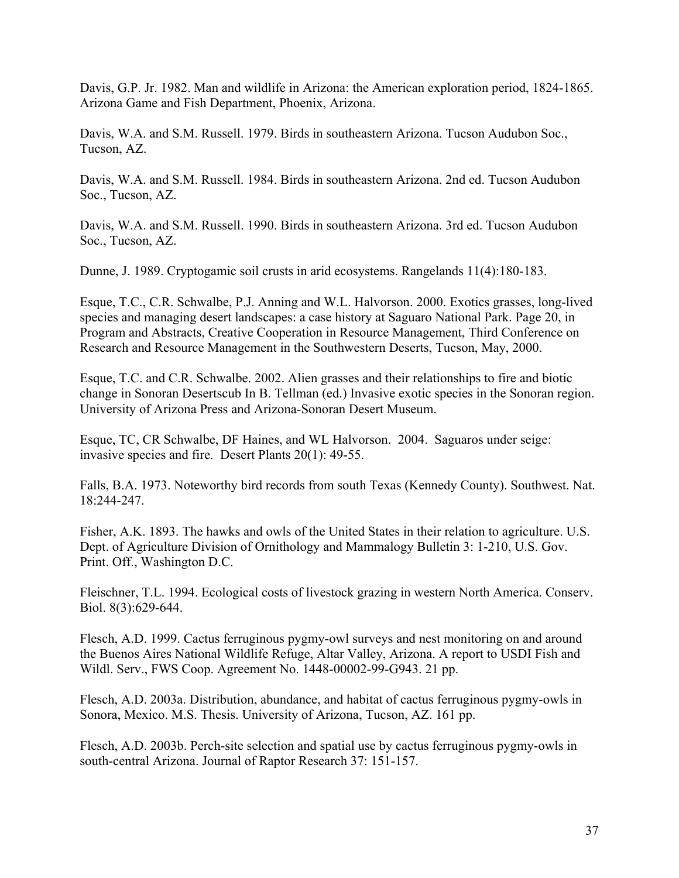Davis, G.P. Jr. 1982. Man and wildlife in Arizona: the American exploration period, 1824-1865. Arizona Game and Fish Department, Phoenix, Arizona.

Davis, W.A. and S.M. Russell. 1979. Birds in southeastern Arizona. Tucson Audubon Soc., Tucson, AZ.

Davis, W.A. and S.M. Russell. 1984. Birds in southeastern Arizona. 2nd ed. Tucson Audubon Soc., Tucson, AZ.

Davis, W.A. and S.M. Russell. 1990. Birds in southeastern Arizona. 3rd ed. Tucson Audubon Soc., Tucson, AZ.

Dunne, J. 1989. Cryptogamic soil crusts in arid ecosystems. Rangelands 11(4):180-183.

Esque, T.C., C.R. Schwalbe, P.J. Anning and W.L. Halvorson. 2000. Exotics grasses, long-lived species and managing desert landscapes: a case history at Saguaro National Park. Page 20, in Program and Abstracts, Creative Cooperation in Resource Management, Third Conference on Research and Resource Management in the Southwestern Deserts, Tucson, May, 2000.

Esque, T.C. and C.R. Schwalbe. 2002. Alien grasses and their relationships to fire and biotic change in Sonoran Desertscub In B. Tellman (ed.) Invasive exotic species in the Sonoran region. University of Arizona Press and Arizona-Sonoran Desert Museum.

Esque, TC, CR Schwalbe, DF Haines, and WL Halvorson. 2004. Saguaros under seige: invasive species and fire. Desert Plants 20(1): 49-55.

Falls, B.A. 1973. Noteworthy bird records from south Texas (Kennedy County). Southwest. Nat. 18:244-247.

Fisher, A.K. 1893. The hawks and owls of the United States in their relation to agriculture. U.S. Dept. of Agriculture Division of Ornithology and Mammalogy Bulletin 3: 1-210, U.S. Gov. Print. Off., Washington D.C.

Fleischner, T.L. 1994. Ecological costs of livestock grazing in western North America. Conserv. Biol. 8(3):629-644.

Flesch, A.D. 1999. Cactus ferruginous pygmy-owl surveys and nest monitoring on and around the Buenos Aires National Wildlife Refuge, Altar Valley, Arizona. A report to USDI Fish and Wildl. Serv., FWS Coop. Agreement No. 1448-00002-99-G943. 21 pp.

Flesch, A.D. 2003a. Distribution, abundance, and habitat of cactus ferruginous pygmy-owls in Sonora, Mexico. M.S. Thesis. University of Arizona, Tucson, AZ. 161 pp.

Flesch, A.D. 2003b. Perch-site selection and spatial use by cactus ferruginous pygmy-owls in south-central Arizona. Journal of Raptor Research 37: 151-157.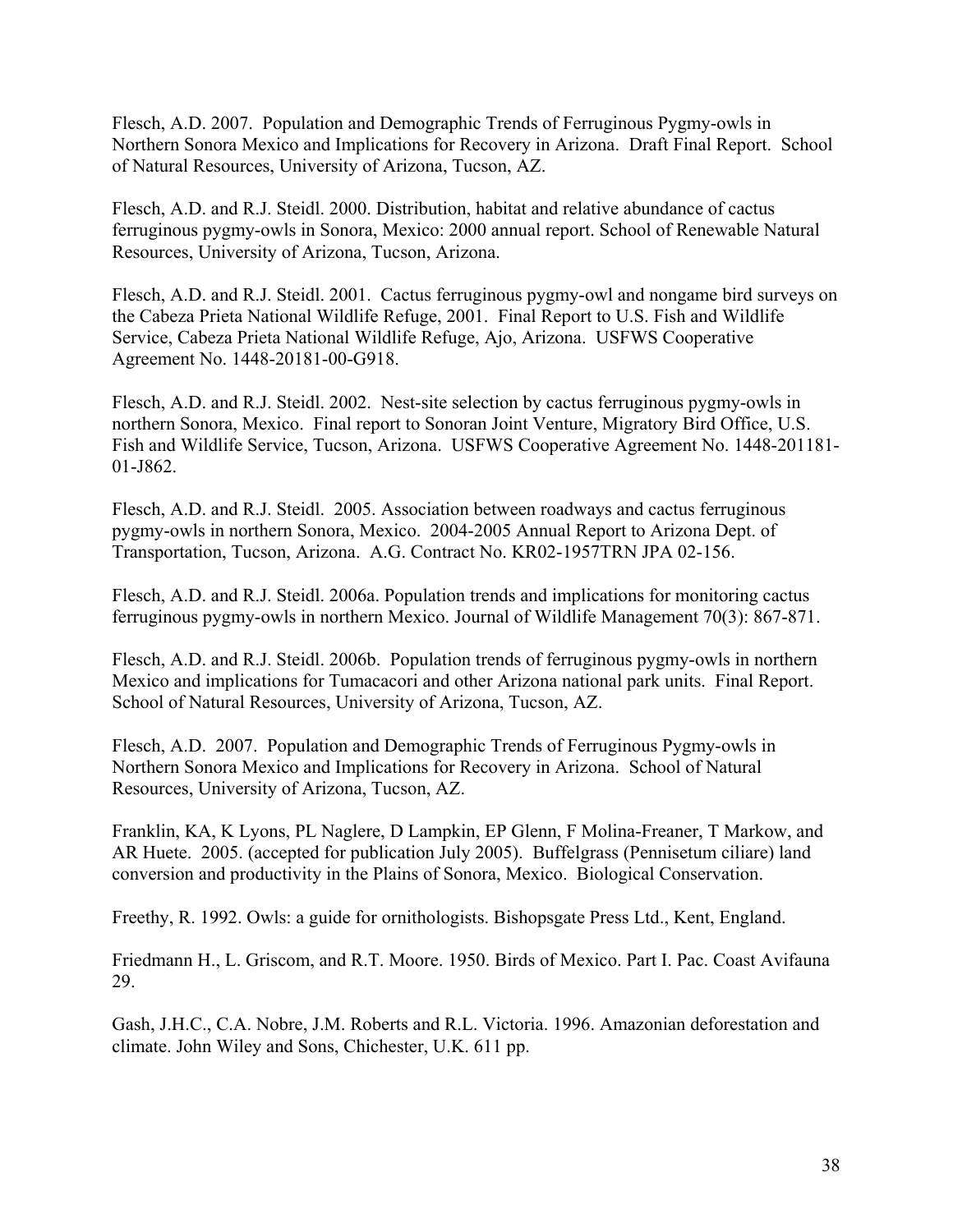Flesch, A.D. 2007. Population and Demographic Trends of Ferruginous Pygmy-owls in Northern Sonora Mexico and Implications for Recovery in Arizona. Draft Final Report. School of Natural Resources, University of Arizona, Tucson, AZ.

Flesch, A.D. and R.J. Steidl. 2000. Distribution, habitat and relative abundance of cactus ferruginous pygmy-owls in Sonora, Mexico: 2000 annual report. School of Renewable Natural Resources, University of Arizona, Tucson, Arizona.

Flesch, A.D. and R.J. Steidl. 2001. Cactus ferruginous pygmy-owl and nongame bird surveys on the Cabeza Prieta National Wildlife Refuge, 2001. Final Report to U.S. Fish and Wildlife Service, Cabeza Prieta National Wildlife Refuge, Ajo, Arizona. USFWS Cooperative Agreement No. 1448-20181-00-G918.

Flesch, A.D. and R.J. Steidl. 2002. Nest-site selection by cactus ferruginous pygmy-owls in northern Sonora, Mexico. Final report to Sonoran Joint Venture, Migratory Bird Office, U.S. Fish and Wildlife Service, Tucson, Arizona. USFWS Cooperative Agreement No. 1448-201181-01-J862.

Flesch, A.D. and R.J. Steidl. 2005. Association between roadways and cactus ferruginous pygmy-owls in northern Sonora, Mexico. 2004-2005 Annual Report to Arizona Dept. of Transportation, Tucson, Arizona. A.G. Contract No. KR02-1957TRN JPA 02-156.

Flesch, A.D. and R.J. Steidl. 2006a. Population trends and implications for monitoring cactus ferruginous pygmy-owls in northern Mexico. Journal of Wildlife Management 70(3): 867-871.

Flesch, A.D. and R.J. Steidl. 2006b. Population trends of ferruginous pygmy-owls in northern Mexico and implications for Tumacacori and other Arizona national park units. Final Report. School of Natural Resources, University of Arizona, Tucson, AZ.

Flesch, A.D. 2007. Population and Demographic Trends of Ferruginous Pygmy-owls in Northern Sonora Mexico and Implications for Recovery in Arizona. School of Natural Resources, University of Arizona, Tucson, AZ.

Franklin, KA, K Lyons, PL Naglere, D Lampkin, EP Glenn, F Molina-Freaner, T Markow, and AR Huete. 2005. (accepted for publication July 2005). Buffelgrass (Pennisetum ciliare) land conversion and productivity in the Plains of Sonora, Mexico. Biological Conservation.

Freethy, R. 1992. Owls: a guide for ornithologists. Bishopsgate Press Ltd., Kent, England.

Friedmann H., L. Griscom, and R.T. Moore. 1950. Birds of Mexico. Part I. Pac. Coast Avifauna 29.

Gash, J.H.C., C.A. Nobre, J.M. Roberts and R.L. Victoria. 1996. Amazonian deforestation and climate. John Wiley and Sons, Chichester, U.K. 611 pp.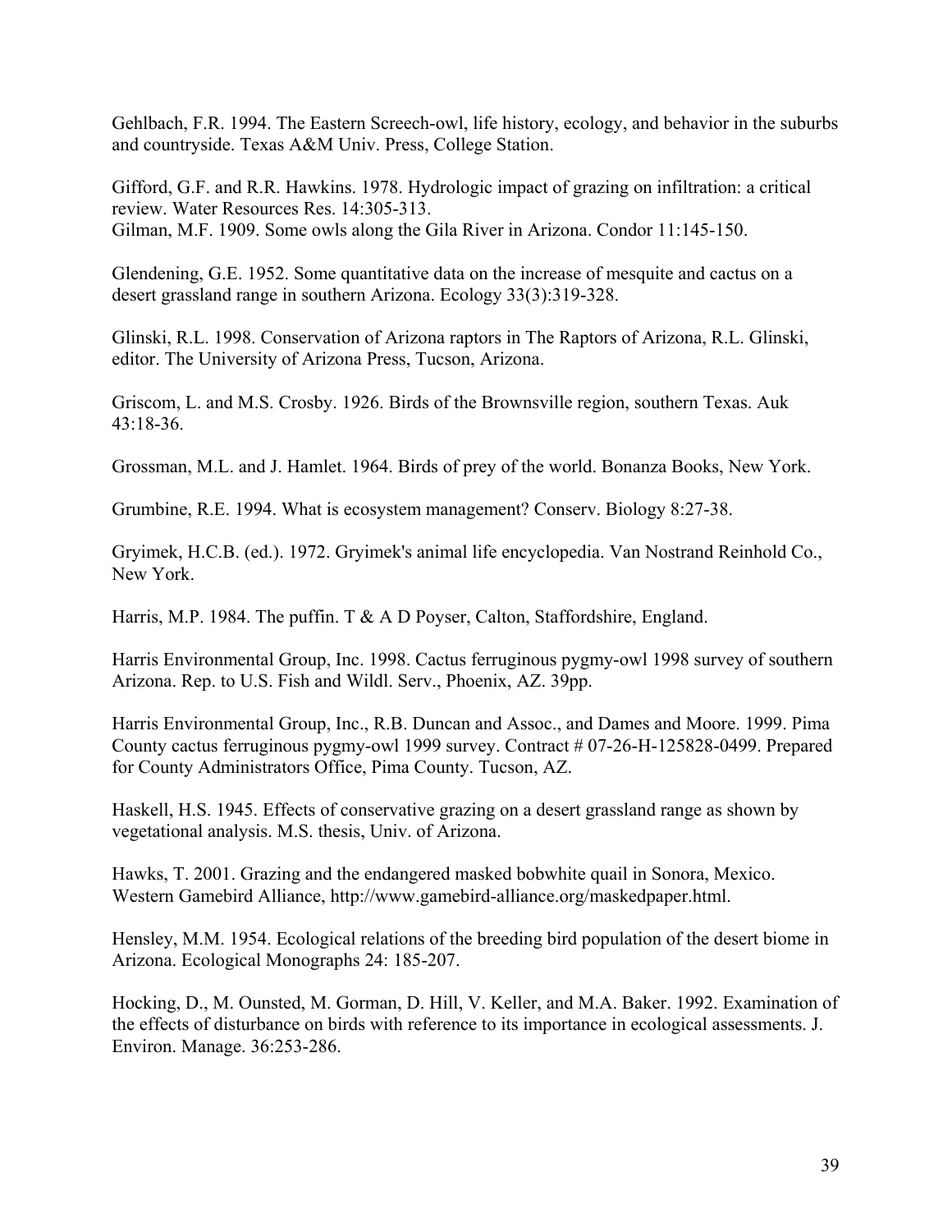Gehlbach, F.R. 1994. The Eastern Screech-owl, life history, ecology, and behavior in the suburbs and countryside. Texas A&M Univ. Press, College Station.

Gifford, G.F. and R.R. Hawkins. 1978. Hydrologic impact of grazing on infiltration: a critical review. Water Resources Res. 14:305-313.
Gilman, M.F. 1909. Some owls along the Gila River in Arizona. Condor 11:145-150.

Glendening, G.E. 1952. Some quantitative data on the increase of mesquite and cactus on a desert grassland range in southern Arizona. Ecology 33(3):319-328.

Glinski, R.L. 1998. Conservation of Arizona raptors in The Raptors of Arizona, R.L. Glinski, editor. The University of Arizona Press, Tucson, Arizona.

Griscom, L. and M.S. Crosby. 1926. Birds of the Brownsville region, southern Texas. Auk 43:18-36.

Grossman, M.L. and J. Hamlet. 1964. Birds of prey of the world. Bonanza Books, New York.

Grumbine, R.E. 1994. What is ecosystem management? Conserv. Biology 8:27-38.

Gryimek, H.C.B. (ed.). 1972. Gryimek's animal life encyclopedia. Van Nostrand Reinhold Co., New York.

Harris, M.P. 1984. The puffin. T & A D Poyser, Calton, Staffordshire, England.

Harris Environmental Group, Inc. 1998. Cactus ferruginous pygmy-owl 1998 survey of southern Arizona. Rep. to U.S. Fish and Wildl. Serv., Phoenix, AZ. 39pp.

Harris Environmental Group, Inc., R.B. Duncan and Assoc., and Dames and Moore. 1999. Pima County cactus ferruginous pygmy-owl 1999 survey. Contract # 07-26-H-125828-0499. Prepared for County Administrators Office, Pima County. Tucson, AZ.

Haskell, H.S. 1945. Effects of conservative grazing on a desert grassland range as shown by vegetational analysis. M.S. thesis, Univ. of Arizona.

Hawks, T. 2001. Grazing and the endangered masked bobwhite quail in Sonora, Mexico. Western Gamebird Alliance, http://www.gamebird-alliance.org/maskedpaper.html.

Hensley, M.M. 1954. Ecological relations of the breeding bird population of the desert biome in Arizona. Ecological Monographs 24: 185-207.

Hocking, D., M. Ounsted, M. Gorman, D. Hill, V. Keller, and M.A. Baker. 1992. Examination of the effects of disturbance on birds with reference to its importance in ecological assessments. J. Environ. Manage. 36:253-286.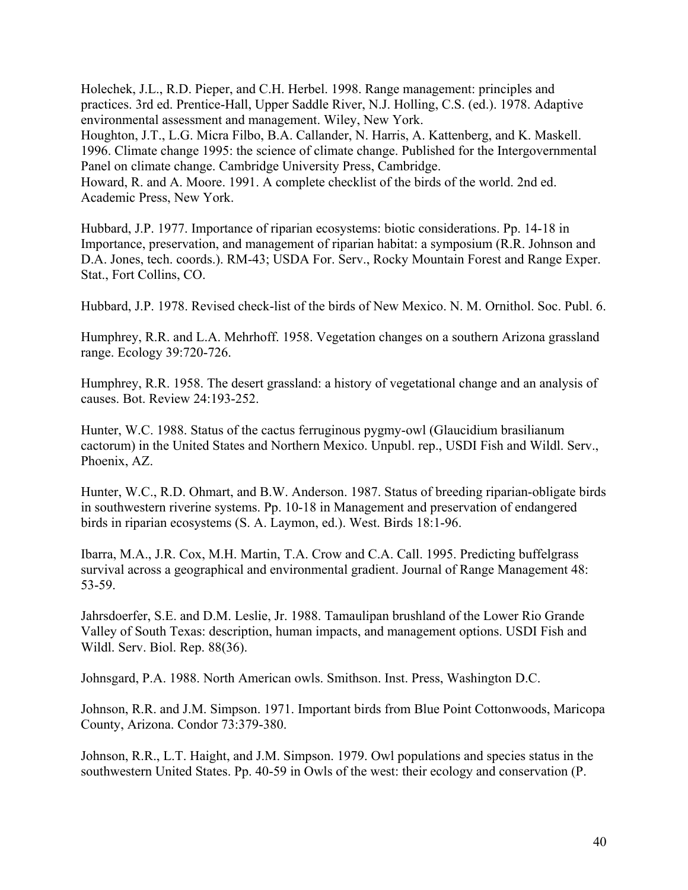Holechek, J.L., R.D. Pieper, and C.H. Herbel. 1998. Range management: principles and practices. 3rd ed. Prentice-Hall, Upper Saddle River, N.J. Holling, C.S. (ed.). 1978. Adaptive environmental assessment and management. Wiley, New York.
Houghton, J.T., L.G. Micra Filbo, B.A. Callander, N. Harris, A. Kattenberg, and K. Maskell. 1996. Climate change 1995: the science of climate change. Published for the Intergovernmental Panel on climate change. Cambridge University Press, Cambridge.
Howard, R. and A. Moore. 1991. A complete checklist of the birds of the world. 2nd ed. Academic Press, New York.

Hubbard, J.P. 1977. Importance of riparian ecosystems: biotic considerations. Pp. 14-18 in Importance, preservation, and management of riparian habitat: a symposium (R.R. Johnson and D.A. Jones, tech. coords.). RM-43; USDA For. Serv., Rocky Mountain Forest and Range Exper. Stat., Fort Collins, CO.

Hubbard, J.P. 1978. Revised check-list of the birds of New Mexico. N. M. Ornithol. Soc. Publ. 6.

Humphrey, R.R. and L.A. Mehrhoff. 1958. Vegetation changes on a southern Arizona grassland range. Ecology 39:720-726.

Humphrey, R.R. 1958. The desert grassland: a history of vegetational change and an analysis of causes. Bot. Review 24:193-252.

Hunter, W.C. 1988. Status of the cactus ferruginous pygmy-owl (Glaucidium brasilianum cactorum) in the United States and Northern Mexico. Unpubl. rep., USDI Fish and Wildl. Serv., Phoenix, AZ.

Hunter, W.C., R.D. Ohmart, and B.W. Anderson. 1987. Status of breeding riparian-obligate birds in southwestern riverine systems. Pp. 10-18 in Management and preservation of endangered birds in riparian ecosystems (S. A. Laymon, ed.). West. Birds 18:1-96.

Ibarra, M.A., J.R. Cox, M.H. Martin, T.A. Crow and C.A. Call. 1995. Predicting buffelgrass survival across a geographical and environmental gradient. Journal of Range Management 48: 53-59.

Jahrsdoerfer, S.E. and D.M. Leslie, Jr. 1988. Tamaulipan brushland of the Lower Rio Grande Valley of South Texas: description, human impacts, and management options. USDI Fish and Wildl. Serv. Biol. Rep. 88(36).

Johnsgard, P.A. 1988. North American owls. Smithson. Inst. Press, Washington D.C.

Johnson, R.R. and J.M. Simpson. 1971. Important birds from Blue Point Cottonwoods, Maricopa County, Arizona. Condor 73:379-380.

Johnson, R.R., L.T. Haight, and J.M. Simpson. 1979. Owl populations and species status in the southwestern United States. Pp. 40-59 in Owls of the west: their ecology and conservation (P.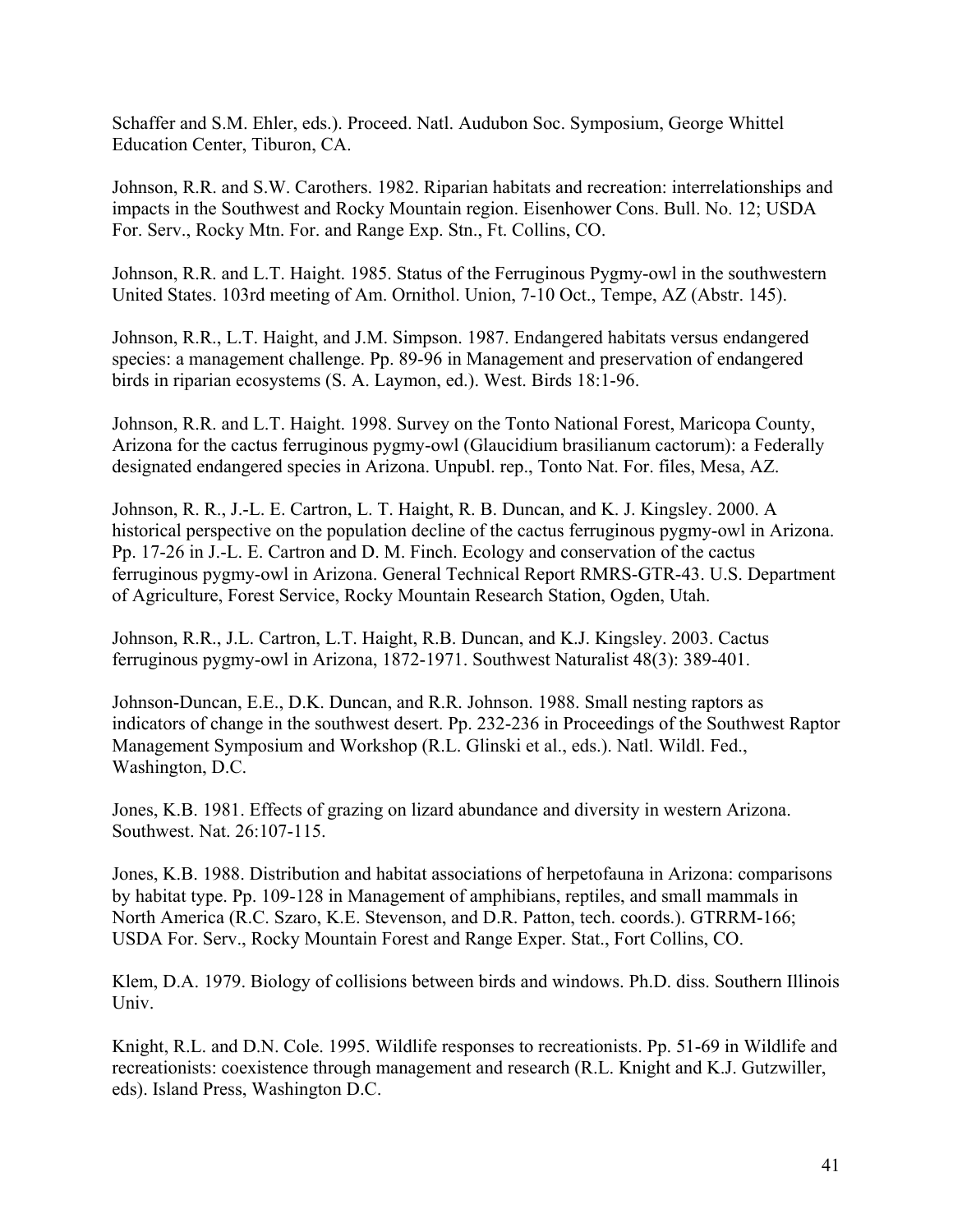Schaffer and S.M. Ehler, eds.). Proceed. Natl. Audubon Soc. Symposium, George Whittel Education Center, Tiburon, CA.

Johnson, R.R. and S.W. Carothers. 1982. Riparian habitats and recreation: interrelationships and impacts in the Southwest and Rocky Mountain region. Eisenhower Cons. Bull. No. 12; USDA For. Serv., Rocky Mtn. For. and Range Exp. Stn., Ft. Collins, CO.

Johnson, R.R. and L.T. Haight. 1985. Status of the Ferruginous Pygmy-owl in the southwestern United States. 103rd meeting of Am. Ornithol. Union, 7-10 Oct., Tempe, AZ (Abstr. 145).

Johnson, R.R., L.T. Haight, and J.M. Simpson. 1987. Endangered habitats versus endangered species: a management challenge. Pp. 89-96 in Management and preservation of endangered birds in riparian ecosystems (S. A. Laymon, ed.). West. Birds 18:1-96.

Johnson, R.R. and L.T. Haight. 1998. Survey on the Tonto National Forest, Maricopa County, Arizona for the cactus ferruginous pygmy-owl (Glaucidium brasilianum cactorum): a Federally designated endangered species in Arizona. Unpubl. rep., Tonto Nat. For. files, Mesa, AZ.

Johnson, R. R., J.-L. E. Cartron, L. T. Haight, R. B. Duncan, and K. J. Kingsley. 2000. A historical perspective on the population decline of the cactus ferruginous pygmy-owl in Arizona. Pp. 17-26 in J.-L. E. Cartron and D. M. Finch. Ecology and conservation of the cactus ferruginous pygmy-owl in Arizona. General Technical Report RMRS-GTR-43. U.S. Department of Agriculture, Forest Service, Rocky Mountain Research Station, Ogden, Utah.

Johnson, R.R., J.L. Cartron, L.T. Haight, R.B. Duncan, and K.J. Kingsley. 2003. Cactus ferruginous pygmy-owl in Arizona, 1872-1971. Southwest Naturalist 48(3): 389-401.

Johnson-Duncan, E.E., D.K. Duncan, and R.R. Johnson. 1988. Small nesting raptors as indicators of change in the southwest desert. Pp. 232-236 in Proceedings of the Southwest Raptor Management Symposium and Workshop (R.L. Glinski et al., eds.). Natl. Wildl. Fed., Washington, D.C.

Jones, K.B. 1981. Effects of grazing on lizard abundance and diversity in western Arizona. Southwest. Nat. 26:107-115.

Jones, K.B. 1988. Distribution and habitat associations of herpetofauna in Arizona: comparisons by habitat type. Pp. 109-128 in Management of amphibians, reptiles, and small mammals in North America (R.C. Szaro, K.E. Stevenson, and D.R. Patton, tech. coords.). GTRRM-166; USDA For. Serv., Rocky Mountain Forest and Range Exper. Stat., Fort Collins, CO.

Klem, D.A. 1979. Biology of collisions between birds and windows. Ph.D. diss. Southern Illinois Univ.

Knight, R.L. and D.N. Cole. 1995. Wildlife responses to recreationists. Pp. 51-69 in Wildlife and recreationists: coexistence through management and research (R.L. Knight and K.J. Gutzwiller, eds). Island Press, Washington D.C.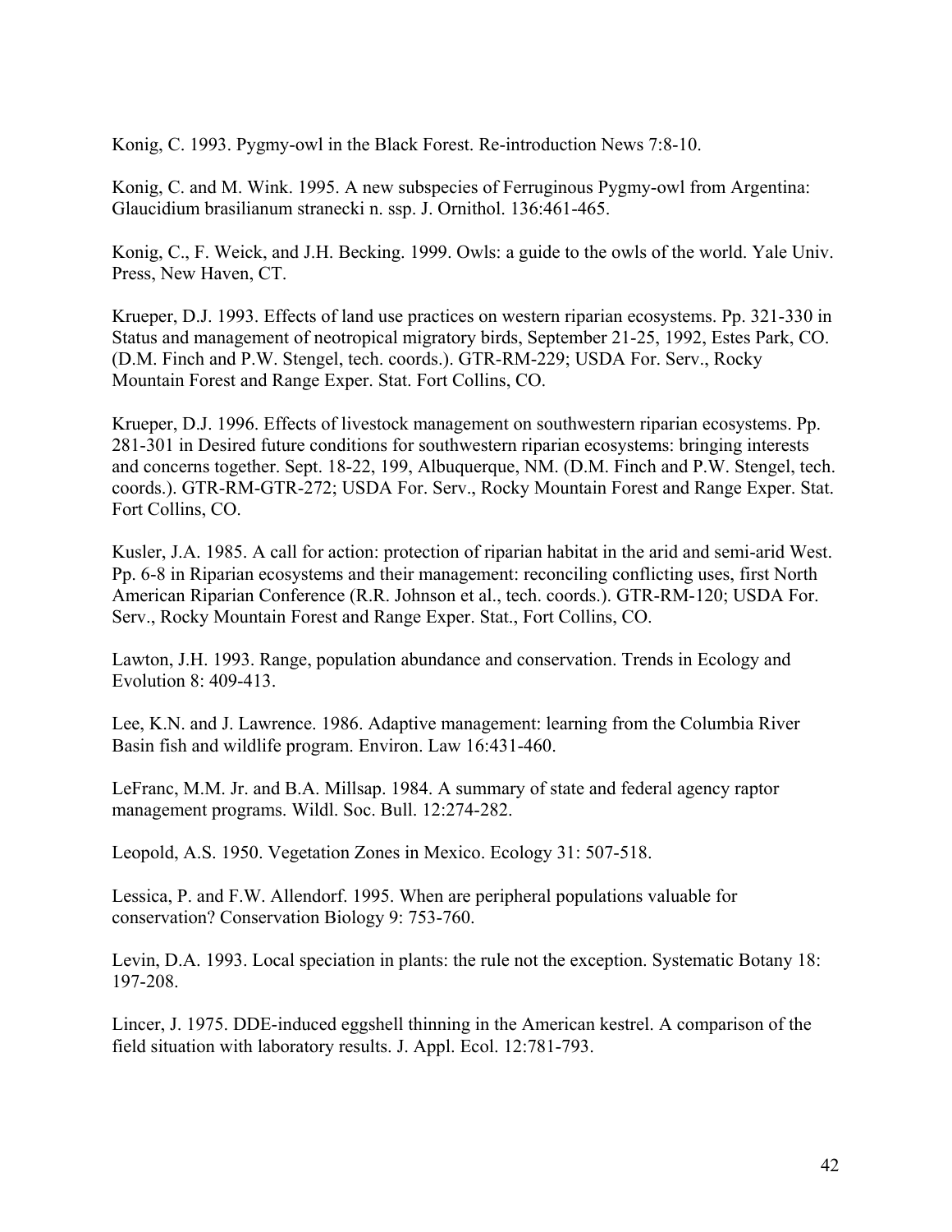Konig, C. 1993. Pygmy-owl in the Black Forest. Re-introduction News 7:8-10.

Konig, C. and M. Wink. 1995. A new subspecies of Ferruginous Pygmy-owl from Argentina: Glaucidium brasilianum stranecki n. ssp. J. Ornithol. 136:461-465.

Konig, C., F. Weick, and J.H. Becking. 1999. Owls: a guide to the owls of the world. Yale Univ. Press, New Haven, CT.

Krueper, D.J. 1993. Effects of land use practices on western riparian ecosystems. Pp. 321-330 in Status and management of neotropical migratory birds, September 21-25, 1992, Estes Park, CO. (D.M. Finch and P.W. Stengel, tech. coords.). GTR-RM-229; USDA For. Serv., Rocky Mountain Forest and Range Exper. Stat. Fort Collins, CO.

Krueper, D.J. 1996. Effects of livestock management on southwestern riparian ecosystems. Pp. 281-301 in Desired future conditions for southwestern riparian ecosystems: bringing interests and concerns together. Sept. 18-22, 199, Albuquerque, NM. (D.M. Finch and P.W. Stengel, tech. coords.). GTR-RM-GTR-272; USDA For. Serv., Rocky Mountain Forest and Range Exper. Stat. Fort Collins, CO.

Kusler, J.A. 1985. A call for action: protection of riparian habitat in the arid and semi-arid West. Pp. 6-8 in Riparian ecosystems and their management: reconciling conflicting uses, first North American Riparian Conference (R.R. Johnson et al., tech. coords.). GTR-RM-120; USDA For. Serv., Rocky Mountain Forest and Range Exper. Stat., Fort Collins, CO.

Lawton, J.H. 1993. Range, population abundance and conservation. Trends in Ecology and Evolution 8: 409-413.

Lee, K.N. and J. Lawrence. 1986. Adaptive management: learning from the Columbia River Basin fish and wildlife program. Environ. Law 16:431-460.

LeFranc, M.M. Jr. and B.A. Millsap. 1984. A summary of state and federal agency raptor management programs. Wildl. Soc. Bull. 12:274-282.

Leopold, A.S. 1950. Vegetation Zones in Mexico. Ecology 31: 507-518.

Lessica, P. and F.W. Allendorf. 1995. When are peripheral populations valuable for conservation? Conservation Biology 9: 753-760.

Levin, D.A. 1993. Local speciation in plants: the rule not the exception. Systematic Botany 18: 197-208.

Lincer, J. 1975. DDE-induced eggshell thinning in the American kestrel. A comparison of the field situation with laboratory results. J. Appl. Ecol. 12:781-793.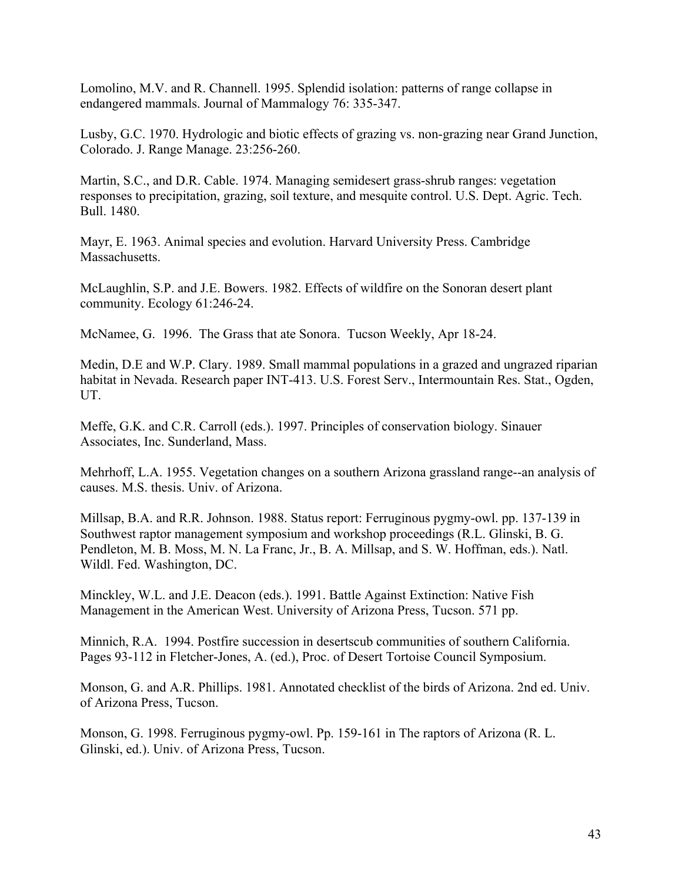Lomolino, M.V. and R. Channell. 1995. Splendid isolation: patterns of range collapse in endangered mammals. Journal of Mammalogy 76: 335-347.

Lusby, G.C. 1970. Hydrologic and biotic effects of grazing vs. non-grazing near Grand Junction, Colorado. J. Range Manage. 23:256-260.

Martin, S.C., and D.R. Cable. 1974. Managing semidesert grass-shrub ranges: vegetation responses to precipitation, grazing, soil texture, and mesquite control. U.S. Dept. Agric. Tech. Bull. 1480.

Mayr, E. 1963. Animal species and evolution. Harvard University Press. Cambridge Massachusetts.

McLaughlin, S.P. and J.E. Bowers. 1982. Effects of wildfire on the Sonoran desert plant community. Ecology 61:246-24.

McNamee, G. 1996. The Grass that ate Sonora. Tucson Weekly, Apr 18-24.

Medin, D.E and W.P. Clary. 1989. Small mammal populations in a grazed and ungrazed riparian habitat in Nevada. Research paper INT-413. U.S. Forest Serv., Intermountain Res. Stat., Ogden, UT.

Meffe, G.K. and C.R. Carroll (eds.). 1997. Principles of conservation biology. Sinauer Associates, Inc. Sunderland, Mass.

Mehrhoff, L.A. 1955. Vegetation changes on a southern Arizona grassland range--an analysis of causes. M.S. thesis. Univ. of Arizona.

Millsap, B.A. and R.R. Johnson. 1988. Status report: Ferruginous pygmy-owl. pp. 137-139 in Southwest raptor management symposium and workshop proceedings (R.L. Glinski, B. G. Pendleton, M. B. Moss, M. N. La Franc, Jr., B. A. Millsap, and S. W. Hoffman, eds.). Natl. Wildl. Fed. Washington, DC.

Minckley, W.L. and J.E. Deacon (eds.). 1991. Battle Against Extinction: Native Fish Management in the American West. University of Arizona Press, Tucson. 571 pp.

Minnich, R.A. 1994. Postfire succession in desertscub communities of southern California. Pages 93-112 in Fletcher-Jones, A. (ed.), Proc. of Desert Tortoise Council Symposium.

Monson, G. and A.R. Phillips. 1981. Annotated checklist of the birds of Arizona. 2nd ed. Univ. of Arizona Press, Tucson.

Monson, G. 1998. Ferruginous pygmy-owl. Pp. 159-161 in The raptors of Arizona (R. L. Glinski, ed.). Univ. of Arizona Press, Tucson.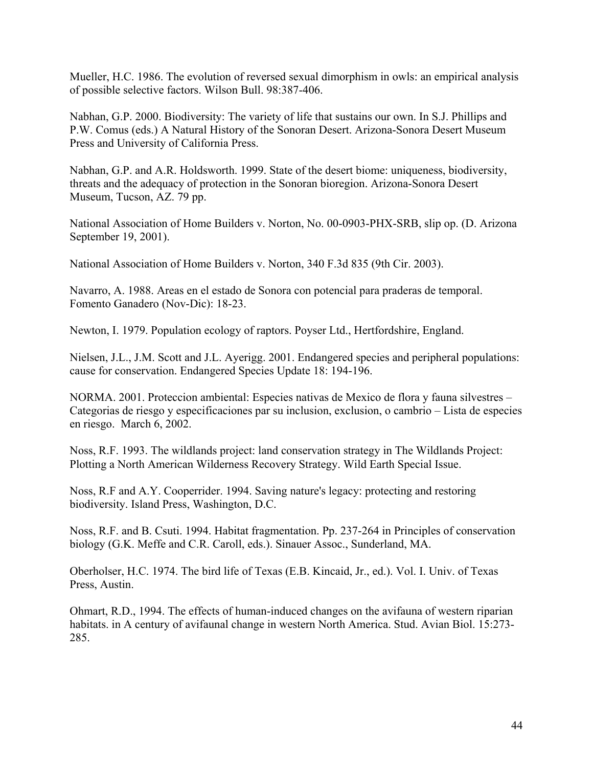Mueller, H.C. 1986. The evolution of reversed sexual dimorphism in owls: an empirical analysis of possible selective factors. Wilson Bull. 98:387-406.

Nabhan, G.P. 2000. Biodiversity: The variety of life that sustains our own. In S.J. Phillips and P.W. Comus (eds.) A Natural History of the Sonoran Desert. Arizona-Sonora Desert Museum Press and University of California Press.

Nabhan, G.P. and A.R. Holdsworth. 1999. State of the desert biome: uniqueness, biodiversity, threats and the adequacy of protection in the Sonoran bioregion. Arizona-Sonora Desert Museum, Tucson, AZ. 79 pp.

National Association of Home Builders v. Norton, No. 00-0903-PHX-SRB, slip op. (D. Arizona September 19, 2001).

National Association of Home Builders v. Norton, 340 F.3d 835 (9th Cir. 2003).

Navarro, A. 1988. Areas en el estado de Sonora con potencial para praderas de temporal. Fomento Ganadero (Nov-Dic): 18-23.

Newton, I. 1979. Population ecology of raptors. Poyser Ltd., Hertfordshire, England.

Nielsen, J.L., J.M. Scott and J.L. Ayerigg. 2001. Endangered species and peripheral populations: cause for conservation. Endangered Species Update 18: 194-196.

NORMA. 2001. Proteccion ambiental: Especies nativas de Mexico de flora y fauna silvestres – Categorias de riesgo y especificaciones par su inclusion, exclusion, o cambrio – Lista de especies en riesgo. March 6, 2002.

Noss, R.F. 1993. The wildlands project: land conservation strategy in The Wildlands Project: Plotting a North American Wilderness Recovery Strategy. Wild Earth Special Issue.

Noss, R.F and A.Y. Cooperrider. 1994. Saving nature's legacy: protecting and restoring biodiversity. Island Press, Washington, D.C.

Noss, R.F. and B. Csuti. 1994. Habitat fragmentation. Pp. 237-264 in Principles of conservation biology (G.K. Meffe and C.R. Caroll, eds.). Sinauer Assoc., Sunderland, MA.

Oberholser, H.C. 1974. The bird life of Texas (E.B. Kincaid, Jr., ed.). Vol. I. Univ. of Texas Press, Austin.

Ohmart, R.D., 1994. The effects of human-induced changes on the avifauna of western riparian habitats. in A century of avifaunal change in western North America. Stud. Avian Biol. 15:273-285.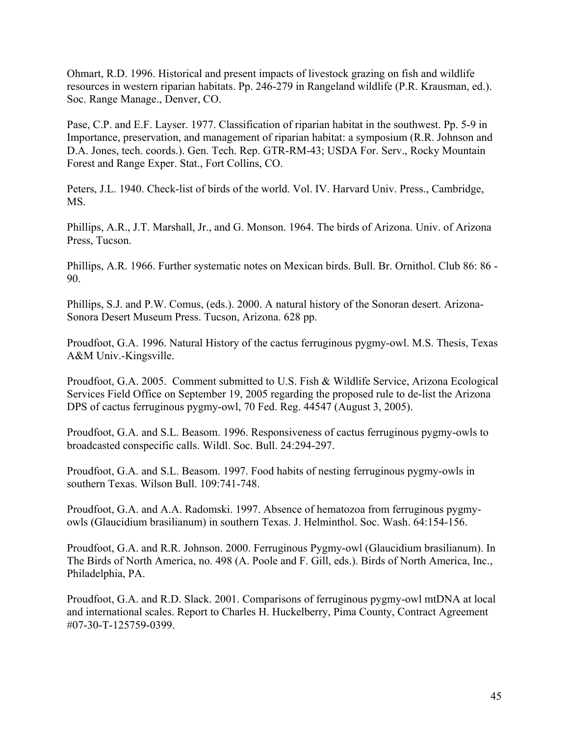Ohmart, R.D. 1996. Historical and present impacts of livestock grazing on fish and wildlife resources in western riparian habitats. Pp. 246-279 in Rangeland wildlife (P.R. Krausman, ed.). Soc. Range Manage., Denver, CO.

Pase, C.P. and E.F. Layser. 1977. Classification of riparian habitat in the southwest. Pp. 5-9 in Importance, preservation, and management of riparian habitat: a symposium (R.R. Johnson and D.A. Jones, tech. coords.). Gen. Tech. Rep. GTR-RM-43; USDA For. Serv., Rocky Mountain Forest and Range Exper. Stat., Fort Collins, CO.

Peters, J.L. 1940. Check-list of birds of the world. Vol. IV. Harvard Univ. Press., Cambridge, MS.

Phillips, A.R., J.T. Marshall, Jr., and G. Monson. 1964. The birds of Arizona. Univ. of Arizona Press, Tucson.

Phillips, A.R. 1966. Further systematic notes on Mexican birds. Bull. Br. Ornithol. Club 86: 86 - 90.

Phillips, S.J. and P.W. Comus, (eds.). 2000. A natural history of the Sonoran desert. Arizona-Sonora Desert Museum Press. Tucson, Arizona. 628 pp.

Proudfoot, G.A. 1996. Natural History of the cactus ferruginous pygmy-owl. M.S. Thesis, Texas A&M Univ.-Kingsville.

Proudfoot, G.A. 2005. Comment submitted to U.S. Fish & Wildlife Service, Arizona Ecological Services Field Office on September 19, 2005 regarding the proposed rule to de-list the Arizona DPS of cactus ferruginous pygmy-owl, 70 Fed. Reg. 44547 (August 3, 2005).

Proudfoot, G.A. and S.L. Beasom. 1996. Responsiveness of cactus ferruginous pygmy-owls to broadcasted conspecific calls. Wildl. Soc. Bull. 24:294-297.

Proudfoot, G.A. and S.L. Beasom. 1997. Food habits of nesting ferruginous pygmy-owls in southern Texas. Wilson Bull. 109:741-748.

Proudfoot, G.A. and A.A. Radomski. 1997. Absence of hematozoa from ferruginous pygmy-owls (Glaucidium brasilianum) in southern Texas. J. Helminthol. Soc. Wash. 64:154-156.

Proudfoot, G.A. and R.R. Johnson. 2000. Ferruginous Pygmy-owl (Glaucidium brasilianum). In The Birds of North America, no. 498 (A. Poole and F. Gill, eds.). Birds of North America, Inc., Philadelphia, PA.

Proudfoot, G.A. and R.D. Slack. 2001. Comparisons of ferruginous pygmy-owl mtDNA at local and international scales. Report to Charles H. Huckelberry, Pima County, Contract Agreement #07-30-T-125759-0399.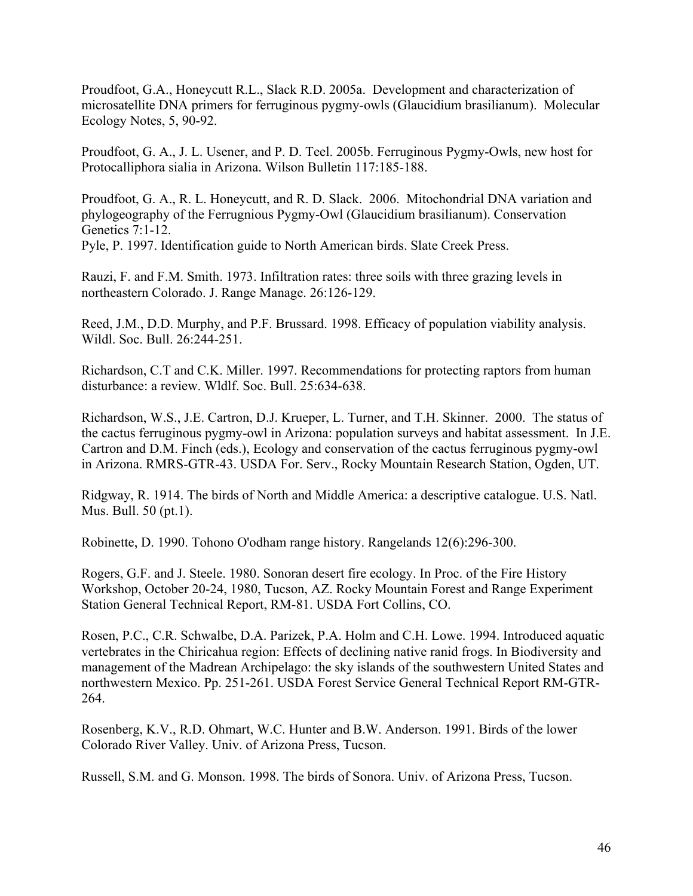Proudfoot, G.A., Honeycutt R.L., Slack R.D. 2005a. Development and characterization of microsatellite DNA primers for ferruginous pygmy-owls (Glaucidium brasilianum). Molecular Ecology Notes, 5, 90-92.

Proudfoot, G. A., J. L. Usener, and P. D. Teel. 2005b. Ferruginous Pygmy-Owls, new host for Protocalliphora sialia in Arizona. Wilson Bulletin 117:185-188.

Proudfoot, G. A., R. L. Honeycutt, and R. D. Slack. 2006. Mitochondrial DNA variation and phylogeography of the Ferrugnious Pygmy-Owl (Glaucidium brasilianum). Conservation Genetics 7:1-12.
Pyle, P. 1997. Identification guide to North American birds. Slate Creek Press.

Rauzi, F. and F.M. Smith. 1973. Infiltration rates: three soils with three grazing levels in northeastern Colorado. J. Range Manage. 26:126-129.

Reed, J.M., D.D. Murphy, and P.F. Brussard. 1998. Efficacy of population viability analysis. Wildl. Soc. Bull. 26:244-251.

Richardson, C.T and C.K. Miller. 1997. Recommendations for protecting raptors from human disturbance: a review. Wldlf. Soc. Bull. 25:634-638.

Richardson, W.S., J.E. Cartron, D.J. Krueper, L. Turner, and T.H. Skinner. 2000. The status of the cactus ferruginous pygmy-owl in Arizona: population surveys and habitat assessment. In J.E. Cartron and D.M. Finch (eds.), Ecology and conservation of the cactus ferruginous pygmy-owl in Arizona. RMRS-GTR-43. USDA For. Serv., Rocky Mountain Research Station, Ogden, UT.

Ridgway, R. 1914. The birds of North and Middle America: a descriptive catalogue. U.S. Natl. Mus. Bull. 50 (pt.1).

Robinette, D. 1990. Tohono O'odham range history. Rangelands 12(6):296-300.

Rogers, G.F. and J. Steele. 1980. Sonoran desert fire ecology. In Proc. of the Fire History Workshop, October 20-24, 1980, Tucson, AZ. Rocky Mountain Forest and Range Experiment Station General Technical Report, RM-81. USDA Fort Collins, CO.

Rosen, P.C., C.R. Schwalbe, D.A. Parizek, P.A. Holm and C.H. Lowe. 1994. Introduced aquatic vertebrates in the Chiricahua region: Effects of declining native ranid frogs. In Biodiversity and management of the Madrean Archipelago: the sky islands of the southwestern United States and northwestern Mexico. Pp. 251-261. USDA Forest Service General Technical Report RM-GTR-264.

Rosenberg, K.V., R.D. Ohmart, W.C. Hunter and B.W. Anderson. 1991. Birds of the lower Colorado River Valley. Univ. of Arizona Press, Tucson.

Russell, S.M. and G. Monson. 1998. The birds of Sonora. Univ. of Arizona Press, Tucson.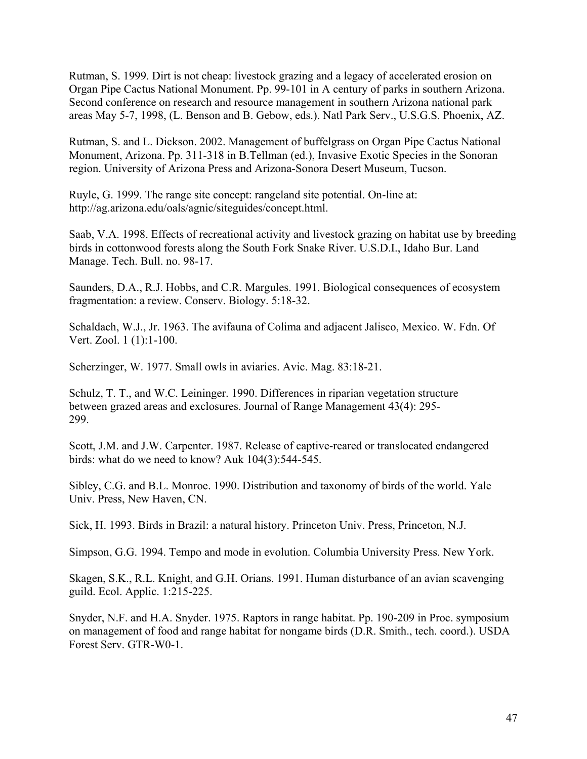Rutman, S. 1999. Dirt is not cheap: livestock grazing and a legacy of accelerated erosion on Organ Pipe Cactus National Monument. Pp. 99-101 in A century of parks in southern Arizona. Second conference on research and resource management in southern Arizona national park areas May 5-7, 1998, (L. Benson and B. Gebow, eds.). Natl Park Serv., U.S.G.S. Phoenix, AZ.

Rutman, S. and L. Dickson. 2002. Management of buffelgrass on Organ Pipe Cactus National Monument, Arizona. Pp. 311-318 in B.Tellman (ed.), Invasive Exotic Species in the Sonoran region. University of Arizona Press and Arizona-Sonora Desert Museum, Tucson.

Ruyle, G. 1999. The range site concept: rangeland site potential. On-line at: http://ag.arizona.edu/oals/agnic/siteguides/concept.html.

Saab, V.A. 1998. Effects of recreational activity and livestock grazing on habitat use by breeding birds in cottonwood forests along the South Fork Snake River. U.S.D.I., Idaho Bur. Land Manage. Tech. Bull. no. 98-17.

Saunders, D.A., R.J. Hobbs, and C.R. Margules. 1991. Biological consequences of ecosystem fragmentation: a review. Conserv. Biology. 5:18-32.

Schaldach, W.J., Jr. 1963. The avifauna of Colima and adjacent Jalisco, Mexico. W. Fdn. Of Vert. Zool. 1 (1):1-100.

Scherzinger, W. 1977. Small owls in aviaries. Avic. Mag. 83:18-21.

Schulz, T. T., and W.C. Leininger. 1990. Differences in riparian vegetation structure between grazed areas and exclosures. Journal of Range Management 43(4): 295-299.

Scott, J.M. and J.W. Carpenter. 1987. Release of captive-reared or translocated endangered birds: what do we need to know? Auk 104(3):544-545.

Sibley, C.G. and B.L. Monroe. 1990. Distribution and taxonomy of birds of the world. Yale Univ. Press, New Haven, CN.

Sick, H. 1993. Birds in Brazil: a natural history. Princeton Univ. Press, Princeton, N.J.

Simpson, G.G. 1994. Tempo and mode in evolution. Columbia University Press. New York.

Skagen, S.K., R.L. Knight, and G.H. Orians. 1991. Human disturbance of an avian scavenging guild. Ecol. Applic. 1:215-225.

Snyder, N.F. and H.A. Snyder. 1975. Raptors in range habitat. Pp. 190-209 in Proc. symposium on management of food and range habitat for nongame birds (D.R. Smith., tech. coord.). USDA Forest Serv. GTR-W0-1.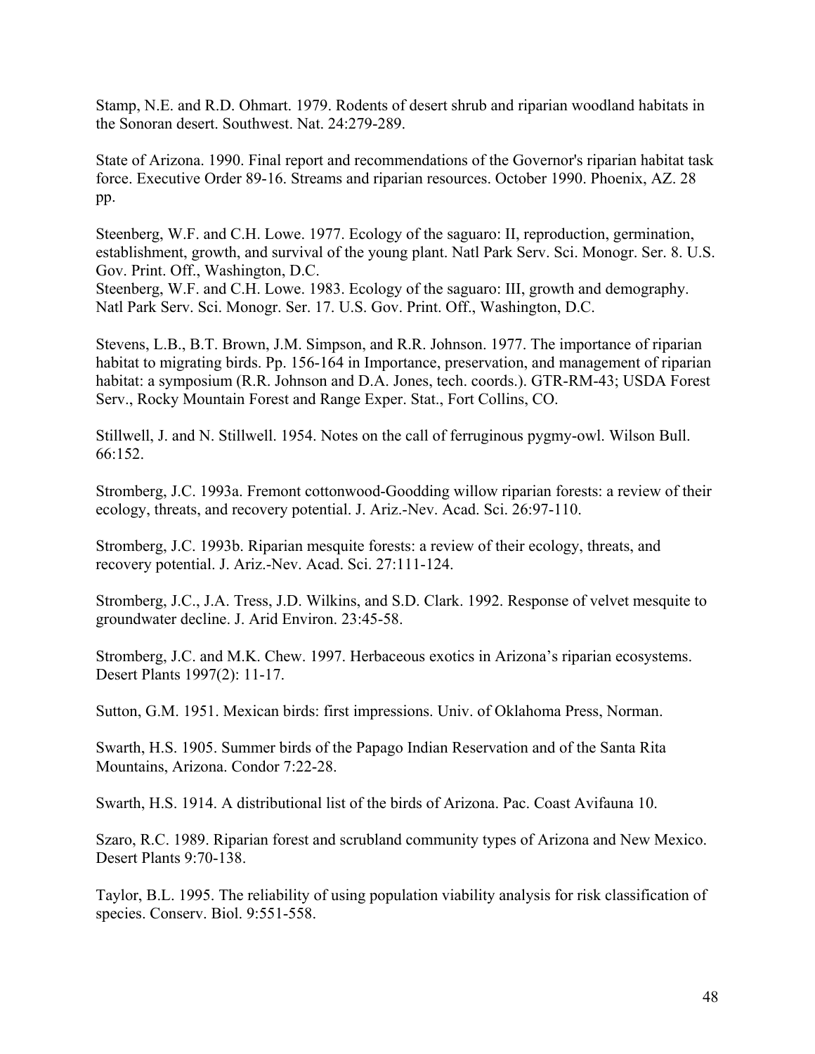Stamp, N.E. and R.D. Ohmart. 1979. Rodents of desert shrub and riparian woodland habitats in the Sonoran desert. Southwest. Nat. 24:279-289.

State of Arizona. 1990. Final report and recommendations of the Governor's riparian habitat task force. Executive Order 89-16. Streams and riparian resources. October 1990. Phoenix, AZ. 28 pp.

Steenberg, W.F. and C.H. Lowe. 1977. Ecology of the saguaro: II, reproduction, germination, establishment, growth, and survival of the young plant. Natl Park Serv. Sci. Monogr. Ser. 8. U.S. Gov. Print. Off., Washington, D.C.
Steenberg, W.F. and C.H. Lowe. 1983. Ecology of the saguaro: III, growth and demography. Natl Park Serv. Sci. Monogr. Ser. 17. U.S. Gov. Print. Off., Washington, D.C.

Stevens, L.B., B.T. Brown, J.M. Simpson, and R.R. Johnson. 1977. The importance of riparian habitat to migrating birds. Pp. 156-164 in Importance, preservation, and management of riparian habitat: a symposium (R.R. Johnson and D.A. Jones, tech. coords.). GTR-RM-43; USDA Forest Serv., Rocky Mountain Forest and Range Exper. Stat., Fort Collins, CO.

Stillwell, J. and N. Stillwell. 1954. Notes on the call of ferruginous pygmy-owl. Wilson Bull. 66:152.

Stromberg, J.C. 1993a. Fremont cottonwood-Goodding willow riparian forests: a review of their ecology, threats, and recovery potential. J. Ariz.-Nev. Acad. Sci. 26:97-110.

Stromberg, J.C. 1993b. Riparian mesquite forests: a review of their ecology, threats, and recovery potential. J. Ariz.-Nev. Acad. Sci. 27:111-124.

Stromberg, J.C., J.A. Tress, J.D. Wilkins, and S.D. Clark. 1992. Response of velvet mesquite to groundwater decline. J. Arid Environ. 23:45-58.

Stromberg, J.C. and M.K. Chew. 1997. Herbaceous exotics in Arizona's riparian ecosystems. Desert Plants 1997(2): 11-17.

Sutton, G.M. 1951. Mexican birds: first impressions. Univ. of Oklahoma Press, Norman.

Swarth, H.S. 1905. Summer birds of the Papago Indian Reservation and of the Santa Rita Mountains, Arizona. Condor 7:22-28.

Swarth, H.S. 1914. A distributional list of the birds of Arizona. Pac. Coast Avifauna 10.

Szaro, R.C. 1989. Riparian forest and scrubland community types of Arizona and New Mexico. Desert Plants 9:70-138.

Taylor, B.L. 1995. The reliability of using population viability analysis for risk classification of species. Conserv. Biol. 9:551-558.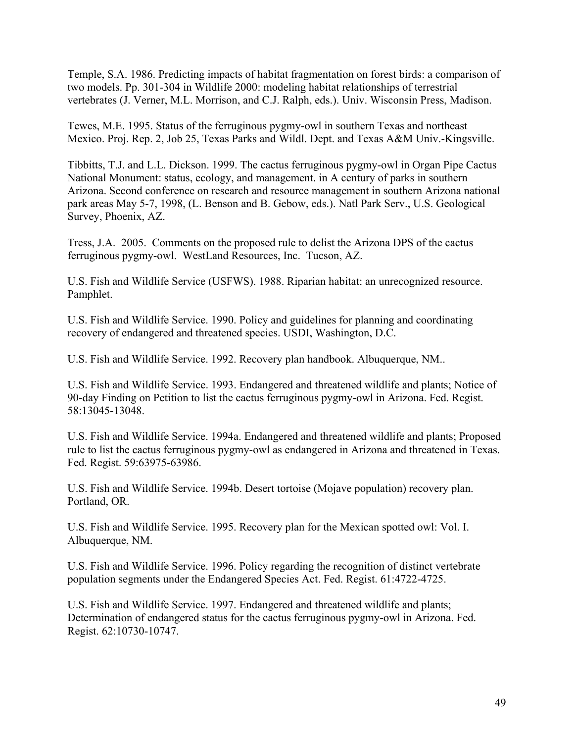Temple, S.A. 1986. Predicting impacts of habitat fragmentation on forest birds: a comparison of two models. Pp. 301-304 in Wildlife 2000: modeling habitat relationships of terrestrial vertebrates (J. Verner, M.L. Morrison, and C.J. Ralph, eds.). Univ. Wisconsin Press, Madison.

Tewes, M.E. 1995. Status of the ferruginous pygmy-owl in southern Texas and northeast Mexico. Proj. Rep. 2, Job 25, Texas Parks and Wildl. Dept. and Texas A&M Univ.-Kingsville.

Tibbitts, T.J. and L.L. Dickson. 1999. The cactus ferruginous pygmy-owl in Organ Pipe Cactus National Monument: status, ecology, and management. in A century of parks in southern Arizona. Second conference on research and resource management in southern Arizona national park areas May 5-7, 1998, (L. Benson and B. Gebow, eds.). Natl Park Serv., U.S. Geological Survey, Phoenix, AZ.

Tress, J.A. 2005. Comments on the proposed rule to delist the Arizona DPS of the cactus ferruginous pygmy-owl. WestLand Resources, Inc. Tucson, AZ.

U.S. Fish and Wildlife Service (USFWS). 1988. Riparian habitat: an unrecognized resource. Pamphlet.

U.S. Fish and Wildlife Service. 1990. Policy and guidelines for planning and coordinating recovery of endangered and threatened species. USDI, Washington, D.C.

U.S. Fish and Wildlife Service. 1992. Recovery plan handbook. Albuquerque, NM..

U.S. Fish and Wildlife Service. 1993. Endangered and threatened wildlife and plants; Notice of 90-day Finding on Petition to list the cactus ferruginous pygmy-owl in Arizona. Fed. Regist. 58:13045-13048.

U.S. Fish and Wildlife Service. 1994a. Endangered and threatened wildlife and plants; Proposed rule to list the cactus ferruginous pygmy-owl as endangered in Arizona and threatened in Texas. Fed. Regist. 59:63975-63986.

U.S. Fish and Wildlife Service. 1994b. Desert tortoise (Mojave population) recovery plan. Portland, OR.

U.S. Fish and Wildlife Service. 1995. Recovery plan for the Mexican spotted owl: Vol. I. Albuquerque, NM.

U.S. Fish and Wildlife Service. 1996. Policy regarding the recognition of distinct vertebrate population segments under the Endangered Species Act. Fed. Regist. 61:4722-4725.

U.S. Fish and Wildlife Service. 1997. Endangered and threatened wildlife and plants; Determination of endangered status for the cactus ferruginous pygmy-owl in Arizona. Fed. Regist. 62:10730-10747.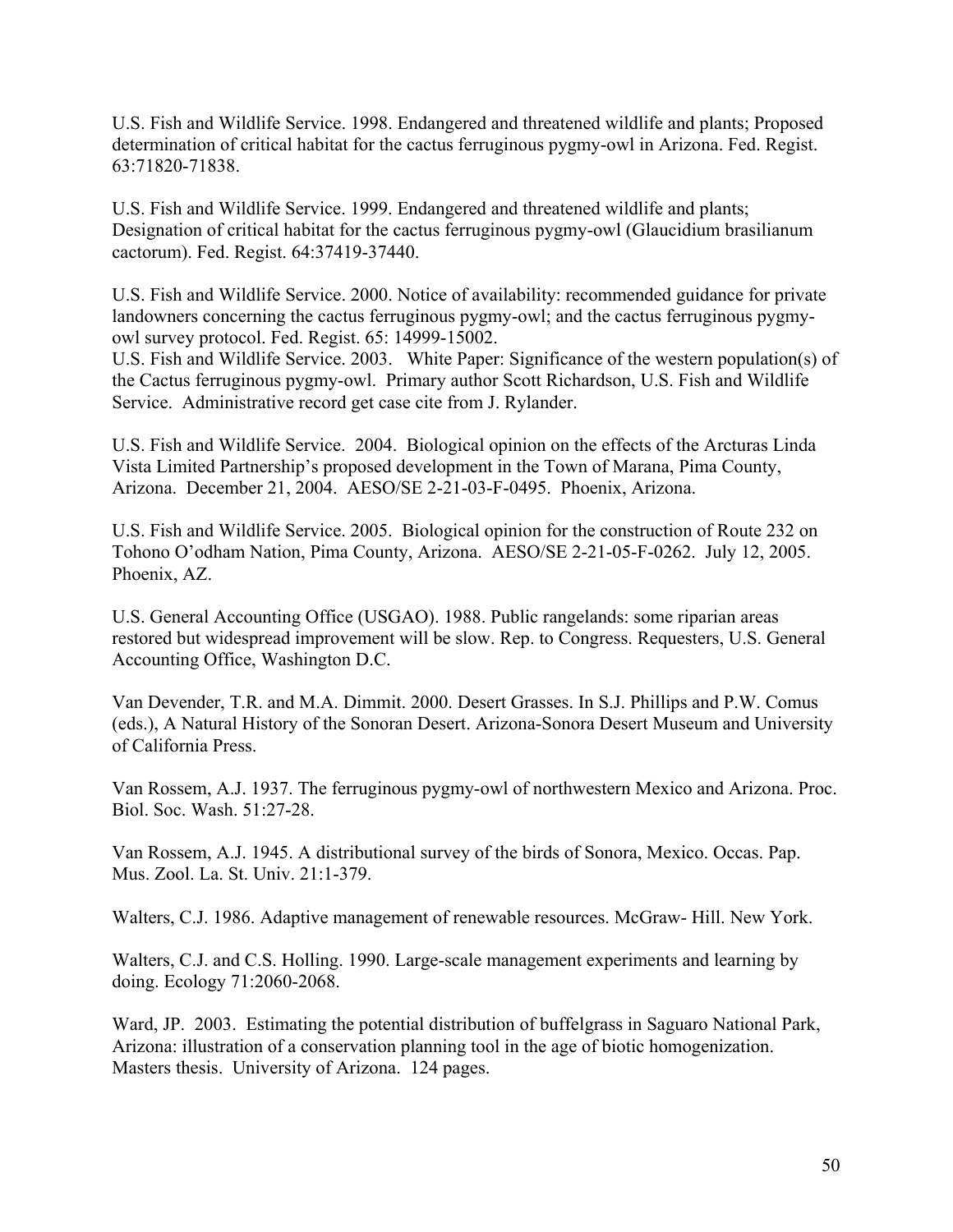U.S. Fish and Wildlife Service. 1998. Endangered and threatened wildlife and plants; Proposed determination of critical habitat for the cactus ferruginous pygmy-owl in Arizona. Fed. Regist. 63:71820-71838.

U.S. Fish and Wildlife Service. 1999. Endangered and threatened wildlife and plants; Designation of critical habitat for the cactus ferruginous pygmy-owl (Glaucidium brasilianum cactorum). Fed. Regist. 64:37419-37440.

U.S. Fish and Wildlife Service. 2000. Notice of availability: recommended guidance for private landowners concerning the cactus ferruginous pygmy-owl; and the cactus ferruginous pygmy-owl survey protocol. Fed. Regist. 65: 14999-15002.
U.S. Fish and Wildlife Service. 2003. White Paper: Significance of the western population(s) of the Cactus ferruginous pygmy-owl. Primary author Scott Richardson, U.S. Fish and Wildlife Service. Administrative record get case cite from J. Rylander.

U.S. Fish and Wildlife Service. 2004. Biological opinion on the effects of the Arcturas Linda Vista Limited Partnership's proposed development in the Town of Marana, Pima County, Arizona. December 21, 2004. AESO/SE 2-21-03-F-0495. Phoenix, Arizona.

U.S. Fish and Wildlife Service. 2005. Biological opinion for the construction of Route 232 on Tohono O'odham Nation, Pima County, Arizona. AESO/SE 2-21-05-F-0262. July 12, 2005. Phoenix, AZ.

U.S. General Accounting Office (USGAO). 1988. Public rangelands: some riparian areas restored but widespread improvement will be slow. Rep. to Congress. Requesters, U.S. General Accounting Office, Washington D.C.

Van Devender, T.R. and M.A. Dimmit. 2000. Desert Grasses. In S.J. Phillips and P.W. Comus (eds.), A Natural History of the Sonoran Desert. Arizona-Sonora Desert Museum and University of California Press.

Van Rossem, A.J. 1937. The ferruginous pygmy-owl of northwestern Mexico and Arizona. Proc. Biol. Soc. Wash. 51:27-28.

Van Rossem, A.J. 1945. A distributional survey of the birds of Sonora, Mexico. Occas. Pap. Mus. Zool. La. St. Univ. 21:1-379.

Walters, C.J. 1986. Adaptive management of renewable resources. McGraw- Hill. New York.

Walters, C.J. and C.S. Holling. 1990. Large-scale management experiments and learning by doing. Ecology 71:2060-2068.

Ward, JP. 2003. Estimating the potential distribution of buffelgrass in Saguaro National Park, Arizona: illustration of a conservation planning tool in the age of biotic homogenization. Masters thesis. University of Arizona. 124 pages.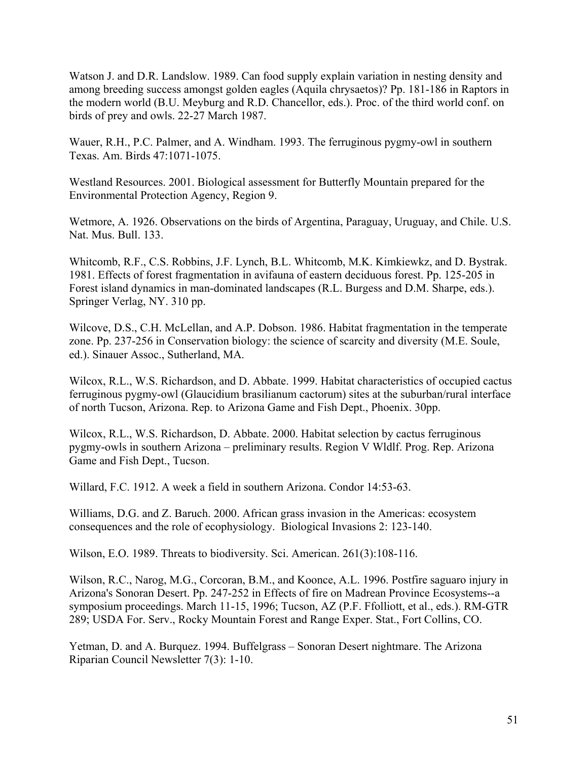Watson J. and D.R. Landslow. 1989. Can food supply explain variation in nesting density and among breeding success amongst golden eagles (Aquila chrysaetos)? Pp. 181-186 in Raptors in the modern world (B.U. Meyburg and R.D. Chancellor, eds.). Proc. of the third world conf. on birds of prey and owls. 22-27 March 1987.

Wauer, R.H., P.C. Palmer, and A. Windham. 1993. The ferruginous pygmy-owl in southern Texas. Am. Birds 47:1071-1075.

Westland Resources. 2001. Biological assessment for Butterfly Mountain prepared for the Environmental Protection Agency, Region 9.

Wetmore, A. 1926. Observations on the birds of Argentina, Paraguay, Uruguay, and Chile. U.S. Nat. Mus. Bull. 133.

Whitcomb, R.F., C.S. Robbins, J.F. Lynch, B.L. Whitcomb, M.K. Kimkiewkz, and D. Bystrak. 1981. Effects of forest fragmentation in avifauna of eastern deciduous forest. Pp. 125-205 in Forest island dynamics in man-dominated landscapes (R.L. Burgess and D.M. Sharpe, eds.). Springer Verlag, NY. 310 pp.

Wilcove, D.S., C.H. McLellan, and A.P. Dobson. 1986. Habitat fragmentation in the temperate zone. Pp. 237-256 in Conservation biology: the science of scarcity and diversity (M.E. Soule, ed.). Sinauer Assoc., Sutherland, MA.

Wilcox, R.L., W.S. Richardson, and D. Abbate. 1999. Habitat characteristics of occupied cactus ferruginous pygmy-owl (Glaucidium brasilianum cactorum) sites at the suburban/rural interface of north Tucson, Arizona. Rep. to Arizona Game and Fish Dept., Phoenix. 30pp.

Wilcox, R.L., W.S. Richardson, D. Abbate. 2000. Habitat selection by cactus ferruginous pygmy-owls in southern Arizona – preliminary results. Region V Wldlf. Prog. Rep. Arizona Game and Fish Dept., Tucson.

Willard, F.C. 1912. A week a field in southern Arizona. Condor 14:53-63.

Williams, D.G. and Z. Baruch. 2000. African grass invasion in the Americas: ecosystem consequences and the role of ecophysiology. Biological Invasions 2: 123-140.

Wilson, E.O. 1989. Threats to biodiversity. Sci. American. 261(3):108-116.

Wilson, R.C., Narog, M.G., Corcoran, B.M., and Koonce, A.L. 1996. Postfire saguaro injury in Arizona's Sonoran Desert. Pp. 247-252 in Effects of fire on Madrean Province Ecosystems--a symposium proceedings. March 11-15, 1996; Tucson, AZ (P.F. Ffolliott, et al., eds.). RM-GTR 289; USDA For. Serv., Rocky Mountain Forest and Range Exper. Stat., Fort Collins, CO.

Yetman, D. and A. Burquez. 1994. Buffelgrass – Sonoran Desert nightmare. The Arizona Riparian Council Newsletter 7(3): 1-10.